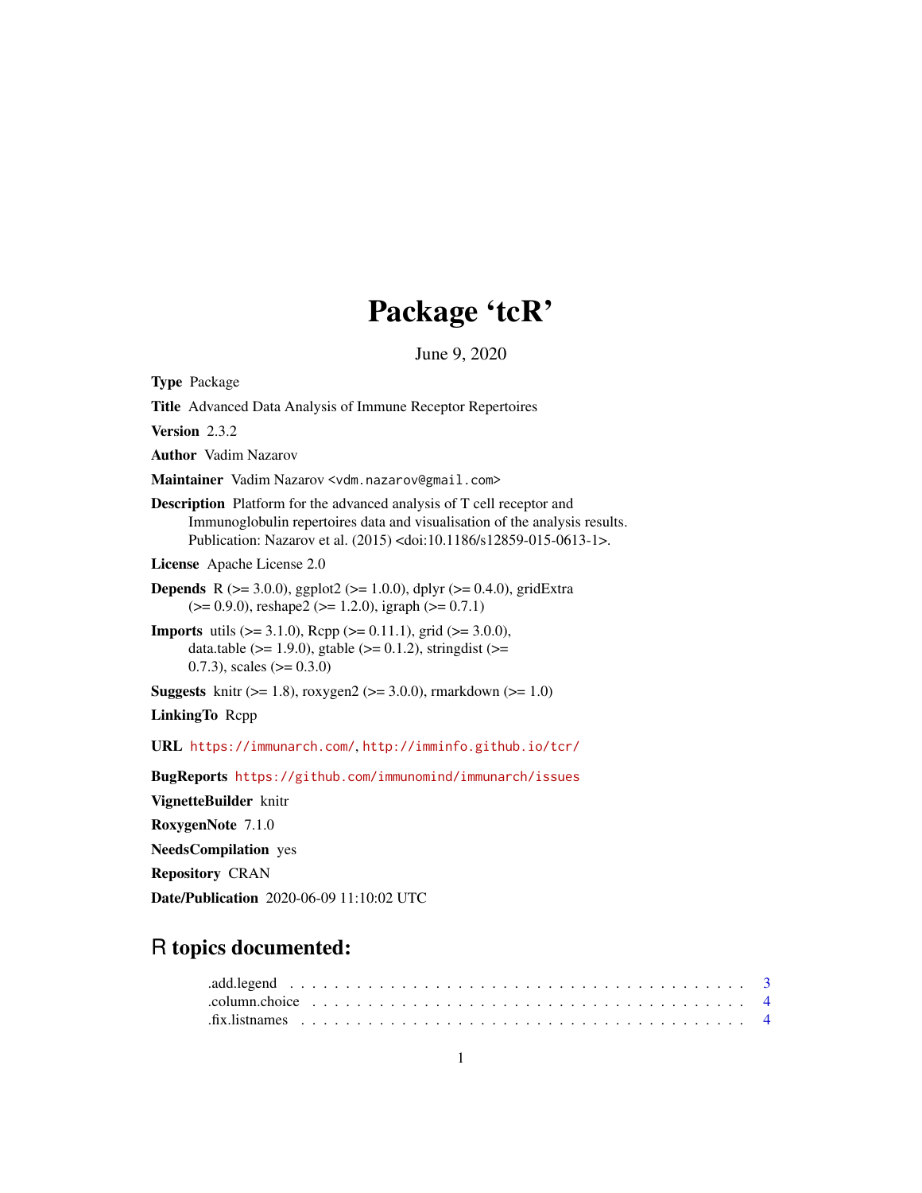# Package 'tcR'

June 9, 2020

**Type** Package

**Title** Advanced Data Analysis of Immune Receptor Repertoires

**Version** 2.3.2

**Author** Vadim Nazarov

**Maintainer** Vadim Nazarov <vdm.nazarov@gmail.com>

**Description** Platform for the advanced analysis of T cell receptor and Immunoglobulin repertoires data and visualisation of the analysis results. Publication: Nazarov et al. (2015) <doi:10.1186/s12859-015-0613-1>.

**License** Apache License 2.0

**Depends** R (>= 3.0.0), ggplot2 (>= 1.0.0), dplyr (>= 0.4.0), gridExtra (>= 0.9.0), reshape2 (>= 1.2.0), igraph (>= 0.7.1)

**Imports** utils (>= 3.1.0), Rcpp (>= 0.11.1), grid (>= 3.0.0), data.table (>= 1.9.0), gtable (>= 0.1.2), stringdist (>= 0.7.3), scales (>= 0.3.0)

**Suggests** knitr (>= 1.8), roxygen2 (>= 3.0.0), rmarkdown (>= 1.0)

**LinkingTo** Rcpp

**URL** https://immunarch.com/, http://imminfo.github.io/tcr/

**BugReports** https://github.com/immunomind/immunarch/issues

**VignetteBuilder** knitr

**RoxygenNote** 7.1.0

**NeedsCompilation** yes

**Repository** CRAN

**Date/Publication** 2020-06-09 11:10:02 UTC

## R topics documented:

.add.legend . . . . . . . . . . . . . . . . . . . . . . . . . . . . . . . . . . . . . . . . 3
.column.choice . . . . . . . . . . . . . . . . . . . . . . . . . . . . . . . . . . . . . . . 4
.fix.listnames . . . . . . . . . . . . . . . . . . . . . . . . . . . . . . . . . . . . . . . . 4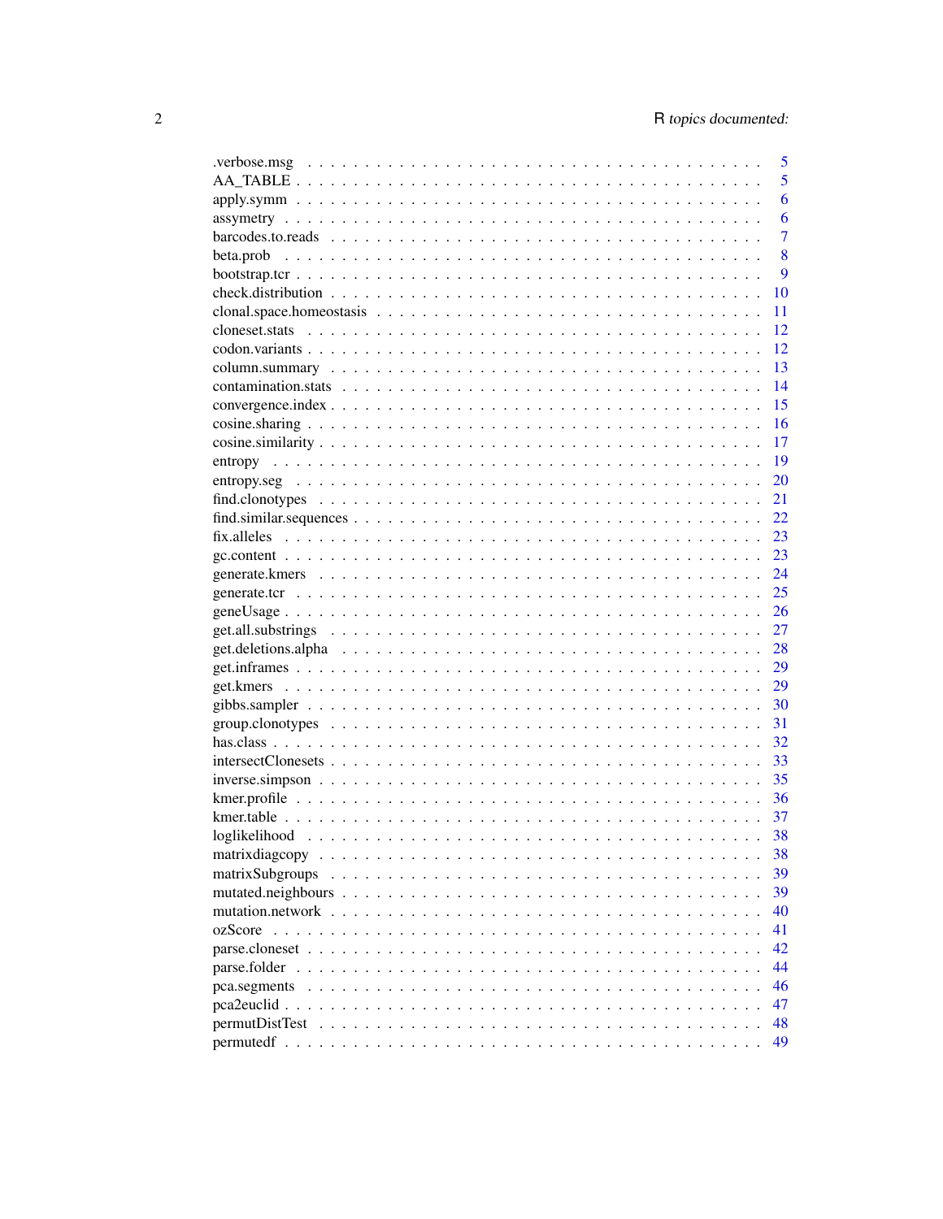| | |
|---|---|
| .verbose.msg | 5 |
| AA_TABLE | 5 |
| apply.symm | 6 |
| assymetry | 6 |
| barcodes.to.reads | 7 |
| beta.prob | 8 |
| bootstrap.tcr | 9 |
| check.distribution | 10 |
| clonal.space.homeostasis | 11 |
| cloneset.stats | 12 |
| codon.variants | 12 |
| column.summary | 13 |
| contamination.stats | 14 |
| convergence.index | 15 |
| cosine.sharing | 16 |
| cosine.similarity | 17 |
| entropy | 19 |
| entropy.seg | 20 |
| find.clonotypes | 21 |
| find.similar.sequences | 22 |
| fix.alleles | 23 |
| gc.content | 23 |
| generate.kmers | 24 |
| generate.tcr | 25 |
| geneUsage | 26 |
| get.all.substrings | 27 |
| get.deletions.alpha | 28 |
| get.inframes | 29 |
| get.kmers | 29 |
| gibbs.sampler | 30 |
| group.clonotypes | 31 |
| has.class | 32 |
| intersectClonesets | 33 |
| inverse.simpson | 35 |
| kmer.profile | 36 |
| kmer.table | 37 |
| loglikelihood | 38 |
| matrixdiagcopy | 38 |
| matrixSubgroups | 39 |
| mutated.neighbours | 39 |
| mutation.network | 40 |
| ozScore | 41 |
| parse.cloneset | 42 |
| parse.folder | 44 |
| pca.segments | 46 |
| pca2euclid | 47 |
| permutDistTest | 48 |
| permutedf | 49 |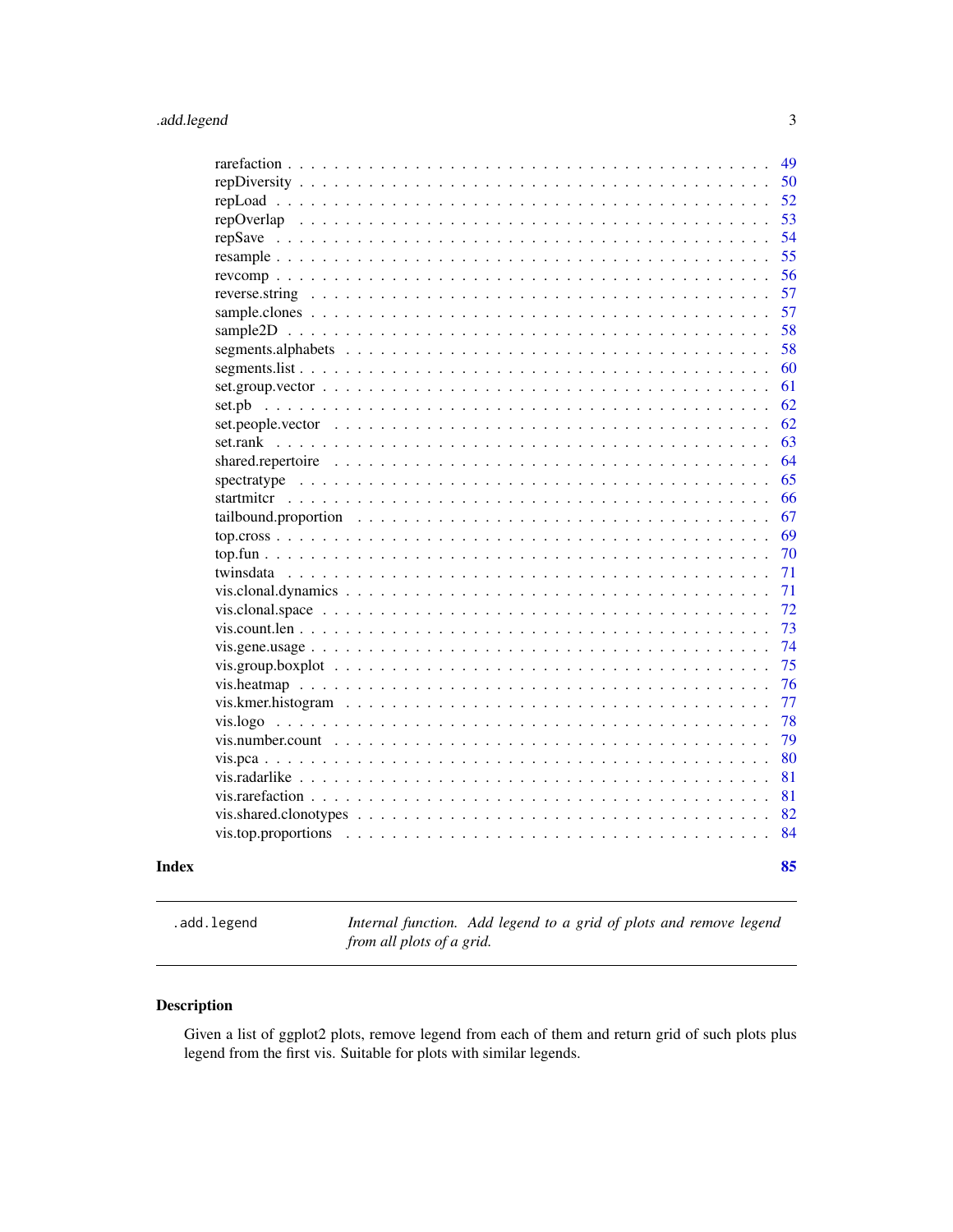rarefaction . . . . . . . . . . . . . . . . . . . . . . . . . . . . . . . . . . . . . . . 49
repDiversity . . . . . . . . . . . . . . . . . . . . . . . . . . . . . . . . . . . . . . . 50
repLoad . . . . . . . . . . . . . . . . . . . . . . . . . . . . . . . . . . . . . . . . . 52
repOverlap . . . . . . . . . . . . . . . . . . . . . . . . . . . . . . . . . . . . . . . 53
repSave . . . . . . . . . . . . . . . . . . . . . . . . . . . . . . . . . . . . . . . . . 54
resample . . . . . . . . . . . . . . . . . . . . . . . . . . . . . . . . . . . . . . . . 55
revcomp . . . . . . . . . . . . . . . . . . . . . . . . . . . . . . . . . . . . . . . . . 56
reverse.string . . . . . . . . . . . . . . . . . . . . . . . . . . . . . . . . . . . . . 57
sample.clones . . . . . . . . . . . . . . . . . . . . . . . . . . . . . . . . . . . . . . 57
sample2D . . . . . . . . . . . . . . . . . . . . . . . . . . . . . . . . . . . . . . . . 58
segments.alphabets . . . . . . . . . . . . . . . . . . . . . . . . . . . . . . . . . . . 58
segments.list . . . . . . . . . . . . . . . . . . . . . . . . . . . . . . . . . . . . . . 60
set.group.vector . . . . . . . . . . . . . . . . . . . . . . . . . . . . . . . . . . . . 61
set.pb . . . . . . . . . . . . . . . . . . . . . . . . . . . . . . . . . . . . . . . . . . 62
set.people.vector . . . . . . . . . . . . . . . . . . . . . . . . . . . . . . . . . . . . 62
set.rank . . . . . . . . . . . . . . . . . . . . . . . . . . . . . . . . . . . . . . . . . 63
shared.repertoire . . . . . . . . . . . . . . . . . . . . . . . . . . . . . . . . . . . . 64
spectratype . . . . . . . . . . . . . . . . . . . . . . . . . . . . . . . . . . . . . . . 65
startmitcr . . . . . . . . . . . . . . . . . . . . . . . . . . . . . . . . . . . . . . . . 66
tailbound.proportion . . . . . . . . . . . . . . . . . . . . . . . . . . . . . . . . . . 67
top.cross . . . . . . . . . . . . . . . . . . . . . . . . . . . . . . . . . . . . . . . . 69
top.fun . . . . . . . . . . . . . . . . . . . . . . . . . . . . . . . . . . . . . . . . . . 70
twinsdata . . . . . . . . . . . . . . . . . . . . . . . . . . . . . . . . . . . . . . . . 71
vis.clonal.dynamics . . . . . . . . . . . . . . . . . . . . . . . . . . . . . . . . . . . 71
vis.clonal.space . . . . . . . . . . . . . . . . . . . . . . . . . . . . . . . . . . . . . 72
vis.count.len . . . . . . . . . . . . . . . . . . . . . . . . . . . . . . . . . . . . . . 73
vis.gene.usage . . . . . . . . . . . . . . . . . . . . . . . . . . . . . . . . . . . . . . 74
vis.group.boxplot . . . . . . . . . . . . . . . . . . . . . . . . . . . . . . . . . . . . 75
vis.heatmap . . . . . . . . . . . . . . . . . . . . . . . . . . . . . . . . . . . . . . . 76
vis.kmer.histogram . . . . . . . . . . . . . . . . . . . . . . . . . . . . . . . . . . . 77
vis.logo . . . . . . . . . . . . . . . . . . . . . . . . . . . . . . . . . . . . . . . . . 78
vis.number.count . . . . . . . . . . . . . . . . . . . . . . . . . . . . . . . . . . . . 79
vis.pca . . . . . . . . . . . . . . . . . . . . . . . . . . . . . . . . . . . . . . . . . . 80
vis.radarlike . . . . . . . . . . . . . . . . . . . . . . . . . . . . . . . . . . . . . . 81
vis.rarefaction . . . . . . . . . . . . . . . . . . . . . . . . . . . . . . . . . . . . . 81
vis.shared.clonotypes . . . . . . . . . . . . . . . . . . . . . . . . . . . . . . . . . . 82
vis.top.proportions . . . . . . . . . . . . . . . . . . . . . . . . . . . . . . . . . . . 84

**Index** **85**

---

`.add.legend` *Internal function. Add legend to a grid of plots and remove legend from all plots of a grid.*

---

## Description

Given a list of ggplot2 plots, remove legend from each of them and return grid of such plots plus legend from the first vis. Suitable for plots with similar legends.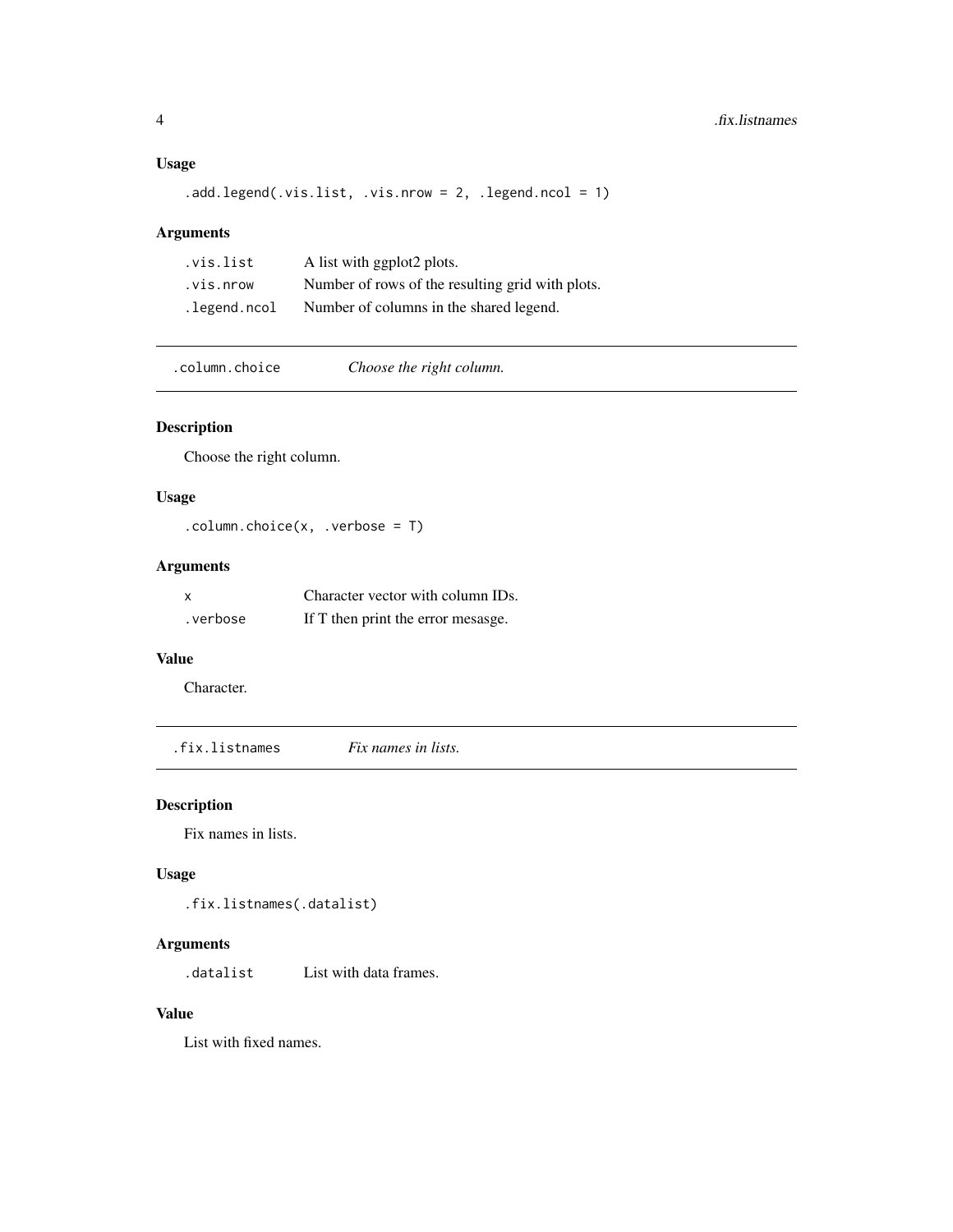### Usage

```
.add.legend(.vis.list, .vis.nrow = 2, .legend.ncol = 1)
```

### Arguments

| | |
|---|---|
| .vis.list | A list with ggplot2 plots. |
| .vis.nrow | Number of rows of the resulting grid with plots. |
| .legend.ncol | Number of columns in the shared legend. |

---

## .column.choice *Choose the right column.*

---

### Description

Choose the right column.

### Usage

```
.column.choice(x, .verbose = T)
```

### Arguments

| | |
|---|---|
| x | Character vector with column IDs. |
| .verbose | If T then print the error mesasge. |

### Value

Character.

---

## .fix.listnames *Fix names in lists.*

---

### Description

Fix names in lists.

### Usage

```
.fix.listnames(.datalist)
```

### Arguments

| | |
|---|---|
| .datalist | List with data frames. |

### Value

List with fixed names.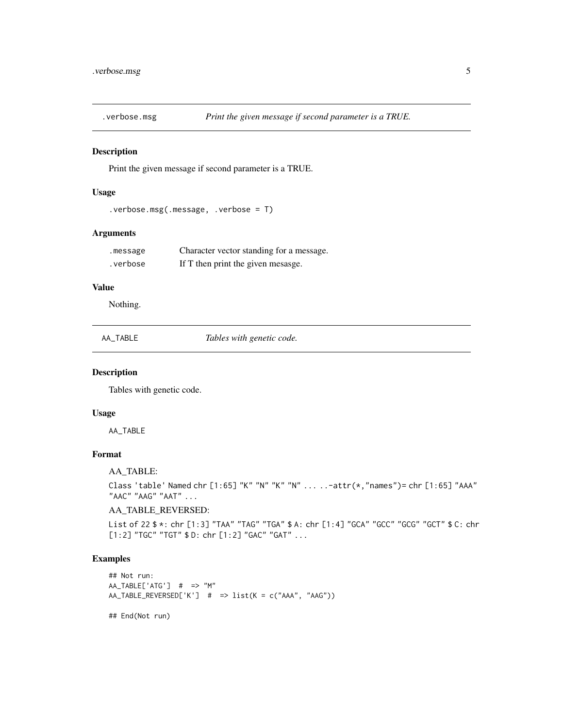## .verbose.msg — *Print the given message if second parameter is a TRUE.*

### Description

Print the given message if second parameter is a TRUE.

### Usage

```
.verbose.msg(.message, .verbose = T)
```

### Arguments

| | |
|---|---|
| `.message` | Character vector standing for a message. |
| `.verbose` | If T then print the given mesasge. |

### Value

Nothing.

## AA_TABLE — *Tables with genetic code.*

### Description

Tables with genetic code.

### Usage

```
AA_TABLE
```

### Format

AA_TABLE:

`Class 'table' Named chr [1:65] "K" "N" "K" "N" ... ..-attr(*,"names")= chr [1:65] "AAA" "AAC" "AAG" "AAT" ...`

AA_TABLE_REVERSED:

`List of 22 $ *: chr [1:3] "TAA" "TAG" "TGA" $ A: chr [1:4] "GCA" "GCC" "GCG" "GCT" $ C: chr [1:2] "TGC" "TGT" $ D: chr [1:2] "GAC" "GAT" ...`

### Examples

```
## Not run:
AA_TABLE['ATG']  #  => "M"
AA_TABLE_REVERSED['K']  #  => list(K = c("AAA", "AAG"))

## End(Not run)
```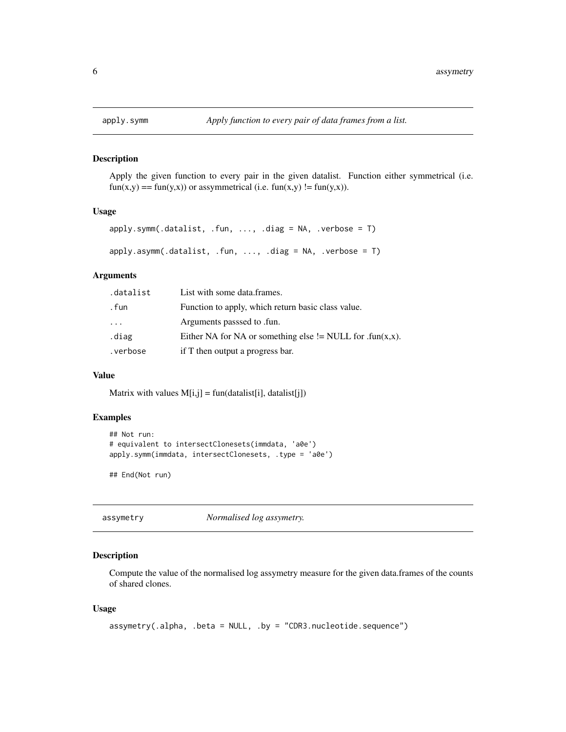## apply.symm — *Apply function to every pair of data frames from a list.*

### Description

Apply the given function to every pair in the given datalist. Function either symmetrical (i.e. fun(x,y) == fun(y,x)) or assymmetrical (i.e. fun(x,y) != fun(y,x)).

### Usage

```
apply.symm(.datalist, .fun, ..., .diag = NA, .verbose = T)

apply.asymm(.datalist, .fun, ..., .diag = NA, .verbose = T)
```

### Arguments

| | |
|---|---|
| .datalist | List with some data.frames. |
| .fun | Function to apply, which return basic class value. |
| ... | Arguments passsed to .fun. |
| .diag | Either NA for NA or something else != NULL for .fun(x,x). |
| .verbose | if T then output a progress bar. |

### Value

Matrix with values M[i,j] = fun(datalist[i], datalist[j])

### Examples

```
## Not run:
# equivalent to intersectClonesets(immdata, 'a0e')
apply.symm(immdata, intersectClonesets, .type = 'a0e')

## End(Not run)
```

## assymetry — *Normalised log assymetry.*

### Description

Compute the value of the normalised log assymetry measure for the given data.frames of the counts of shared clones.

### Usage

```
assymetry(.alpha, .beta = NULL, .by = "CDR3.nucleotide.sequence")
```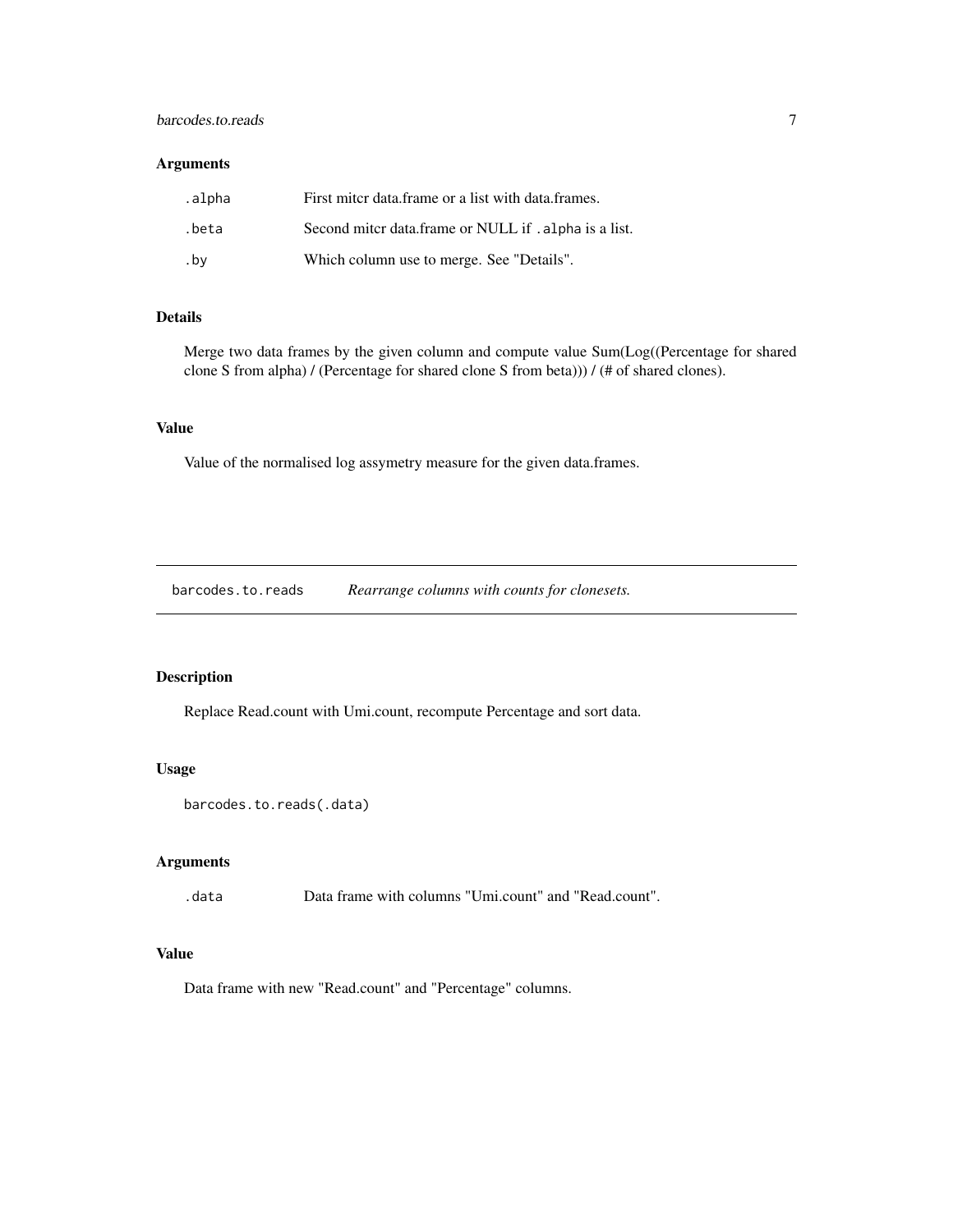### Arguments

| | |
|---|---|
| `.alpha` | First mitcr data.frame or a list with data.frames. |
| `.beta` | Second mitcr data.frame or NULL if `.alpha` is a list. |
| `.by` | Which column use to merge. See "Details". |

### Details

Merge two data frames by the given column and compute value Sum(Log((Percentage for shared clone S from alpha) / (Percentage for shared clone S from beta))) / (# of shared clones).

### Value

Value of the normalised log assymetry measure for the given data.frames.

---

## barcodes.to.reads *Rearrange columns with counts for clonesets.*

---

### Description

Replace Read.count with Umi.count, recompute Percentage and sort data.

### Usage

```
barcodes.to.reads(.data)
```

### Arguments

| | |
|---|---|
| `.data` | Data frame with columns "Umi.count" and "Read.count". |

### Value

Data frame with new "Read.count" and "Percentage" columns.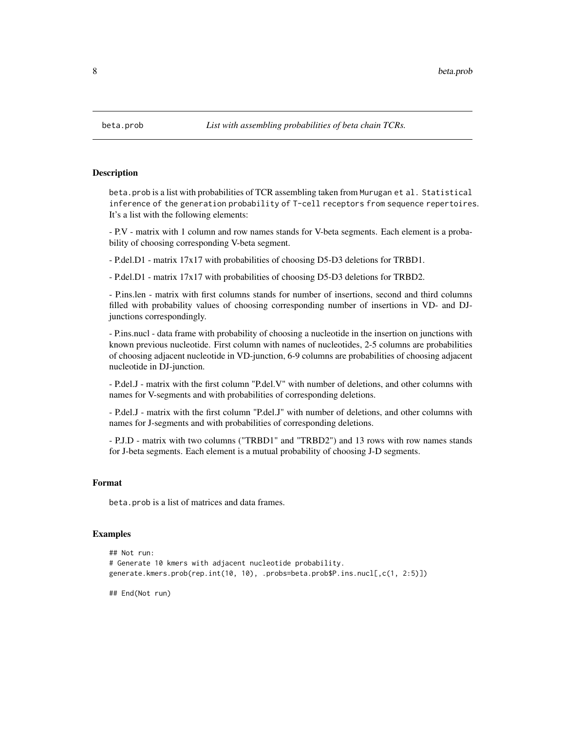# beta.prob — *List with assembling probabilities of beta chain TCRs.*

## Description

beta.prob is a list with probabilities of TCR assembling taken from Murugan et al. Statistical inference of the generation probability of T-cell receptors from sequence repertoires. It's a list with the following elements:

- P.V - matrix with 1 column and row names stands for V-beta segments. Each element is a probability of choosing corresponding V-beta segment.

- P.del.D1 - matrix 17x17 with probabilities of choosing D5-D3 deletions for TRBD1.

- P.del.D1 - matrix 17x17 with probabilities of choosing D5-D3 deletions for TRBD2.

- P.ins.len - matrix with first columns stands for number of insertions, second and third columns filled with probability values of choosing corresponding number of insertions in VD- and DJ-junctions correspondingly.

- P.ins.nucl - data frame with probability of choosing a nucleotide in the insertion on junctions with known previous nucleotide. First column with names of nucleotides, 2-5 columns are probabilities of choosing adjacent nucleotide in VD-junction, 6-9 columns are probabilities of choosing adjacent nucleotide in DJ-junction.

- P.del.J - matrix with the first column "P.del.V" with number of deletions, and other columns with names for V-segments and with probabilities of corresponding deletions.

- P.del.J - matrix with the first column "P.del.J" with number of deletions, and other columns with names for J-segments and with probabilities of corresponding deletions.

- P.J.D - matrix with two columns ("TRBD1" and "TRBD2") and 13 rows with row names stands for J-beta segments. Each element is a mutual probability of choosing J-D segments.

## Format

beta.prob is a list of matrices and data frames.

## Examples

```
## Not run:
# Generate 10 kmers with adjacent nucleotide probability.
generate.kmers.prob(rep.int(10, 10), .probs=beta.prob$P.ins.nucl[,c(1, 2:5)])

## End(Not run)
```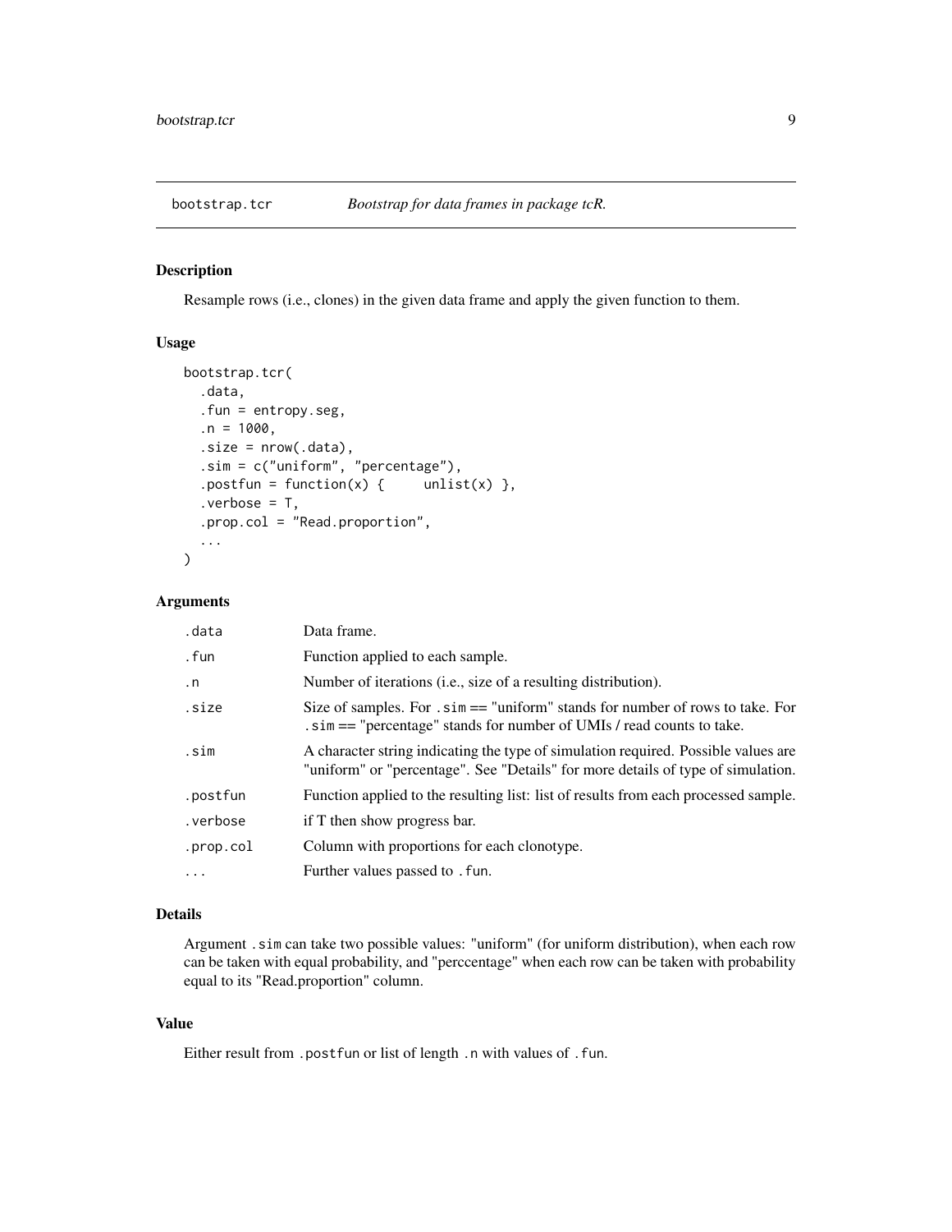## bootstrap.tcr — *Bootstrap for data frames in package tcR.*

### Description

Resample rows (i.e., clones) in the given data frame and apply the given function to them.

### Usage

```
bootstrap.tcr(
  .data,
  .fun = entropy.seg,
  .n = 1000,
  .size = nrow(.data),
  .sim = c("uniform", "percentage"),
  .postfun = function(x) {     unlist(x) },
  .verbose = T,
  .prop.col = "Read.proportion",
  ...
)
```

### Arguments

| | |
|---|---|
| `.data` | Data frame. |
| `.fun` | Function applied to each sample. |
| `.n` | Number of iterations (i.e., size of a resulting distribution). |
| `.size` | Size of samples. For `.sim` == "uniform" stands for number of rows to take. For `.sim` == "percentage" stands for number of UMIs / read counts to take. |
| `.sim` | A character string indicating the type of simulation required. Possible values are "uniform" or "percentage". See "Details" for more details of type of simulation. |
| `.postfun` | Function applied to the resulting list: list of results from each processed sample. |
| `.verbose` | if T then show progress bar. |
| `.prop.col` | Column with proportions for each clonotype. |
| `...` | Further values passed to `.fun`. |

### Details

Argument `.sim` can take two possible values: "uniform" (for uniform distribution), when each row can be taken with equal probability, and "perccentage" when each row can be taken with probability equal to its "Read.proportion" column.

### Value

Either result from `.postfun` or list of length `.n` with values of `.fun`.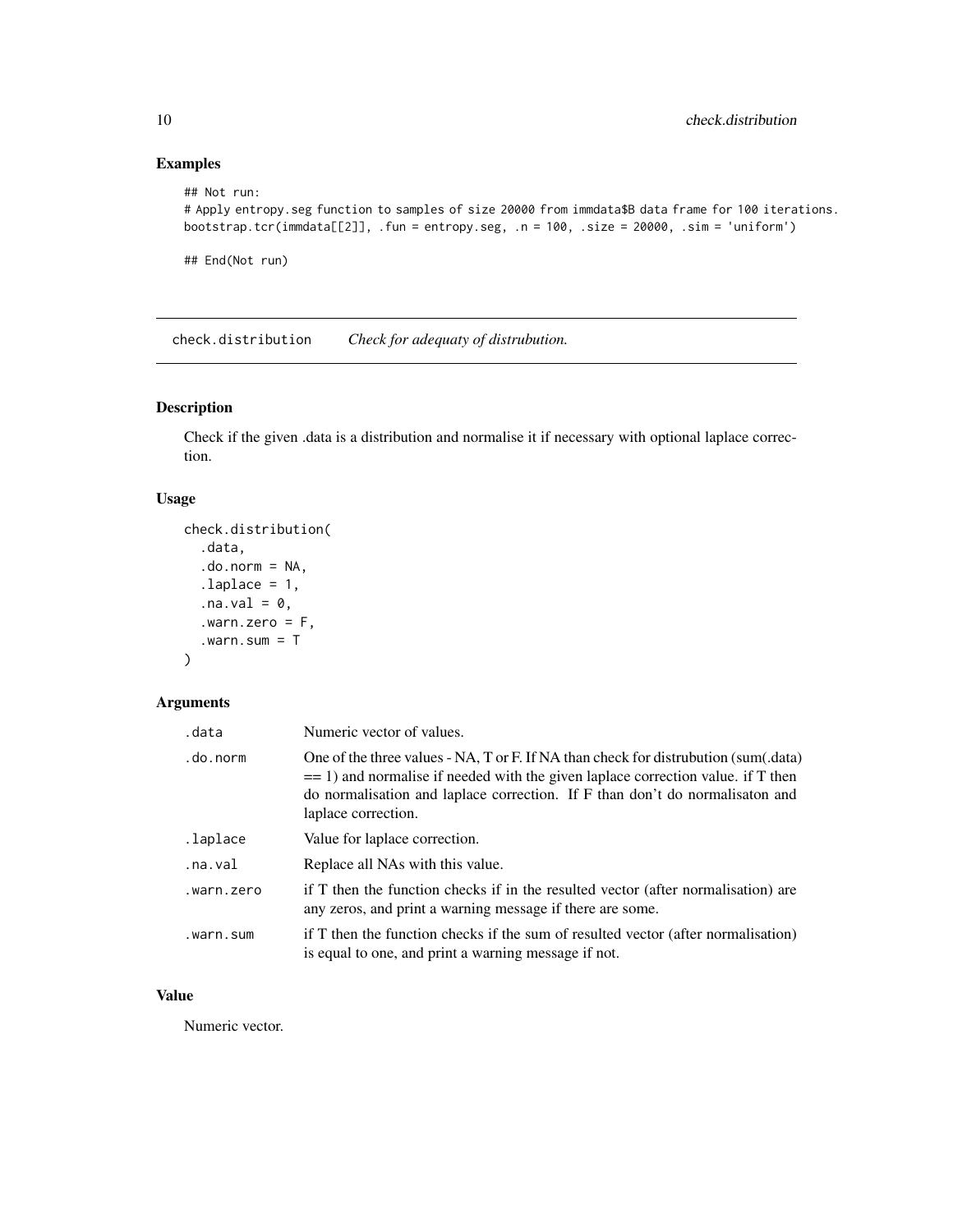## Examples

```
## Not run:
# Apply entropy.seg function to samples of size 20000 from immdata$B data frame for 100 iterations.
bootstrap.tcr(immdata[[2]], .fun = entropy.seg, .n = 100, .size = 20000, .sim = 'uniform')

## End(Not run)
```

---

# check.distribution *Check for adequaty of distrubution.*

## Description

Check if the given .data is a distribution and normalise it if necessary with optional laplace correction.

## Usage

```
check.distribution(
  .data,
  .do.norm = NA,
  .laplace = 1,
  .na.val = 0,
  .warn.zero = F,
  .warn.sum = T
)
```

## Arguments

| | |
|---|---|
| .data | Numeric vector of values. |
| .do.norm | One of the three values - NA, T or F. If NA than check for distrubution (sum(.data) == 1) and normalise if needed with the given laplace correction value. if T then do normalisation and laplace correction. If F than don't do normalisaton and laplace correction. |
| .laplace | Value for laplace correction. |
| .na.val | Replace all NAs with this value. |
| .warn.zero | if T then the function checks if in the resulted vector (after normalisation) are any zeros, and print a warning message if there are some. |
| .warn.sum | if T then the function checks if the sum of resulted vector (after normalisation) is equal to one, and print a warning message if not. |

## Value

Numeric vector.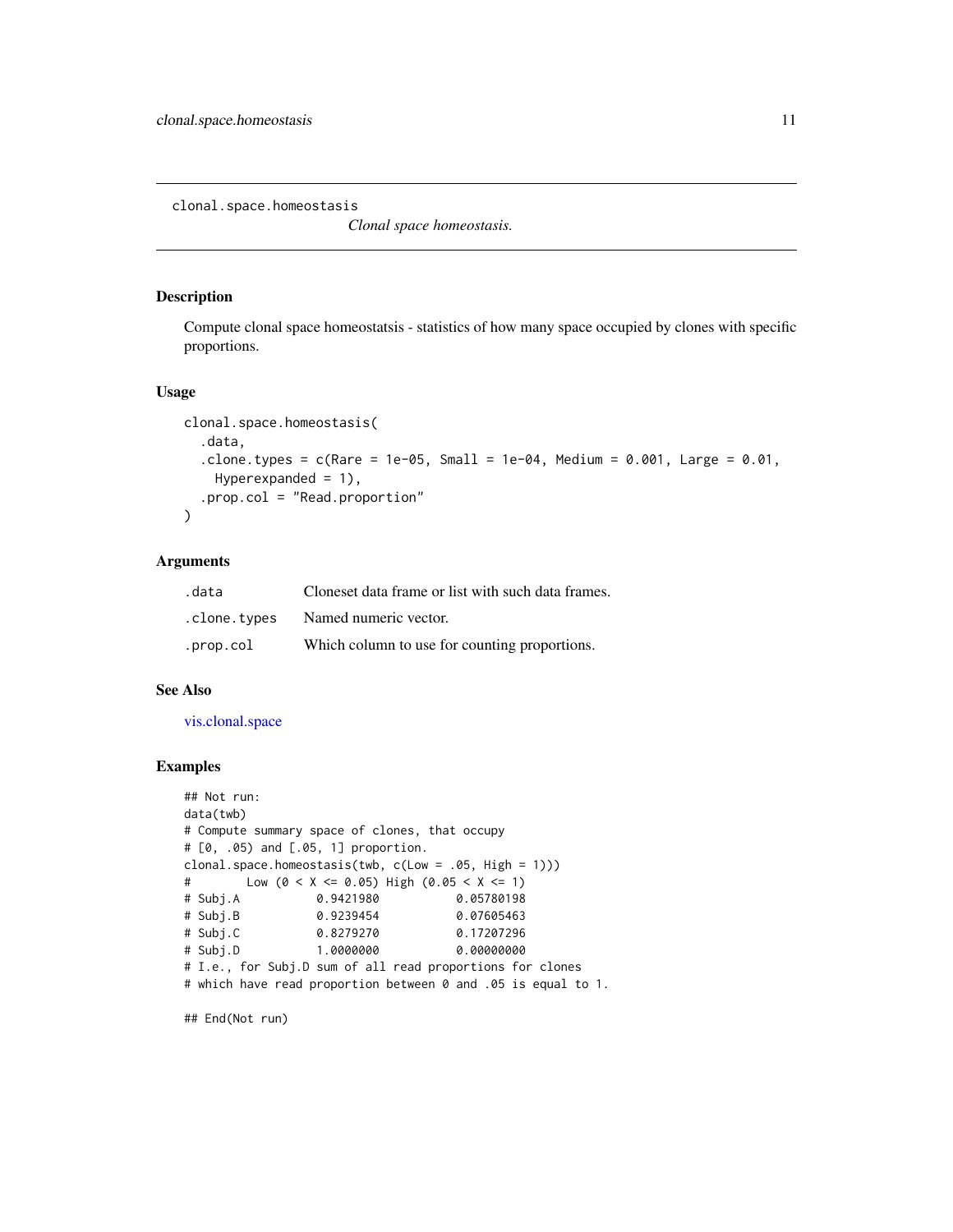# clonal.space.homeostasis

*Clonal space homeostasis.*

## Description

Compute clonal space homeostatsis - statistics of how many space occupied by clones with specific proportions.

## Usage

```
clonal.space.homeostasis(
  .data,
  .clone.types = c(Rare = 1e-05, Small = 1e-04, Medium = 0.001, Large = 0.01,
    Hyperexpanded = 1),
  .prop.col = "Read.proportion"
)
```

## Arguments

| | |
|---|---|
| .data | Cloneset data frame or list with such data frames. |
| .clone.types | Named numeric vector. |
| .prop.col | Which column to use for counting proportions. |

## See Also

vis.clonal.space

## Examples

```
## Not run:
data(twb)
# Compute summary space of clones, that occupy
# [0, .05) and [.05, 1] proportion.
clonal.space.homeostasis(twb, c(Low = .05, High = 1)))
#        Low (0 < X <= 0.05) High (0.05 < X <= 1)
# Subj.A           0.9421980           0.05780198
# Subj.B           0.9239454           0.07605463
# Subj.C           0.8279270           0.17207296
# Subj.D           1.0000000           0.00000000
# I.e., for Subj.D sum of all read proportions for clones
# which have read proportion between 0 and .05 is equal to 1.

## End(Not run)
```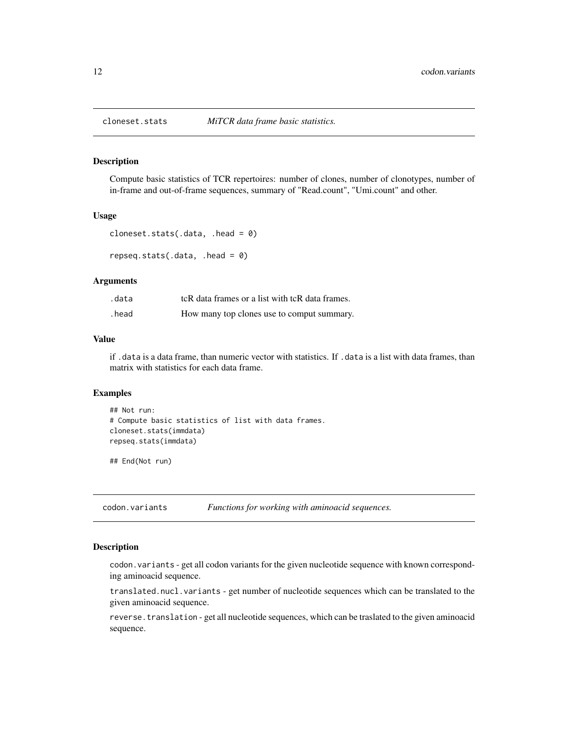## cloneset.stats — *MiTCR data frame basic statistics.*

### Description

Compute basic statistics of TCR repertoires: number of clones, number of clonotypes, number of in-frame and out-of-frame sequences, summary of "Read.count", "Umi.count" and other.

### Usage

```
cloneset.stats(.data, .head = 0)

repseq.stats(.data, .head = 0)
```

### Arguments

| | |
|---|---|
| .data | tcR data frames or a list with tcR data frames. |
| .head | How many top clones use to comput summary. |

### Value

if `.data` is a data frame, than numeric vector with statistics. If `.data` is a list with data frames, than matrix with statistics for each data frame.

### Examples

```
## Not run:
# Compute basic statistics of list with data frames.
cloneset.stats(immdata)
repseq.stats(immdata)

## End(Not run)
```

## codon.variants — *Functions for working with aminoacid sequences.*

### Description

`codon.variants` - get all codon variants for the given nucleotide sequence with known corresponding aminoacid sequence.

`translated.nucl.variants` - get number of nucleotide sequences which can be translated to the given aminoacid sequence.

`reverse.translation` - get all nucleotide sequences, which can be traslated to the given aminoacid sequence.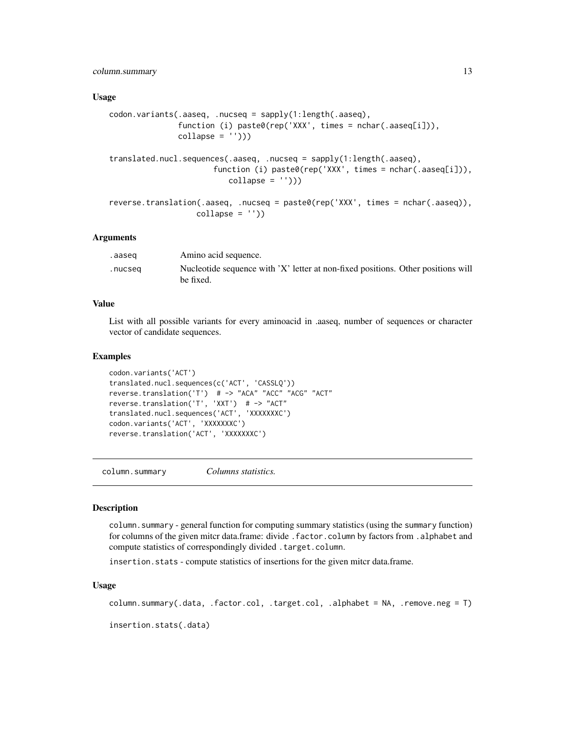### Usage

```
codon.variants(.aaseq, .nucseq = sapply(1:length(.aaseq),
               function (i) paste0(rep('XXX', times = nchar(.aaseq[i])),
               collapse = '')))

translated.nucl.sequences(.aaseq, .nucseq = sapply(1:length(.aaseq),
                         function (i) paste0(rep('XXX', times = nchar(.aaseq[i])),
                             collapse = '')))

reverse.translation(.aaseq, .nucseq = paste0(rep('XXX', times = nchar(.aaseq)),
                   collapse = ''))
```

### Arguments

| | |
|---|---|
| .aaseq | Amino acid sequence. |
| .nucseq | Nucleotide sequence with 'X' letter at non-fixed positions. Other positions will be fixed. |

### Value

List with all possible variants for every aminoacid in .aaseq, number of sequences or character vector of candidate sequences.

### Examples

```
codon.variants('ACT')
translated.nucl.sequences(c('ACT', 'CASSLQ'))
reverse.translation('T')  # -> "ACA" "ACC" "ACG" "ACT"
reverse.translation('T', 'XXT')  # -> "ACT"
translated.nucl.sequences('ACT', 'XXXXXXXC')
codon.variants('ACT', 'XXXXXXXC')
reverse.translation('ACT', 'XXXXXXXC')
```

---

## column.summary *Columns statistics.*

### Description

`column.summary` - general function for computing summary statistics (using the `summary` function) for columns of the given mitcr data.frame: divide `.factor.column` by factors from `.alphabet` and compute statistics of correspondingly divided `.target.column`.

`insertion.stats` - compute statistics of insertions for the given mitcr data.frame.

### Usage

```
column.summary(.data, .factor.col, .target.col, .alphabet = NA, .remove.neg = T)

insertion.stats(.data)
```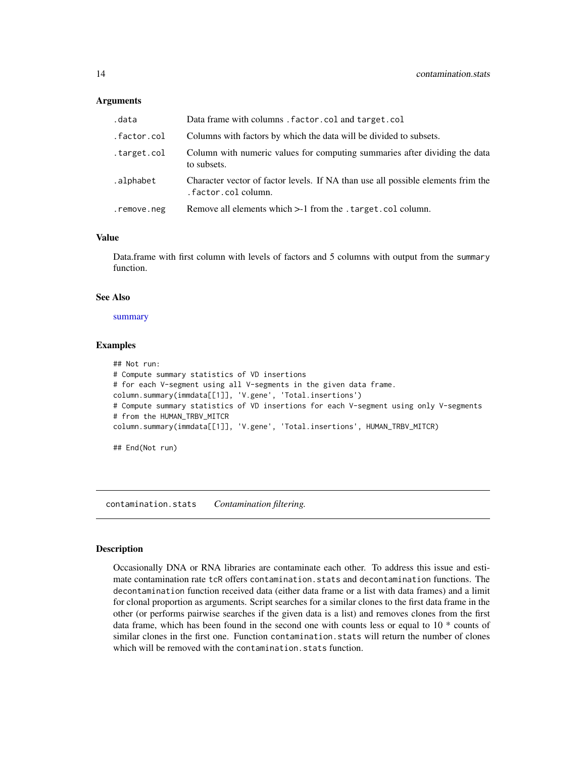### Arguments

| | |
|---|---|
| .data | Data frame with columns .factor.col and target.col |
| .factor.col | Columns with factors by which the data will be divided to subsets. |
| .target.col | Column with numeric values for computing summaries after dividing the data to subsets. |
| .alphabet | Character vector of factor levels. If NA than use all possible elements frim the .factor.col column. |
| .remove.neg | Remove all elements which >-1 from the .target.col column. |

### Value

Data.frame with first column with levels of factors and 5 columns with output from the summary function.

### See Also

summary

### Examples

```
## Not run:
# Compute summary statistics of VD insertions
# for each V-segment using all V-segments in the given data frame.
column.summary(immdata[[1]], 'V.gene', 'Total.insertions')
# Compute summary statistics of VD insertions for each V-segment using only V-segments
# from the HUMAN_TRBV_MITCR
column.summary(immdata[[1]], 'V.gene', 'Total.insertions', HUMAN_TRBV_MITCR)

## End(Not run)
```

## contamination.stats *Contamination filtering.*

### Description

Occasionally DNA or RNA libraries are contaminate each other. To address this issue and estimate contamination rate tcR offers contamination.stats and decontamination functions. The decontamination function received data (either data frame or a list with data frames) and a limit for clonal proportion as arguments. Script searches for a similar clones to the first data frame in the other (or performs pairwise searches if the given data is a list) and removes clones from the first data frame, which has been found in the second one with counts less or equal to 10 * counts of similar clones in the first one. Function contamination.stats will return the number of clones which will be removed with the contamination.stats function.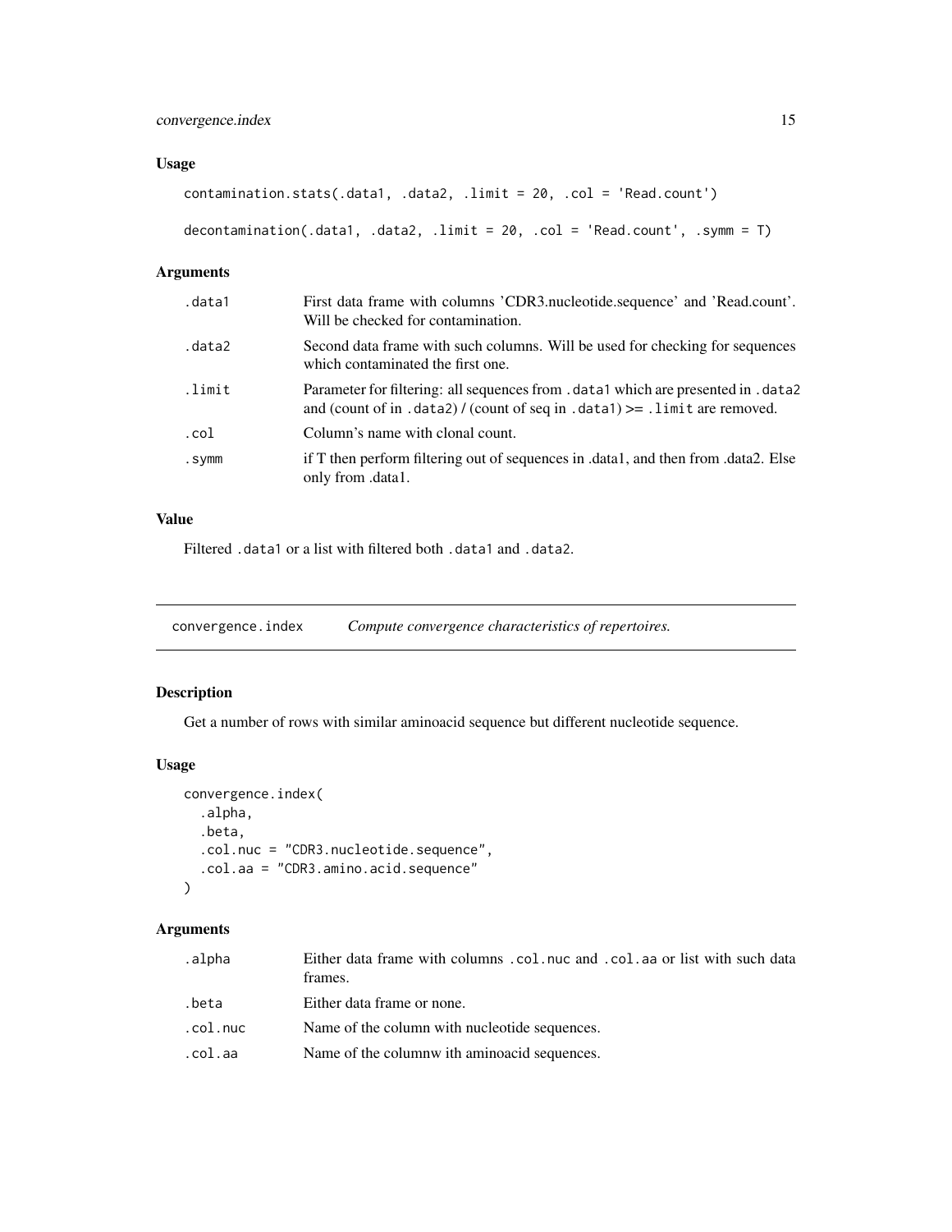### Usage

```
contamination.stats(.data1, .data2, .limit = 20, .col = 'Read.count')

decontamination(.data1, .data2, .limit = 20, .col = 'Read.count', .symm = T)
```

### Arguments

| | |
|---|---|
| `.data1` | First data frame with columns 'CDR3.nucleotide.sequence' and 'Read.count'. Will be checked for contamination. |
| `.data2` | Second data frame with such columns. Will be used for checking for sequences which contaminated the first one. |
| `.limit` | Parameter for filtering: all sequences from `.data1` which are presented in `.data2` and (count of in `.data2`) / (count of seq in `.data1`) >= `.limit` are removed. |
| `.col` | Column's name with clonal count. |
| `.symm` | if T then perform filtering out of sequences in .data1, and then from .data2. Else only from .data1. |

### Value

Filtered `.data1` or a list with filtered both `.data1` and `.data2`.

---

## convergence.index — *Compute convergence characteristics of repertoires.*

### Description

Get a number of rows with similar aminoacid sequence but different nucleotide sequence.

### Usage

```
convergence.index(
  .alpha,
  .beta,
  .col.nuc = "CDR3.nucleotide.sequence",
  .col.aa = "CDR3.amino.acid.sequence"
)
```

### Arguments

| | |
|---|---|
| `.alpha` | Either data frame with columns `.col.nuc` and `.col.aa` or list with such data frames. |
| `.beta` | Either data frame or none. |
| `.col.nuc` | Name of the column with nucleotide sequences. |
| `.col.aa` | Name of the columnw ith aminoacid sequences. |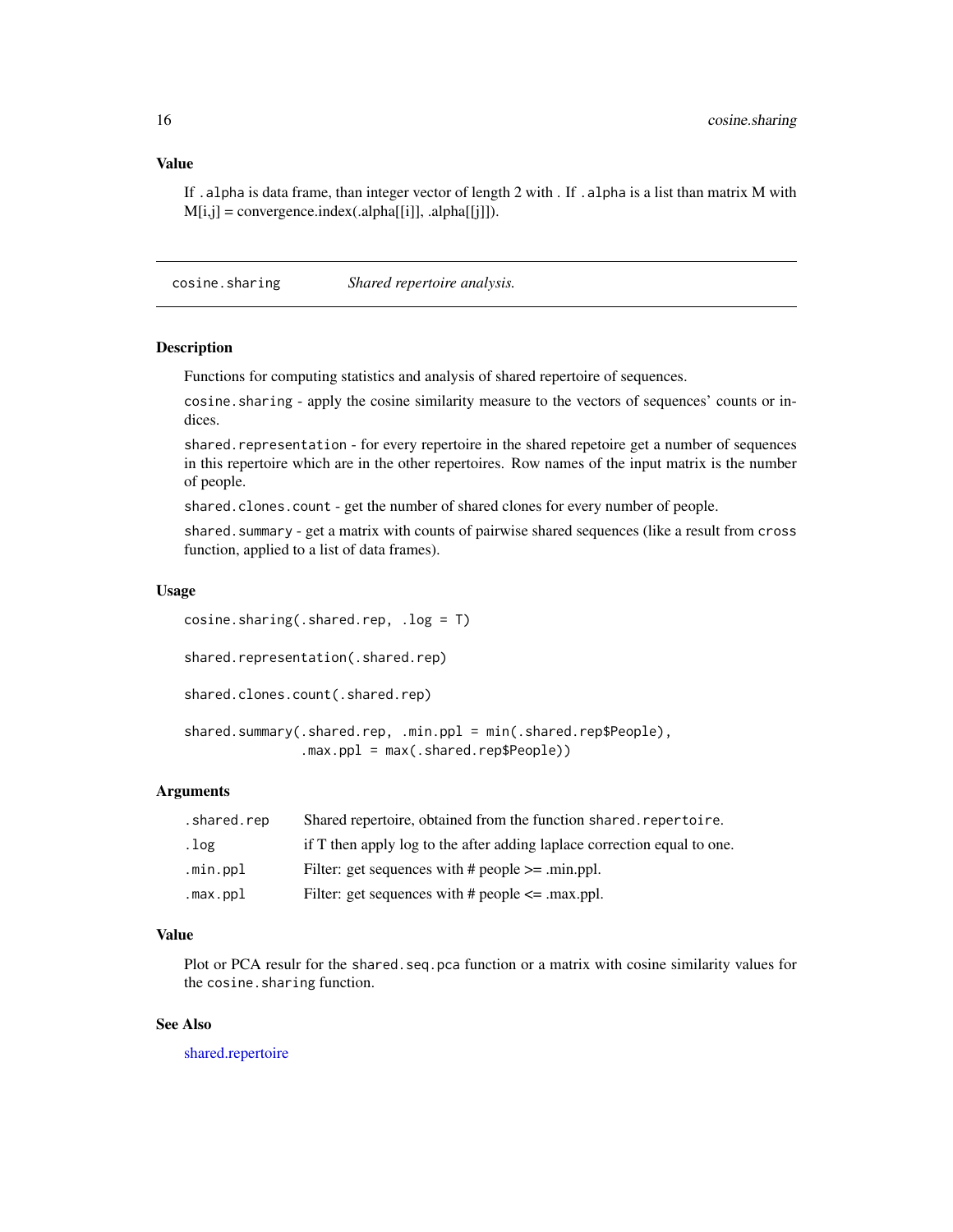### Value

If `.alpha` is data frame, than integer vector of length 2 with . If `.alpha` is a list than matrix M with M[i,j] = convergence.index(.alpha[[i]], .alpha[[j]]).

---

## cosine.sharing — *Shared repertoire analysis.*

---

### Description

Functions for computing statistics and analysis of shared repertoire of sequences.

`cosine.sharing` - apply the cosine similarity measure to the vectors of sequences' counts or indices.

`shared.representation` - for every repertoire in the shared repetoire get a number of sequences in this repertoire which are in the other repertoires. Row names of the input matrix is the number of people.

`shared.clones.count` - get the number of shared clones for every number of people.

`shared.summary` - get a matrix with counts of pairwise shared sequences (like a result from `cross` function, applied to a list of data frames).

### Usage

```
cosine.sharing(.shared.rep, .log = T)

shared.representation(.shared.rep)

shared.clones.count(.shared.rep)

shared.summary(.shared.rep, .min.ppl = min(.shared.rep$People),
               .max.ppl = max(.shared.rep$People))
```

### Arguments

| | |
|---|---|
| `.shared.rep` | Shared repertoire, obtained from the function `shared.repertoire`. |
| `.log` | if T then apply log to the after adding laplace correction equal to one. |
| `.min.ppl` | Filter: get sequences with # people >= .min.ppl. |
| `.max.ppl` | Filter: get sequences with # people <= .max.ppl. |

### Value

Plot or PCA resulr for the `shared.seq.pca` function or a matrix with cosine similarity values for the `cosine.sharing` function.

### See Also

shared.repertoire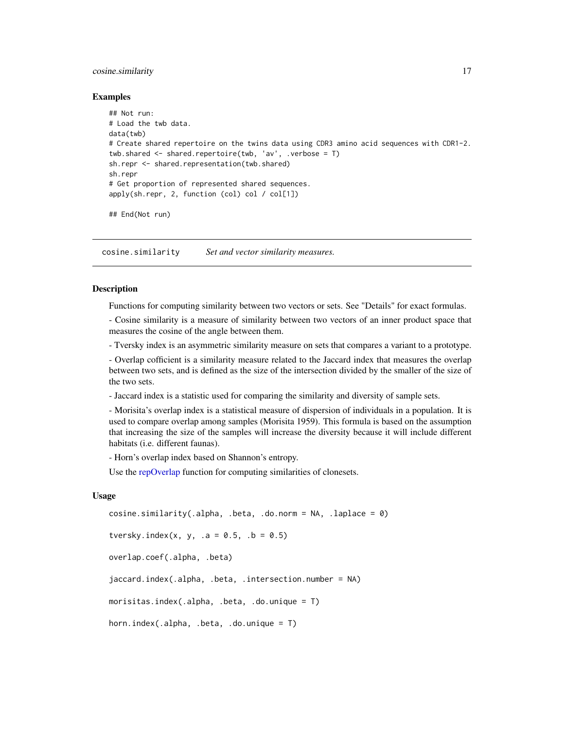### Examples

```
## Not run:
# Load the twb data.
data(twb)
# Create shared repertoire on the twins data using CDR3 amino acid sequences with CDR1-2.
twb.shared <- shared.repertoire(twb, 'av', .verbose = T)
sh.repr <- shared.representation(twb.shared)
sh.repr
# Get proportion of represented shared sequences.
apply(sh.repr, 2, function (col) col / col[1])

## End(Not run)
```

---

## cosine.similarity *Set and vector similarity measures.*

---

### Description

Functions for computing similarity between two vectors or sets. See "Details" for exact formulas.

- Cosine similarity is a measure of similarity between two vectors of an inner product space that measures the cosine of the angle between them.

- Tversky index is an asymmetric similarity measure on sets that compares a variant to a prototype.

- Overlap cofficient is a similarity measure related to the Jaccard index that measures the overlap between two sets, and is defined as the size of the intersection divided by the smaller of the size of the two sets.

- Jaccard index is a statistic used for comparing the similarity and diversity of sample sets.

- Morisita's overlap index is a statistical measure of dispersion of individuals in a population. It is used to compare overlap among samples (Morisita 1959). This formula is based on the assumption that increasing the size of the samples will increase the diversity because it will include different habitats (i.e. different faunas).

- Horn's overlap index based on Shannon's entropy.

Use the repOverlap function for computing similarities of clonesets.

### Usage

```
cosine.similarity(.alpha, .beta, .do.norm = NA, .laplace = 0)

tversky.index(x, y, .a = 0.5, .b = 0.5)

overlap.coef(.alpha, .beta)

jaccard.index(.alpha, .beta, .intersection.number = NA)

morisitas.index(.alpha, .beta, .do.unique = T)

horn.index(.alpha, .beta, .do.unique = T)
```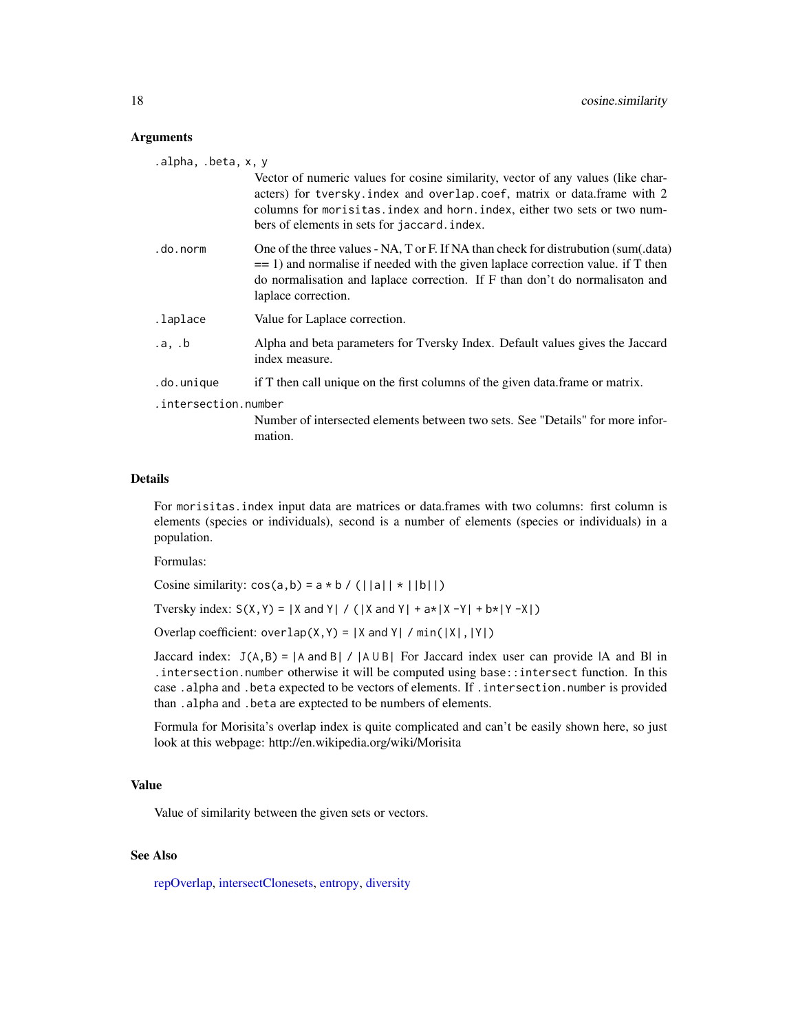### Arguments

`.alpha, .beta, x, y`
: Vector of numeric values for cosine similarity, vector of any values (like characters) for `tversky.index` and `overlap.coef`, matrix or data.frame with 2 columns for `morisitas.index` and `horn.index`, either two sets or two numbers of elements in sets for `jaccard.index`.

`.do.norm`
: One of the three values - NA, T or F. If NA than check for distrubution (sum(.data) == 1) and normalise if needed with the given laplace correction value. if T then do normalisation and laplace correction. If F than don't do normalisaton and laplace correction.

`.laplace`
: Value for Laplace correction.

`.a, .b`
: Alpha and beta parameters for Tversky Index. Default values gives the Jaccard index measure.

`.do.unique`
: if T then call unique on the first columns of the given data.frame or matrix.

`.intersection.number`
: Number of intersected elements between two sets. See "Details" for more information.

### Details

For `morisitas.index` input data are matrices or data.frames with two columns: first column is elements (species or individuals), second is a number of elements (species or individuals) in a population.

Formulas:

Cosine similarity: `cos(a,b) = a * b / (||a|| * ||b||)`

Tversky index: `S(X,Y) = |X and Y| / (|X and Y| + a*|X -Y| + b*|Y -X|)`

Overlap coefficient: `overlap(X,Y) = |X and Y| / min(|X|,|Y|)`

Jaccard index: `J(A,B) = |A and B| / |A U B|` For Jaccard index user can provide |A and B| in `.intersection.number` otherwise it will be computed using `base::intersect` function. In this case `.alpha` and `.beta` expected to be vectors of elements. If `.intersection.number` is provided than `.alpha` and `.beta` are exptected to be numbers of elements.

Formula for Morisita's overlap index is quite complicated and can't be easily shown here, so just look at this webpage: http://en.wikipedia.org/wiki/Morisita

### Value

Value of similarity between the given sets or vectors.

### See Also

repOverlap, intersectClonesets, entropy, diversity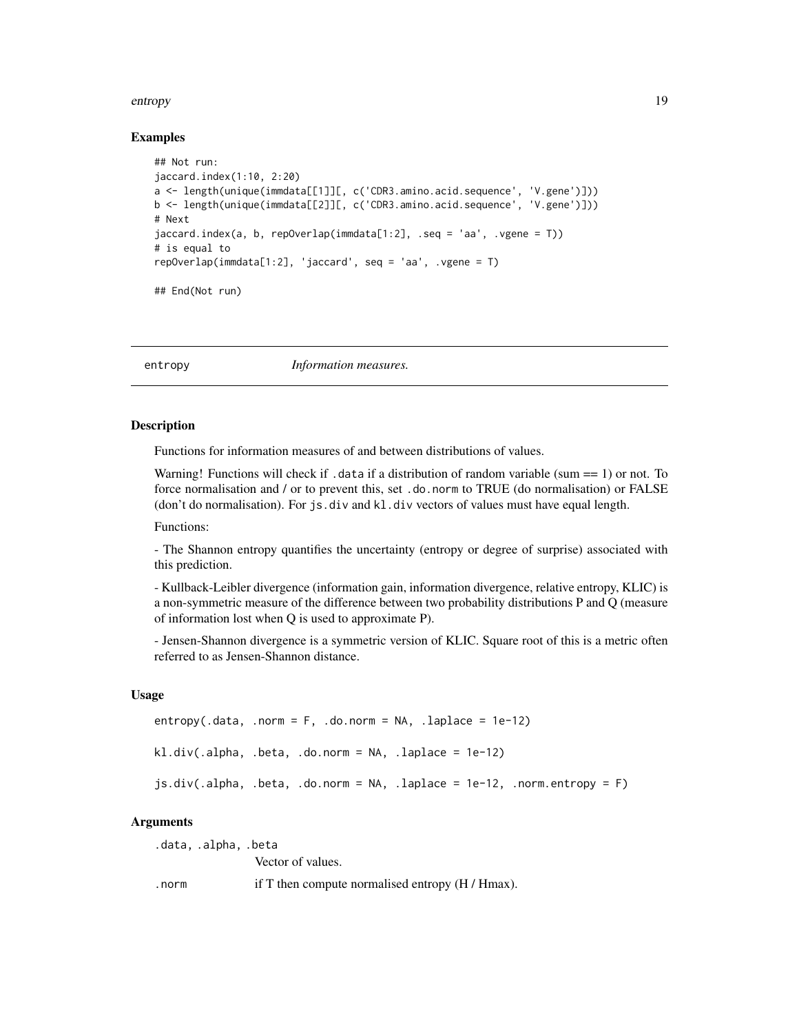### Examples

```
## Not run:
jaccard.index(1:10, 2:20)
a <- length(unique(immdata[[1]][, c('CDR3.amino.acid.sequence', 'V.gene')]))
b <- length(unique(immdata[[2]][, c('CDR3.amino.acid.sequence', 'V.gene')]))
# Next
jaccard.index(a, b, repOverlap(immdata[1:2], .seq = 'aa', .vgene = T))
# is equal to
repOverlap(immdata[1:2], 'jaccard', seq = 'aa', .vgene = T)

## End(Not run)
```

---

## entropy — *Information measures.*

---

### Description

Functions for information measures of and between distributions of values.

Warning! Functions will check if `.data` if a distribution of random variable (sum == 1) or not. To force normalisation and / or to prevent this, set `.do.norm` to TRUE (do normalisation) or FALSE (don't do normalisation). For `js.div` and `kl.div` vectors of values must have equal length.

Functions:

- The Shannon entropy quantifies the uncertainty (entropy or degree of surprise) associated with this prediction.

- Kullback-Leibler divergence (information gain, information divergence, relative entropy, KLIC) is a non-symmetric measure of the difference between two probability distributions P and Q (measure of information lost when Q is used to approximate P).

- Jensen-Shannon divergence is a symmetric version of KLIC. Square root of this is a metric often referred to as Jensen-Shannon distance.

### Usage

```
entropy(.data, .norm = F, .do.norm = NA, .laplace = 1e-12)

kl.div(.alpha, .beta, .do.norm = NA, .laplace = 1e-12)

js.div(.alpha, .beta, .do.norm = NA, .laplace = 1e-12, .norm.entropy = F)
```

### Arguments

| | |
|---|---|
| `.data, .alpha, .beta` | Vector of values. |
| `.norm` | if T then compute normalised entropy (H / Hmax). |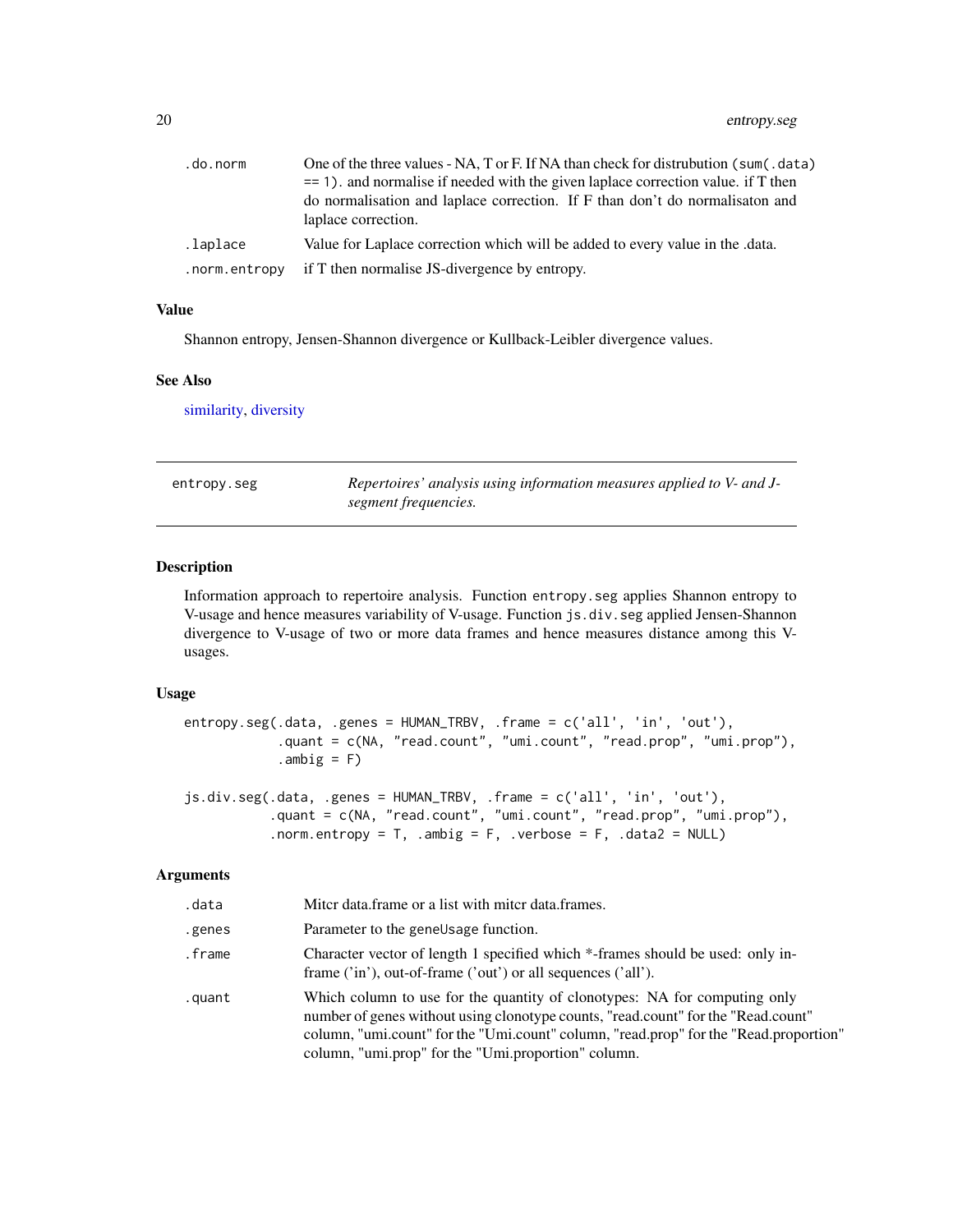| | |
|---|---|
| `.do.norm` | One of the three values - NA, T or F. If NA than check for distrubution (`sum(.data) == 1`). and normalise if needed with the given laplace correction value. if T then do normalisation and laplace correction. If F than don't do normalisaton and laplace correction. |
| `.laplace` | Value for Laplace correction which will be added to every value in the .data. |
| `.norm.entropy` | if T then normalise JS-divergence by entropy. |

### Value

Shannon entropy, Jensen-Shannon divergence or Kullback-Leibler divergence values.

### See Also

similarity, diversity

---

## entropy.seg — *Repertoires' analysis using information measures applied to V- and J-segment frequencies.*

---

### Description

Information approach to repertoire analysis. Function `entropy.seg` applies Shannon entropy to V-usage and hence measures variability of V-usage. Function `js.div.seg` applied Jensen-Shannon divergence to V-usage of two or more data frames and hence measures distance among this V-usages.

### Usage

```
entropy.seg(.data, .genes = HUMAN_TRBV, .frame = c('all', 'in', 'out'),
            .quant = c(NA, "read.count", "umi.count", "read.prop", "umi.prop"),
            .ambig = F)

js.div.seg(.data, .genes = HUMAN_TRBV, .frame = c('all', 'in', 'out'),
           .quant = c(NA, "read.count", "umi.count", "read.prop", "umi.prop"),
           .norm.entropy = T, .ambig = F, .verbose = F, .data2 = NULL)
```

### Arguments

| | |
|---|---|
| `.data` | Mitcr data.frame or a list with mitcr data.frames. |
| `.genes` | Parameter to the `geneUsage` function. |
| `.frame` | Character vector of length 1 specified which *-frames should be used: only in-frame ('in'), out-of-frame ('out') or all sequences ('all'). |
| `.quant` | Which column to use for the quantity of clonotypes: NA for computing only number of genes without using clonotype counts, "read.count" for the "Read.count" column, "umi.count" for the "Umi.count" column, "read.prop" for the "Read.proportion" column, "umi.prop" for the "Umi.proportion" column. |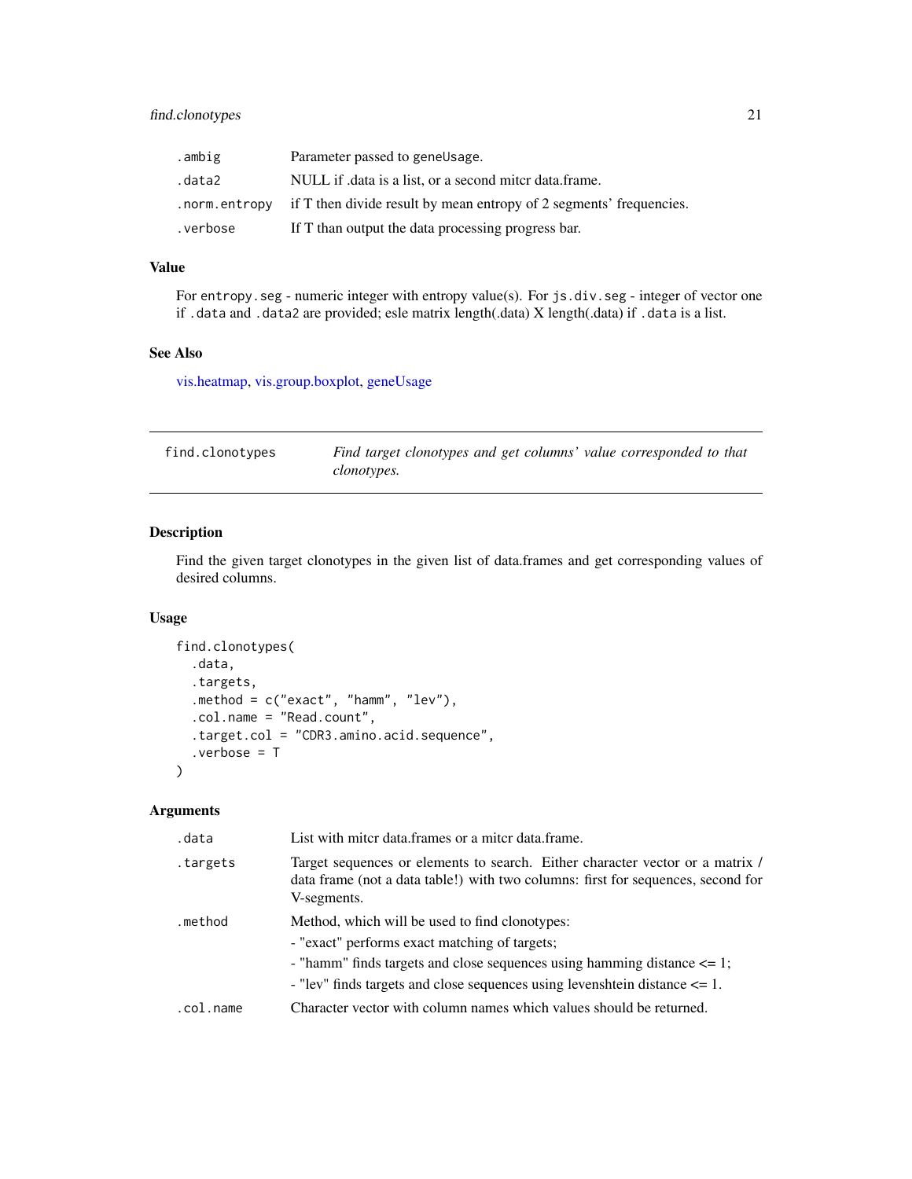| | |
|---|---|
| .ambig | Parameter passed to geneUsage. |
| .data2 | NULL if .data is a list, or a second mitcr data.frame. |
| .norm.entropy | if T then divide result by mean entropy of 2 segments' frequencies. |
| .verbose | If T than output the data processing progress bar. |

### Value

For entropy.seg - numeric integer with entropy value(s). For js.div.seg - integer of vector one if .data and .data2 are provided; esle matrix length(.data) X length(.data) if .data is a list.

### See Also

vis.heatmap, vis.group.boxplot, geneUsage

---

## find.clonotypes — *Find target clonotypes and get columns' value corresponded to that clonotypes.*

---

### Description

Find the given target clonotypes in the given list of data.frames and get corresponding values of desired columns.

### Usage

```
find.clonotypes(
  .data,
  .targets,
  .method = c("exact", "hamm", "lev"),
  .col.name = "Read.count",
  .target.col = "CDR3.amino.acid.sequence",
  .verbose = T
)
```

### Arguments

| | |
|---|---|
| .data | List with mitcr data.frames or a mitcr data.frame. |
| .targets | Target sequences or elements to search. Either character vector or a matrix / data frame (not a data table!) with two columns: first for sequences, second for V-segments. |
| .method | Method, which will be used to find clonotypes:<br>- "exact" performs exact matching of targets;<br>- "hamm" finds targets and close sequences using hamming distance <= 1;<br>- "lev" finds targets and close sequences using levenshtein distance <= 1. |
| .col.name | Character vector with column names which values should be returned. |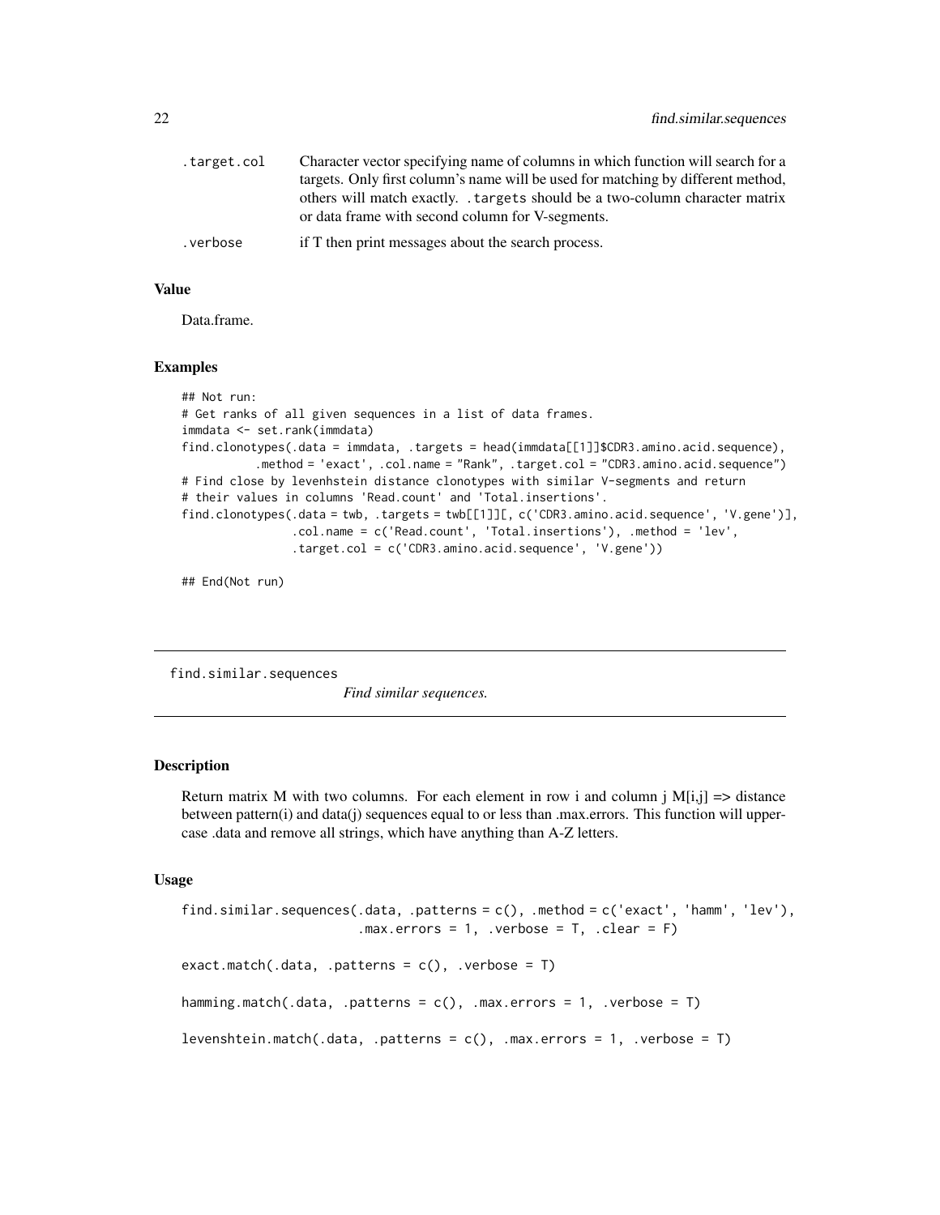| | |
|---|---|
| .target.col | Character vector specifying name of columns in which function will search for a targets. Only first column's name will be used for matching by different method, others will match exactly. .targets should be a two-column character matrix or data frame with second column for V-segments. |
| .verbose | if T then print messages about the search process. |

## Value

Data.frame.

## Examples

```
## Not run:
# Get ranks of all given sequences in a list of data frames.
immdata <- set.rank(immdata)
find.clonotypes(.data = immdata, .targets = head(immdata[[1]]$CDR3.amino.acid.sequence),
          .method = 'exact', .col.name = "Rank", .target.col = "CDR3.amino.acid.sequence")
# Find close by levenhstein distance clonotypes with similar V-segments and return
# their values in columns 'Read.count' and 'Total.insertions'.
find.clonotypes(.data = twb, .targets = twb[[1]][, c('CDR3.amino.acid.sequence', 'V.gene')],
                .col.name = c('Read.count', 'Total.insertions'), .method = 'lev',
                .target.col = c('CDR3.amino.acid.sequence', 'V.gene'))

## End(Not run)
```

---

# find.similar.sequences *Find similar sequences.*

## Description

Return matrix M with two columns. For each element in row i and column j M[i,j] => distance between pattern(i) and data(j) sequences equal to or less than .max.errors. This function will uppercase .data and remove all strings, which have anything than A-Z letters.

## Usage

```
find.similar.sequences(.data, .patterns = c(), .method = c('exact', 'hamm', 'lev'),
                       .max.errors = 1, .verbose = T, .clear = F)

exact.match(.data, .patterns = c(), .verbose = T)

hamming.match(.data, .patterns = c(), .max.errors = 1, .verbose = T)

levenshtein.match(.data, .patterns = c(), .max.errors = 1, .verbose = T)
```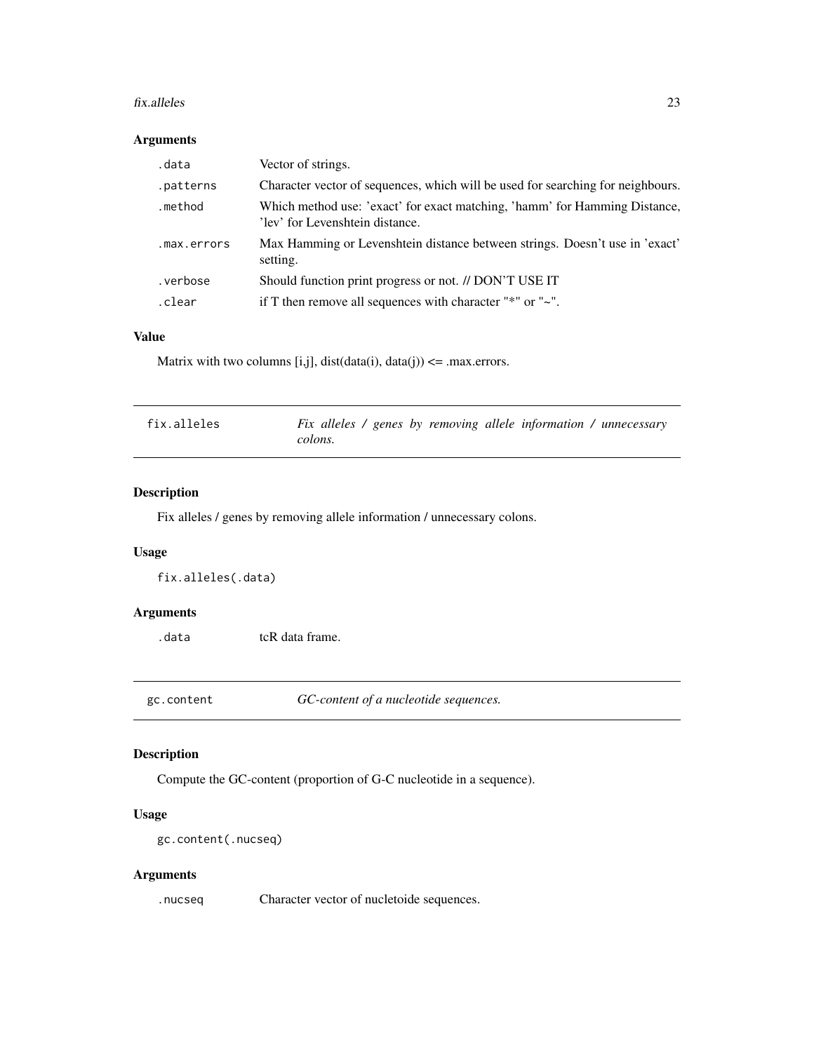### Arguments

| | |
|---|---|
| `.data` | Vector of strings. |
| `.patterns` | Character vector of sequences, which will be used for searching for neighbours. |
| `.method` | Which method use: 'exact' for exact matching, 'hamm' for Hamming Distance, 'lev' for Levenshtein distance. |
| `.max.errors` | Max Hamming or Levenshtein distance between strings. Doesn't use in 'exact' setting. |
| `.verbose` | Should function print progress or not. // DON'T USE IT |
| `.clear` | if T then remove all sequences with character "*" or "~". |

### Value

Matrix with two columns [i,j], dist(data(i), data(j)) <= .max.errors.

---

## fix.alleles — *Fix alleles / genes by removing allele information / unnecessary colons.*

### Description

Fix alleles / genes by removing allele information / unnecessary colons.

### Usage

```
fix.alleles(.data)
```

### Arguments

| | |
|---|---|
| `.data` | tcR data frame. |

---

## gc.content — *GC-content of a nucleotide sequences.*

### Description

Compute the GC-content (proportion of G-C nucleotide in a sequence).

### Usage

```
gc.content(.nucseq)
```

### Arguments

| | |
|---|---|
| `.nucseq` | Character vector of nucletoide sequences. |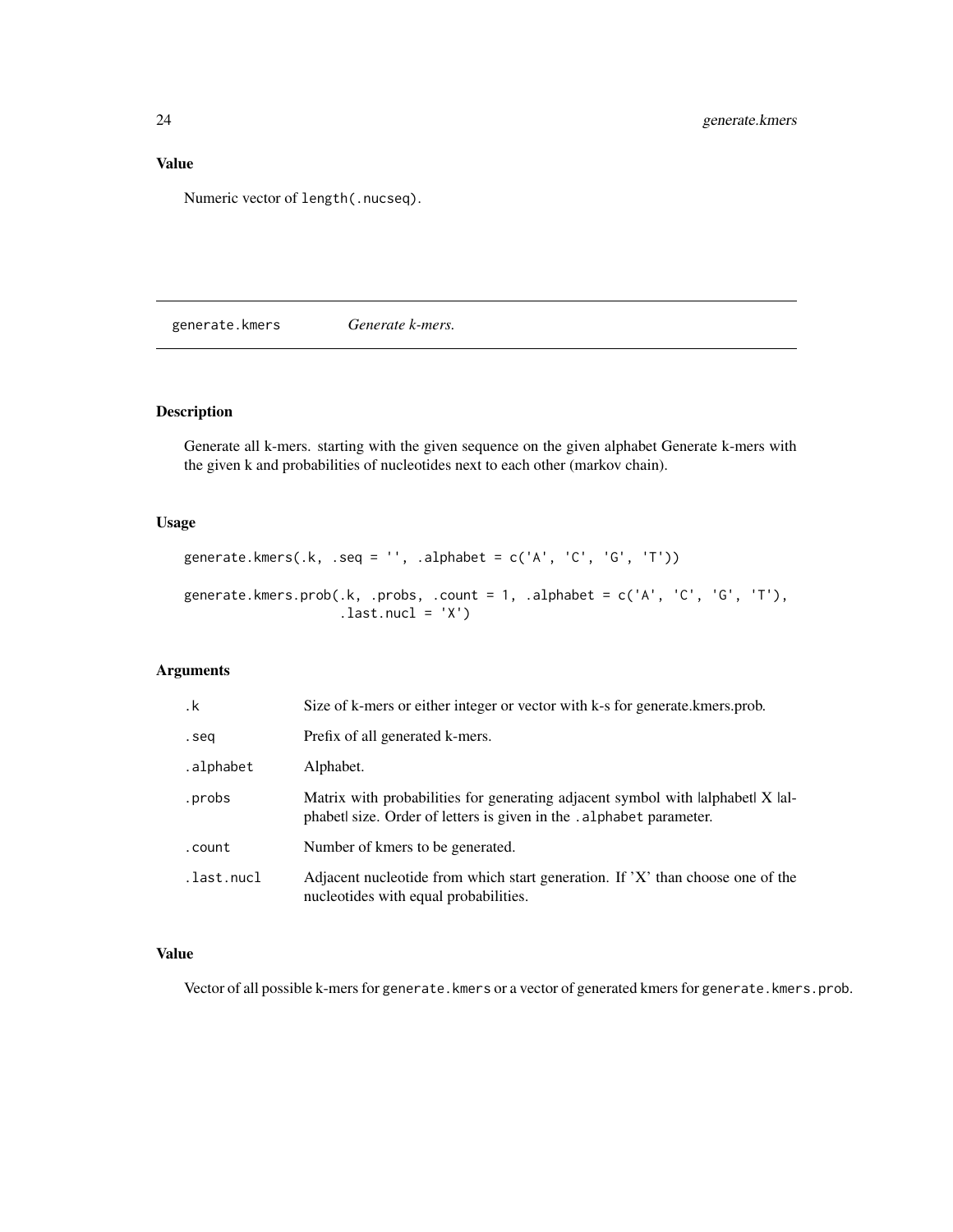## Value

Numeric vector of length(.nucseq).

---

## generate.kmers *Generate k-mers.*

### Description

Generate all k-mers. starting with the given sequence on the given alphabet Generate k-mers with the given k and probabilities of nucleotides next to each other (markov chain).

### Usage

```
generate.kmers(.k, .seq = '', .alphabet = c('A', 'C', 'G', 'T'))

generate.kmers.prob(.k, .probs, .count = 1, .alphabet = c('A', 'C', 'G', 'T'),
                    .last.nucl = 'X')
```

### Arguments

| | |
|---|---|
| .k | Size of k-mers or either integer or vector with k-s for generate.kmers.prob. |
| .seq | Prefix of all generated k-mers. |
| .alphabet | Alphabet. |
| .probs | Matrix with probabilities for generating adjacent symbol with \|alphabet\| X \|alphabet\| size. Order of letters is given in the .alphabet parameter. |
| .count | Number of kmers to be generated. |
| .last.nucl | Adjacent nucleotide from which start generation. If 'X' than choose one of the nucleotides with equal probabilities. |

### Value

Vector of all possible k-mers for generate.kmers or a vector of generated kmers for generate.kmers.prob.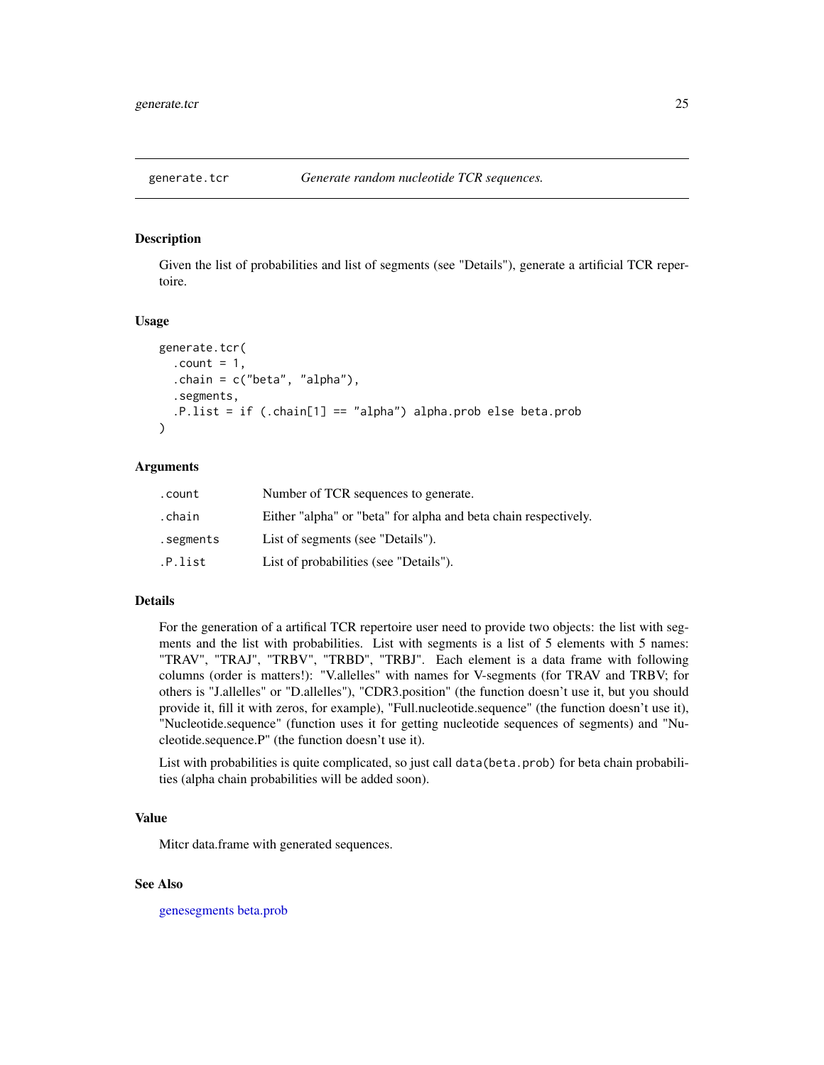## generate.tcr — *Generate random nucleotide TCR sequences.*

### Description

Given the list of probabilities and list of segments (see "Details"), generate a artificial TCR repertoire.

### Usage

```
generate.tcr(
  .count = 1,
  .chain = c("beta", "alpha"),
  .segments,
  .P.list = if (.chain[1] == "alpha") alpha.prob else beta.prob
)
```

### Arguments

| | |
|---|---|
| .count | Number of TCR sequences to generate. |
| .chain | Either "alpha" or "beta" for alpha and beta chain respectively. |
| .segments | List of segments (see "Details"). |
| .P.list | List of probabilities (see "Details"). |

### Details

For the generation of a artifical TCR repertoire user need to provide two objects: the list with segments and the list with probabilities. List with segments is a list of 5 elements with 5 names: "TRAV", "TRAJ", "TRBV", "TRBD", "TRBJ". Each element is a data frame with following columns (order is matters!): "V.allelles" with names for V-segments (for TRAV and TRBV; for others is "J.allelles" or "D.allelles"), "CDR3.position" (the function doesn't use it, but you should provide it, fill it with zeros, for example), "Full.nucleotide.sequence" (the function doesn't use it), "Nucleotide.sequence" (function uses it for getting nucleotide sequences of segments) and "Nucleotide.sequence.P" (the function doesn't use it).

List with probabilities is quite complicated, so just call `data(beta.prob)` for beta chain probabilities (alpha chain probabilities will be added soon).

### Value

Mitcr data.frame with generated sequences.

### See Also

genesegments beta.prob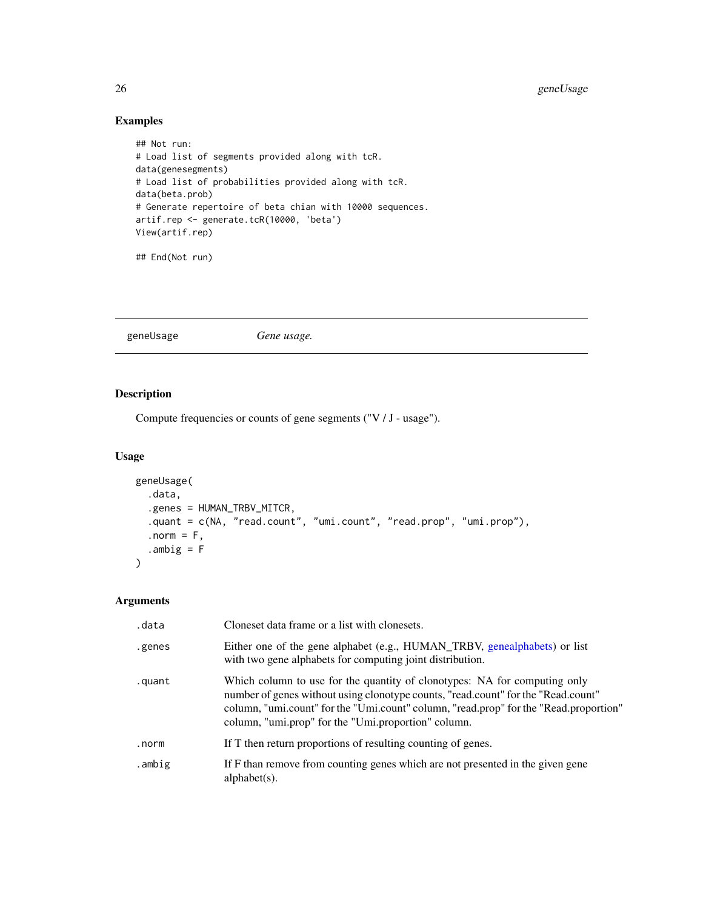## Examples

```
## Not run:
# Load list of segments provided along with tcR.
data(genesegments)
# Load list of probabilities provided along with tcR.
data(beta.prob)
# Generate repertoire of beta chian with 10000 sequences.
artif.rep <- generate.tcR(10000, 'beta')
View(artif.rep)

## End(Not run)
```

---

## geneUsage — *Gene usage.*

---

### Description

Compute frequencies or counts of gene segments ("V / J - usage").

### Usage

```
geneUsage(
  .data,
  .genes = HUMAN_TRBV_MITCR,
  .quant = c(NA, "read.count", "umi.count", "read.prop", "umi.prop"),
  .norm = F,
  .ambig = F
)
```

### Arguments

| | |
|---|---|
| .data | Cloneset data frame or a list with clonesets. |
| .genes | Either one of the gene alphabet (e.g., HUMAN_TRBV, genealphabets) or list with two gene alphabets for computing joint distribution. |
| .quant | Which column to use for the quantity of clonotypes: NA for computing only number of genes without using clonotype counts, "read.count" for the "Read.count" column, "umi.count" for the "Umi.count" column, "read.prop" for the "Read.proportion" column, "umi.prop" for the "Umi.proportion" column. |
| .norm | If T then return proportions of resulting counting of genes. |
| .ambig | If F than remove from counting genes which are not presented in the given gene alphabet(s). |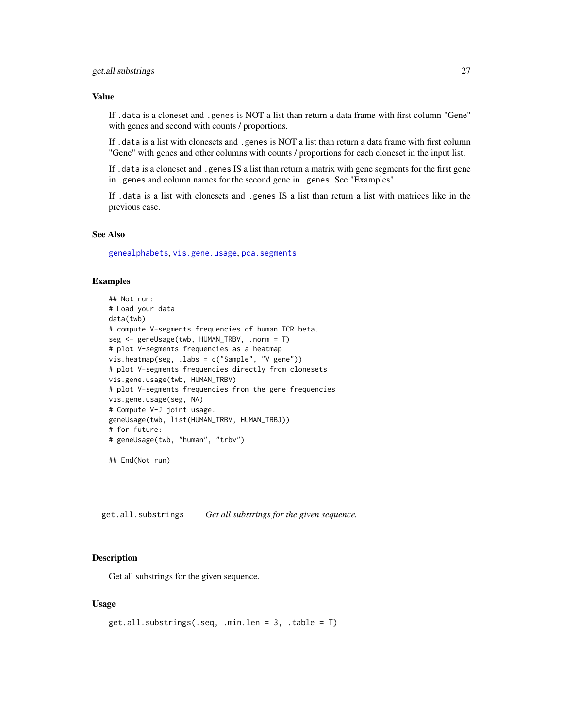### Value

If `.data` is a cloneset and `.genes` is NOT a list than return a data frame with first column "Gene" with genes and second with counts / proportions.

If `.data` is a list with clonesets and `.genes` is NOT a list than return a data frame with first column "Gene" with genes and other columns with counts / proportions for each cloneset in the input list.

If `.data` is a cloneset and `.genes` IS a list than return a matrix with gene segments for the first gene in `.genes` and column names for the second gene in `.genes`. See "Examples".

If `.data` is a list with clonesets and `.genes` IS a list than return a list with matrices like in the previous case.

### See Also

genealphabets, vis.gene.usage, pca.segments

### Examples

```
## Not run:
# Load your data
data(twb)
# compute V-segments frequencies of human TCR beta.
seg <- geneUsage(twb, HUMAN_TRBV, .norm = T)
# plot V-segments frequencies as a heatmap
vis.heatmap(seg, .labs = c("Sample", "V gene"))
# plot V-segments frequencies directly from clonesets
vis.gene.usage(twb, HUMAN_TRBV)
# plot V-segments frequencies from the gene frequencies
vis.gene.usage(seg, NA)
# Compute V-J joint usage.
geneUsage(twb, list(HUMAN_TRBV, HUMAN_TRBJ))
# for future:
# geneUsage(twb, "human", "trbv")

## End(Not run)
```

---

## get.all.substrings    *Get all substrings for the given sequence.*

### Description

Get all substrings for the given sequence.

### Usage

```
get.all.substrings(.seq, .min.len = 3, .table = T)
```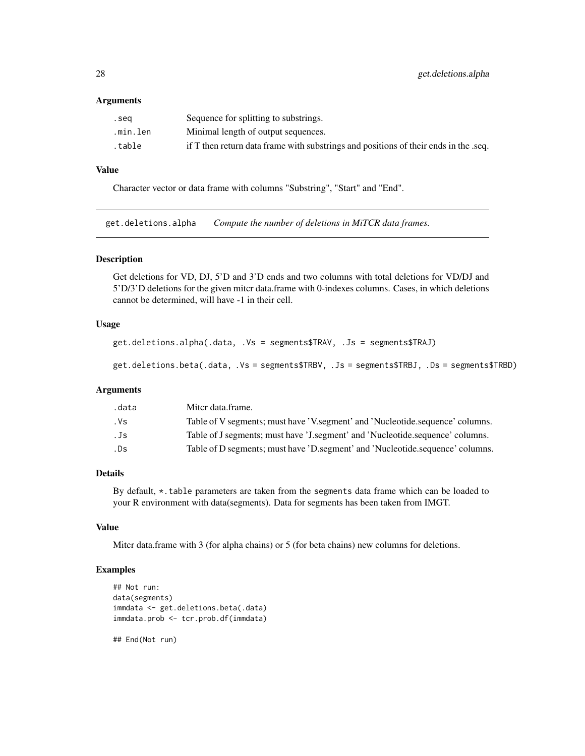### Arguments

| | |
|---|---|
| .seq | Sequence for splitting to substrings. |
| .min.len | Minimal length of output sequences. |
| .table | if T then return data frame with substrings and positions of their ends in the .seq. |

### Value

Character vector or data frame with columns "Substring", "Start" and "End".

---

## get.deletions.alpha *Compute the number of deletions in MiTCR data frames.*

### Description

Get deletions for VD, DJ, 5'D and 3'D ends and two columns with total deletions for VD/DJ and 5'D/3'D deletions for the given mitcr data.frame with 0-indexes columns. Cases, in which deletions cannot be determined, will have -1 in their cell.

### Usage

```
get.deletions.alpha(.data, .Vs = segments$TRAV, .Js = segments$TRAJ)

get.deletions.beta(.data, .Vs = segments$TRBV, .Js = segments$TRBJ, .Ds = segments$TRBD)
```

### Arguments

| | |
|---|---|
| .data | Mitcr data.frame. |
| .Vs | Table of V segments; must have 'V.segment' and 'Nucleotide.sequence' columns. |
| .Js | Table of J segments; must have 'J.segment' and 'Nucleotide.sequence' columns. |
| .Ds | Table of D segments; must have 'D.segment' and 'Nucleotide.sequence' columns. |

### Details

By default, *.table parameters are taken from the segments data frame which can be loaded to your R environment with data(segments). Data for segments has been taken from IMGT.

### Value

Mitcr data.frame with 3 (for alpha chains) or 5 (for beta chains) new columns for deletions.

### Examples

```
## Not run:
data(segments)
immdata <- get.deletions.beta(.data)
immdata.prob <- tcr.prob.df(immdata)

## End(Not run)
```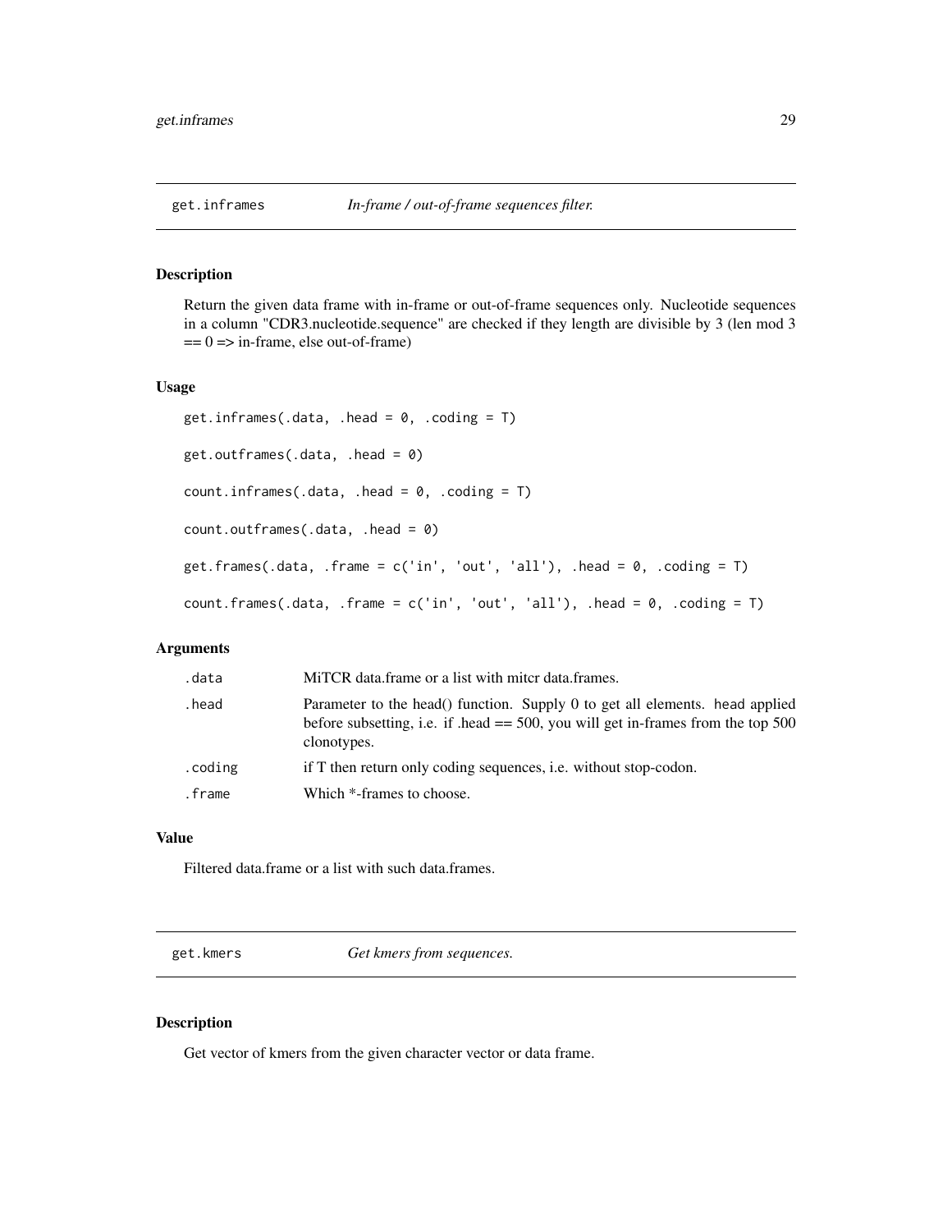## get.inframes *In-frame / out-of-frame sequences filter.*

### Description

Return the given data frame with in-frame or out-of-frame sequences only. Nucleotide sequences in a column "CDR3.nucleotide.sequence" are checked if they length are divisible by 3 (len mod 3 == 0 => in-frame, else out-of-frame)

### Usage

```
get.inframes(.data, .head = 0, .coding = T)

get.outframes(.data, .head = 0)

count.inframes(.data, .head = 0, .coding = T)

count.outframes(.data, .head = 0)

get.frames(.data, .frame = c('in', 'out', 'all'), .head = 0, .coding = T)

count.frames(.data, .frame = c('in', 'out', 'all'), .head = 0, .coding = T)
```

### Arguments

| | |
|---|---|
| .data | MiTCR data.frame or a list with mitcr data.frames. |
| .head | Parameter to the head() function. Supply 0 to get all elements. head applied before subsetting, i.e. if .head == 500, you will get in-frames from the top 500 clonotypes. |
| .coding | if T then return only coding sequences, i.e. without stop-codon. |
| .frame | Which *-frames to choose. |

### Value

Filtered data.frame or a list with such data.frames.

## get.kmers *Get kmers from sequences.*

### Description

Get vector of kmers from the given character vector or data frame.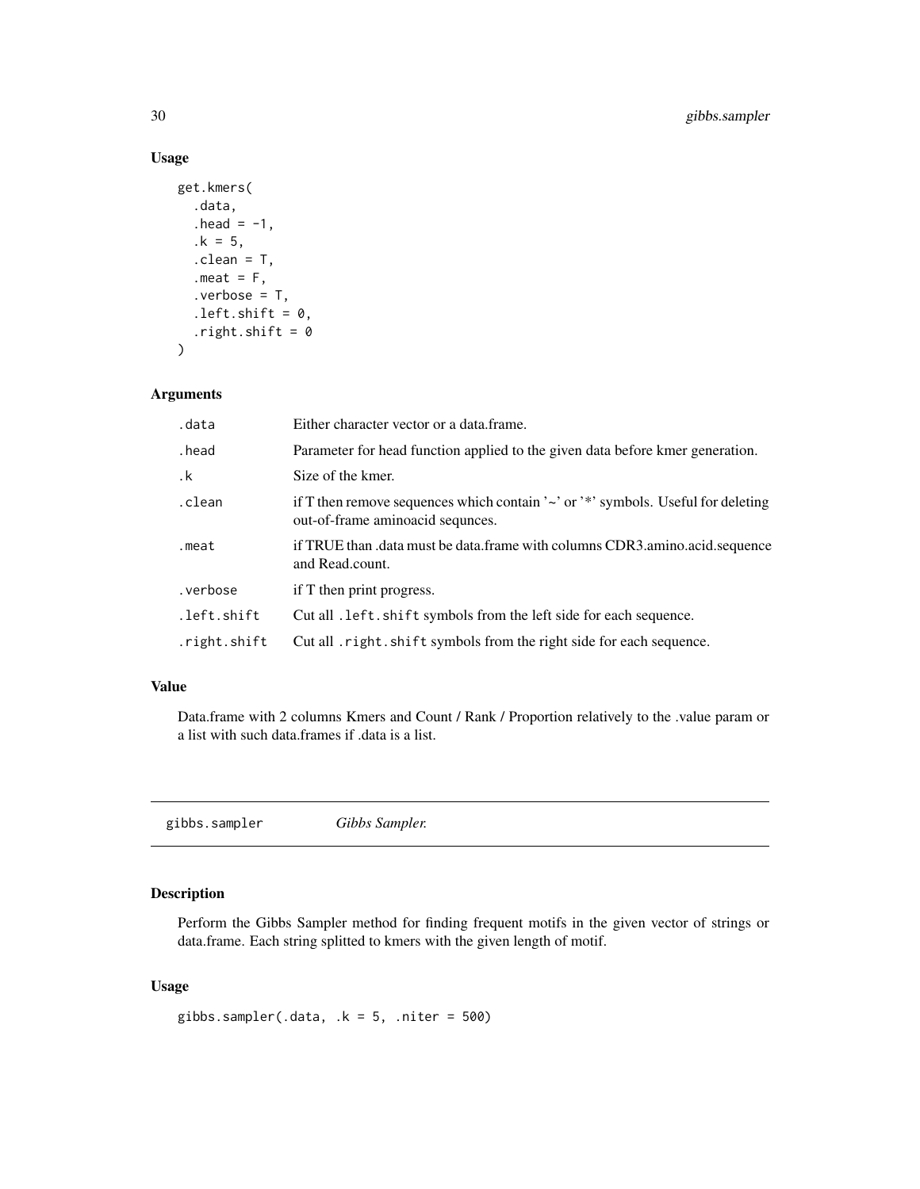## Usage

```
get.kmers(
  .data,
  .head = -1,
  .k = 5,
  .clean = T,
  .meat = F,
  .verbose = T,
  .left.shift = 0,
  .right.shift = 0
)
```

## Arguments

| | |
|---|---|
| `.data` | Either character vector or a data.frame. |
| `.head` | Parameter for head function applied to the given data before kmer generation. |
| `.k` | Size of the kmer. |
| `.clean` | if T then remove sequences which contain '~' or '*' symbols. Useful for deleting out-of-frame aminoacid sequnces. |
| `.meat` | if TRUE than .data must be data.frame with columns CDR3.amino.acid.sequence and Read.count. |
| `.verbose` | if T then print progress. |
| `.left.shift` | Cut all `.left.shift` symbols from the left side for each sequence. |
| `.right.shift` | Cut all `.right.shift` symbols from the right side for each sequence. |

## Value

Data.frame with 2 columns Kmers and Count / Rank / Proportion relatively to the .value param or a list with such data.frames if .data is a list.

---

# gibbs.sampler *Gibbs Sampler.*

## Description

Perform the Gibbs Sampler method for finding frequent motifs in the given vector of strings or data.frame. Each string splitted to kmers with the given length of motif.

## Usage

```
gibbs.sampler(.data, .k = 5, .niter = 500)
```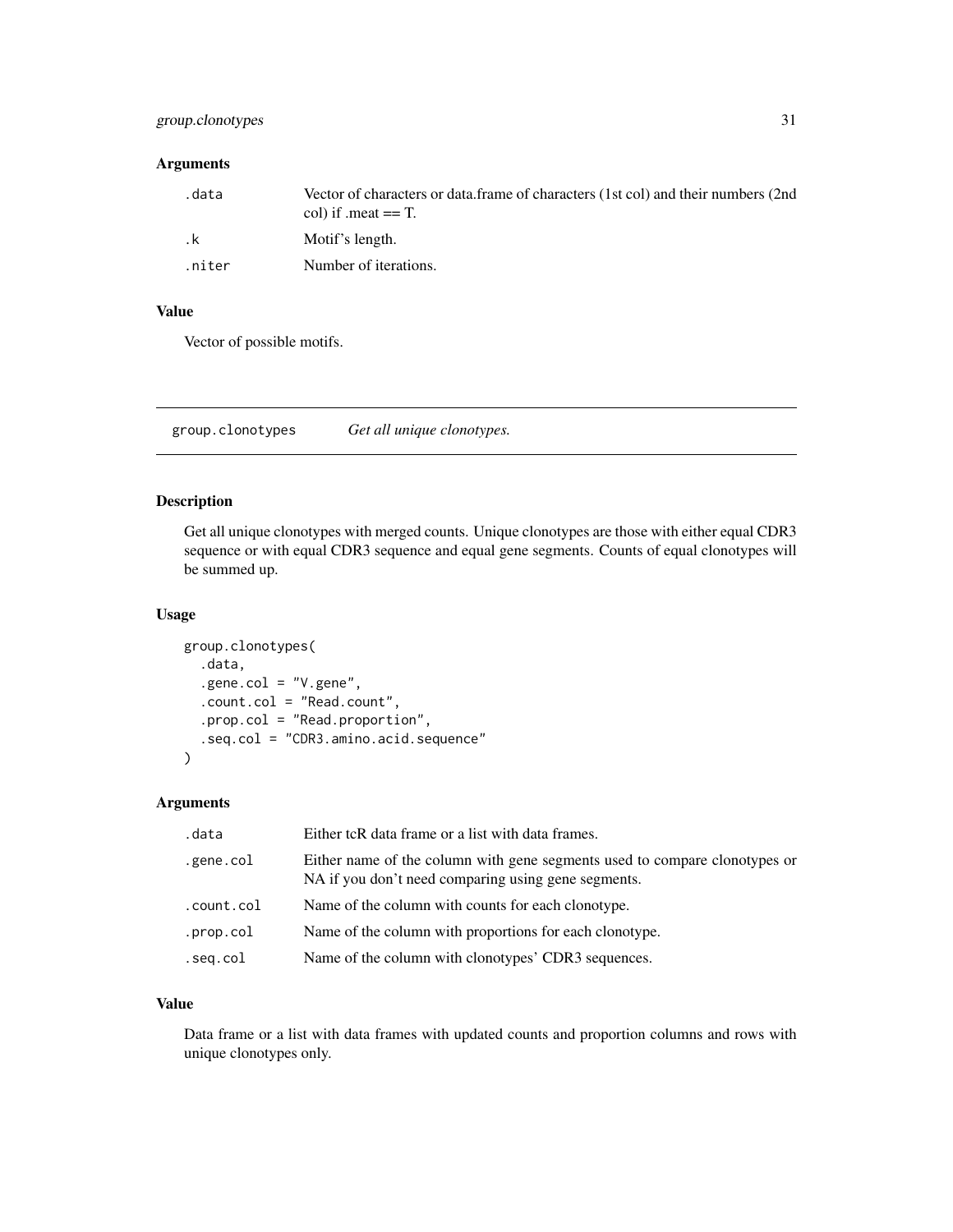### Arguments

| | |
|---|---|
| .data | Vector of characters or data.frame of characters (1st col) and their numbers (2nd col) if .meat == T. |
| .k | Motif's length. |
| .niter | Number of iterations. |

### Value

Vector of possible motifs.

---

## group.clonotypes *Get all unique clonotypes.*

### Description

Get all unique clonotypes with merged counts. Unique clonotypes are those with either equal CDR3 sequence or with equal CDR3 sequence and equal gene segments. Counts of equal clonotypes will be summed up.

### Usage

```
group.clonotypes(
  .data,
  .gene.col = "V.gene",
  .count.col = "Read.count",
  .prop.col = "Read.proportion",
  .seq.col = "CDR3.amino.acid.sequence"
)
```

### Arguments

| | |
|---|---|
| .data | Either tcR data frame or a list with data frames. |
| .gene.col | Either name of the column with gene segments used to compare clonotypes or NA if you don't need comparing using gene segments. |
| .count.col | Name of the column with counts for each clonotype. |
| .prop.col | Name of the column with proportions for each clonotype. |
| .seq.col | Name of the column with clonotypes' CDR3 sequences. |

### Value

Data frame or a list with data frames with updated counts and proportion columns and rows with unique clonotypes only.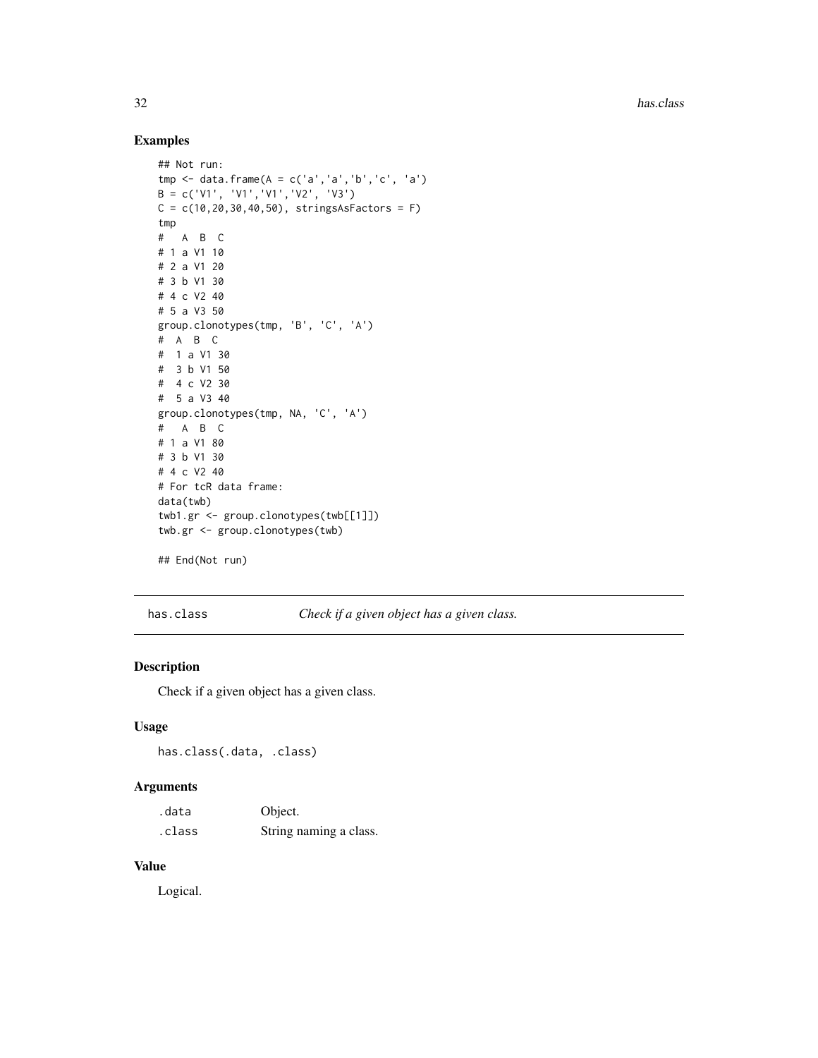## Examples

```
## Not run:
tmp <- data.frame(A = c('a','a','b','c', 'a')
B = c('V1', 'V1','V1','V2', 'V3')
C = c(10,20,30,40,50), stringsAsFactors = F)
tmp
#   A  B  C
# 1 a V1 10
# 2 a V1 20
# 3 b V1 30
# 4 c V2 40
# 5 a V3 50
group.clonotypes(tmp, 'B', 'C', 'A')
#  A  B  C
#  1 a V1 30
#  3 b V1 50
#  4 c V2 30
#  5 a V3 40
group.clonotypes(tmp, NA, 'C', 'A')
#   A  B  C
# 1 a V1 80
# 3 b V1 30
# 4 c V2 40
# For tcR data frame:
data(twb)
twb1.gr <- group.clonotypes(twb[[1]])
twb.gr <- group.clonotypes(twb)

## End(Not run)
```

---

## has.class — *Check if a given object has a given class.*

### Description

Check if a given object has a given class.

### Usage

```
has.class(.data, .class)
```

### Arguments

| | |
|---|---|
| .data | Object. |
| .class | String naming a class. |

### Value

Logical.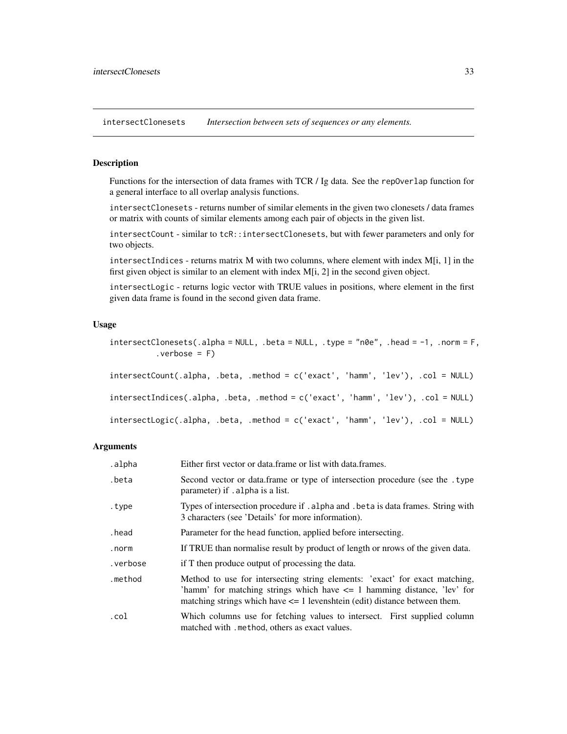## intersectClonesets — *Intersection between sets of sequences or any elements.*

### Description

Functions for the intersection of data frames with TCR / Ig data. See the `repOverlap` function for a general interface to all overlap analysis functions.

`intersectClonesets` - returns number of similar elements in the given two clonesets / data frames or matrix with counts of similar elements among each pair of objects in the given list.

`intersectCount` - similar to `tcR::intersectClonesets`, but with fewer parameters and only for two objects.

`intersectIndices` - returns matrix M with two columns, where element with index M[i, 1] in the first given object is similar to an element with index M[i, 2] in the second given object.

`intersectLogic` - returns logic vector with TRUE values in positions, where element in the first given data frame is found in the second given data frame.

### Usage

```
intersectClonesets(.alpha = NULL, .beta = NULL, .type = "n0e", .head = -1, .norm = F,
          .verbose = F)

intersectCount(.alpha, .beta, .method = c('exact', 'hamm', 'lev'), .col = NULL)

intersectIndices(.alpha, .beta, .method = c('exact', 'hamm', 'lev'), .col = NULL)

intersectLogic(.alpha, .beta, .method = c('exact', 'hamm', 'lev'), .col = NULL)
```

### Arguments

| | |
|---|---|
| `.alpha` | Either first vector or data.frame or list with data.frames. |
| `.beta` | Second vector or data.frame or type of intersection procedure (see the `.type` parameter) if `.alpha` is a list. |
| `.type` | Types of intersection procedure if `.alpha` and `.beta` is data frames. String with 3 characters (see 'Details' for more information). |
| `.head` | Parameter for the `head` function, applied before intersecting. |
| `.norm` | If TRUE than normalise result by product of length or nrows of the given data. |
| `.verbose` | if T then produce output of processing the data. |
| `.method` | Method to use for intersecting string elements: 'exact' for exact matching, 'hamm' for matching strings which have <= 1 hamming distance, 'lev' for matching strings which have <= 1 levenshtein (edit) distance between them. |
| `.col` | Which columns use for fetching values to intersect. First supplied column matched with `.method`, others as exact values. |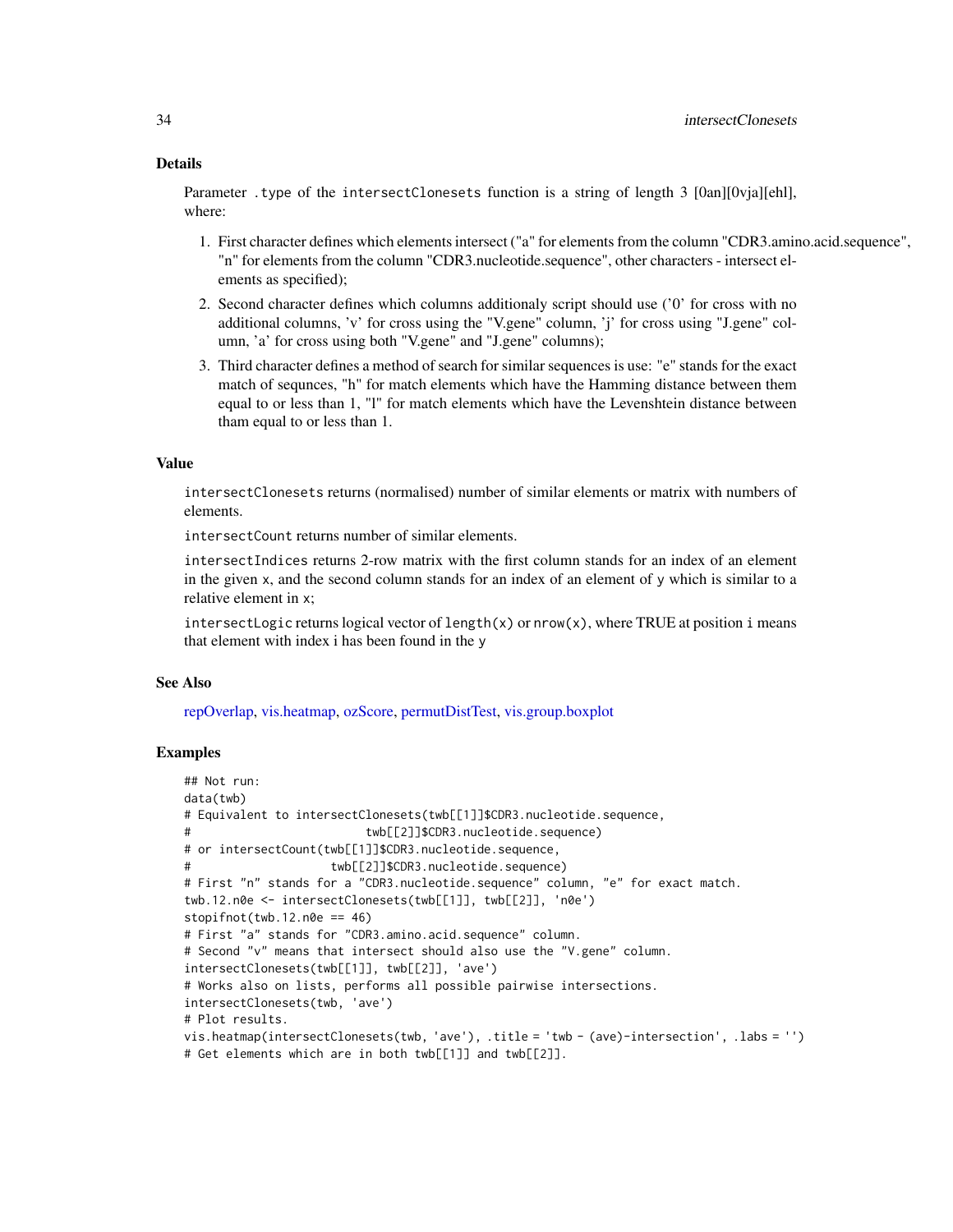## Details

Parameter `.type` of the `intersectClonesets` function is a string of length 3 [0an][0vja][ehl], where:

1. First character defines which elements intersect ("a" for elements from the column "CDR3.amino.acid.sequence", "n" for elements from the column "CDR3.nucleotide.sequence", other characters - intersect elements as specified);
2. Second character defines which columns additionaly script should use ('0' for cross with no additional columns, 'v' for cross using the "V.gene" column, 'j' for cross using "J.gene" column, 'a' for cross using both "V.gene" and "J.gene" columns);
3. Third character defines a method of search for similar sequences is use: "e" stands for the exact match of sequnces, "h" for match elements which have the Hamming distance between them equal to or less than 1, "l" for match elements which have the Levenshtein distance between tham equal to or less than 1.

## Value

`intersectClonesets` returns (normalised) number of similar elements or matrix with numbers of elements.

`intersectCount` returns number of similar elements.

`intersectIndices` returns 2-row matrix with the first column stands for an index of an element in the given `x`, and the second column stands for an index of an element of `y` which is similar to a relative element in `x`;

`intersectLogic` returns logical vector of `length(x)` or `nrow(x)`, where TRUE at position `i` means that element with index i has been found in the `y`

## See Also

repOverlap, vis.heatmap, ozScore, permutDistTest, vis.group.boxplot

## Examples

```
## Not run:
data(twb)
# Equivalent to intersectClonesets(twb[[1]]$CDR3.nucleotide.sequence,
#                         twb[[2]]$CDR3.nucleotide.sequence)
# or intersectCount(twb[[1]]$CDR3.nucleotide.sequence,
#                    twb[[2]]$CDR3.nucleotide.sequence)
# First "n" stands for a "CDR3.nucleotide.sequence" column, "e" for exact match.
twb.12.n0e <- intersectClonesets(twb[[1]], twb[[2]], 'n0e')
stopifnot(twb.12.n0e == 46)
# First "a" stands for "CDR3.amino.acid.sequence" column.
# Second "v" means that intersect should also use the "V.gene" column.
intersectClonesets(twb[[1]], twb[[2]], 'ave')
# Works also on lists, performs all possible pairwise intersections.
intersectClonesets(twb, 'ave')
# Plot results.
vis.heatmap(intersectClonesets(twb, 'ave'), .title = 'twb - (ave)-intersection', .labs = '')
# Get elements which are in both twb[[1]] and twb[[2]].
```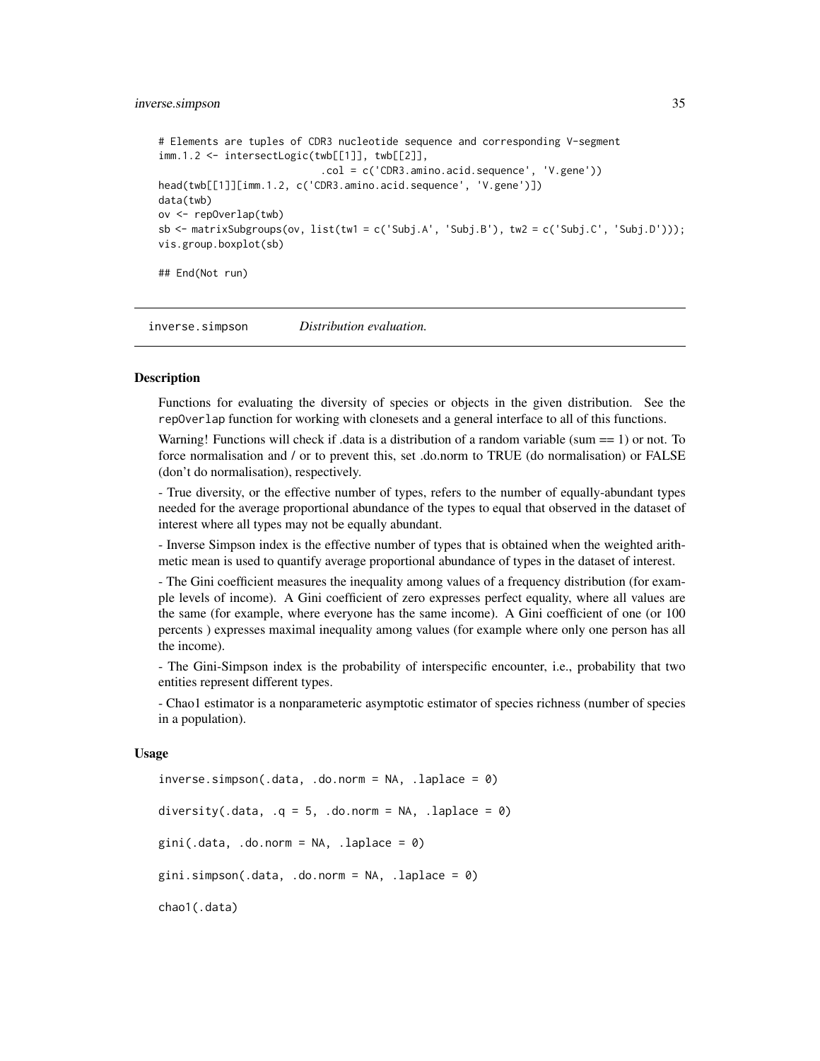```
# Elements are tuples of CDR3 nucleotide sequence and corresponding V-segment
imm.1.2 <- intersectLogic(twb[[1]], twb[[2]],
                          .col = c('CDR3.amino.acid.sequence', 'V.gene'))
head(twb[[1]][imm.1.2, c('CDR3.amino.acid.sequence', 'V.gene')])
data(twb)
ov <- repOverlap(twb)
sb <- matrixSubgroups(ov, list(tw1 = c('Subj.A', 'Subj.B'), tw2 = c('Subj.C', 'Subj.D')));
vis.group.boxplot(sb)

## End(Not run)
```

---

## inverse.simpson — *Distribution evaluation.*

### Description

Functions for evaluating the diversity of species or objects in the given distribution. See the repOverlap function for working with clonesets and a general interface to all of this functions.

Warning! Functions will check if .data is a distribution of a random variable (sum == 1) or not. To force normalisation and / or to prevent this, set .do.norm to TRUE (do normalisation) or FALSE (don't do normalisation), respectively.

- True diversity, or the effective number of types, refers to the number of equally-abundant types needed for the average proportional abundance of the types to equal that observed in the dataset of interest where all types may not be equally abundant.

- Inverse Simpson index is the effective number of types that is obtained when the weighted arithmetic mean is used to quantify average proportional abundance of types in the dataset of interest.

- The Gini coefficient measures the inequality among values of a frequency distribution (for example levels of income). A Gini coefficient of zero expresses perfect equality, where all values are the same (for example, where everyone has the same income). A Gini coefficient of one (or 100 percents ) expresses maximal inequality among values (for example where only one person has all the income).

- The Gini-Simpson index is the probability of interspecific encounter, i.e., probability that two entities represent different types.

- Chao1 estimator is a nonparameteric asymptotic estimator of species richness (number of species in a population).

### Usage

```
inverse.simpson(.data, .do.norm = NA, .laplace = 0)

diversity(.data, .q = 5, .do.norm = NA, .laplace = 0)

gini(.data, .do.norm = NA, .laplace = 0)

gini.simpson(.data, .do.norm = NA, .laplace = 0)

chao1(.data)
```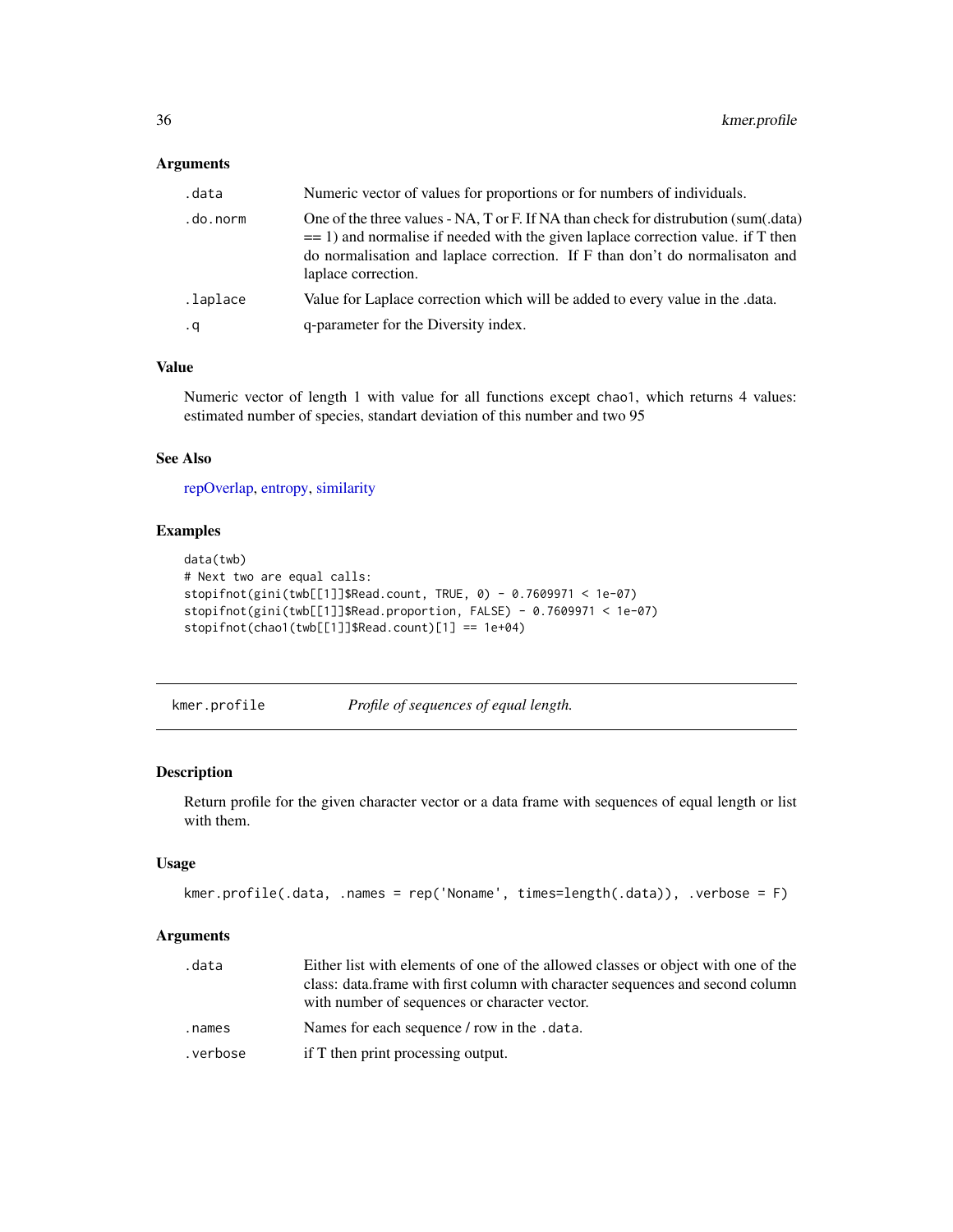### Arguments

| | |
|---|---|
| `.data` | Numeric vector of values for proportions or for numbers of individuals. |
| `.do.norm` | One of the three values - NA, T or F. If NA than check for distrubution (sum(.data) == 1) and normalise if needed with the given laplace correction value. if T then do normalisation and laplace correction. If F than don't do normalisaton and laplace correction. |
| `.laplace` | Value for Laplace correction which will be added to every value in the .data. |
| `.q` | q-parameter for the Diversity index. |

### Value

Numeric vector of length 1 with value for all functions except `chao1`, which returns 4 values: estimated number of species, standart deviation of this number and two 95

### See Also

repOverlap, entropy, similarity

### Examples

```
data(twb)
# Next two are equal calls:
stopifnot(gini(twb[[1]]$Read.count, TRUE, 0) - 0.7609971 < 1e-07)
stopifnot(gini(twb[[1]]$Read.proportion, FALSE) - 0.7609971 < 1e-07)
stopifnot(chao1(twb[[1]]$Read.count)[1] == 1e+04)
```

---

## kmer.profile — *Profile of sequences of equal length.*

### Description

Return profile for the given character vector or a data frame with sequences of equal length or list with them.

### Usage

```
kmer.profile(.data, .names = rep('Noname', times=length(.data)), .verbose = F)
```

### Arguments

| | |
|---|---|
| `.data` | Either list with elements of one of the allowed classes or object with one of the class: data.frame with first column with character sequences and second column with number of sequences or character vector. |
| `.names` | Names for each sequence / row in the `.data`. |
| `.verbose` | if T then print processing output. |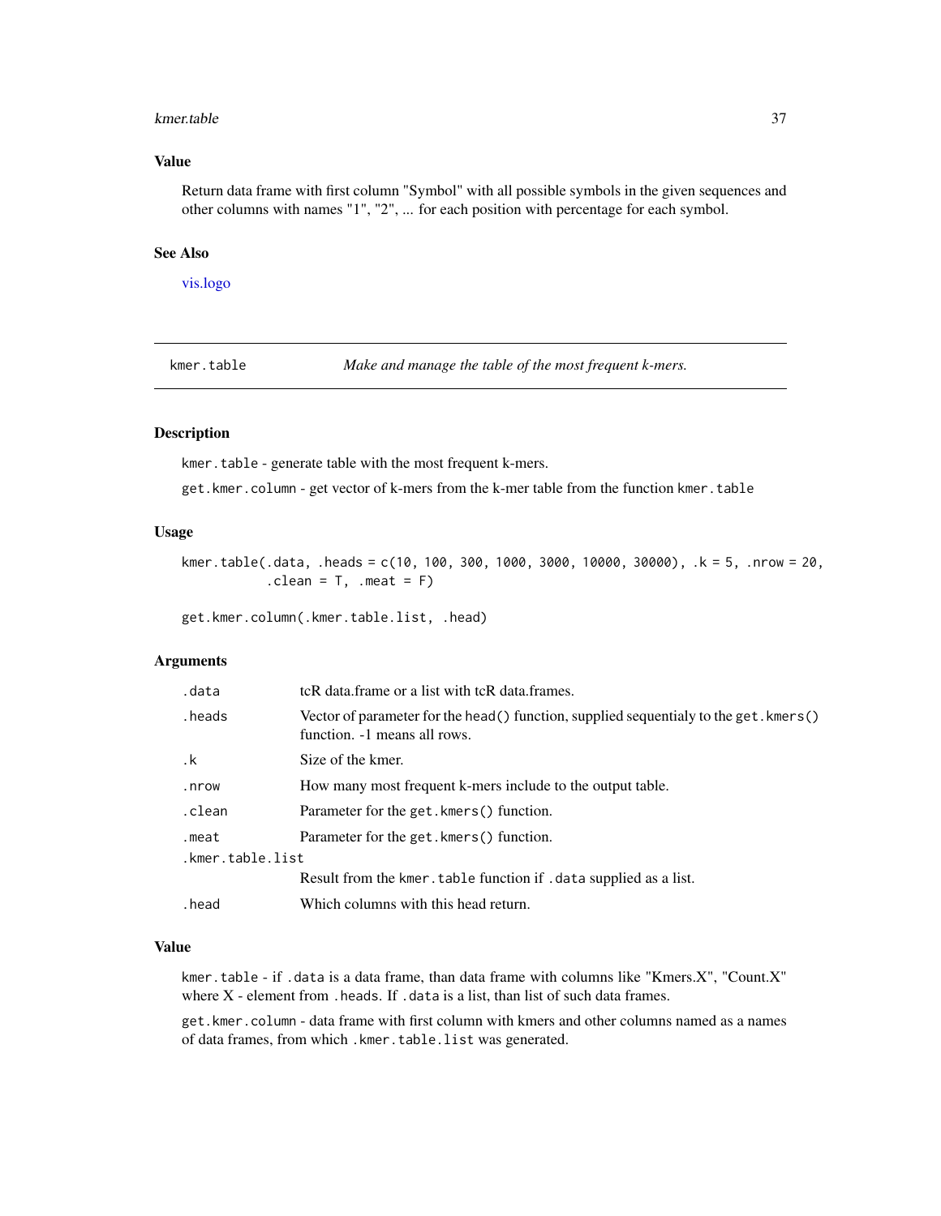## Value

Return data frame with first column "Symbol" with all possible symbols in the given sequences and other columns with names "1", "2", ... for each position with percentage for each symbol.

## See Also

vis.logo

---

# kmer.table — *Make and manage the table of the most frequent k-mers.*

---

## Description

kmer.table - generate table with the most frequent k-mers.

get.kmer.column - get vector of k-mers from the k-mer table from the function kmer.table

## Usage

```
kmer.table(.data, .heads = c(10, 100, 300, 1000, 3000, 10000, 30000), .k = 5, .nrow = 20,
          .clean = T, .meat = F)

get.kmer.column(.kmer.table.list, .head)
```

## Arguments

| | |
|---|---|
| .data | tcR data.frame or a list with tcR data.frames. |
| .heads | Vector of parameter for the head() function, supplied sequentialy to the get.kmers() function. -1 means all rows. |
| .k | Size of the kmer. |
| .nrow | How many most frequent k-mers include to the output table. |
| .clean | Parameter for the get.kmers() function. |
| .meat | Parameter for the get.kmers() function. |
| .kmer.table.list | Result from the kmer.table function if .data supplied as a list. |
| .head | Which columns with this head return. |

## Value

kmer.table - if .data is a data frame, than data frame with columns like "Kmers.X", "Count.X" where X - element from .heads. If .data is a list, than list of such data frames.

get.kmer.column - data frame with first column with kmers and other columns named as a names of data frames, from which .kmer.table.list was generated.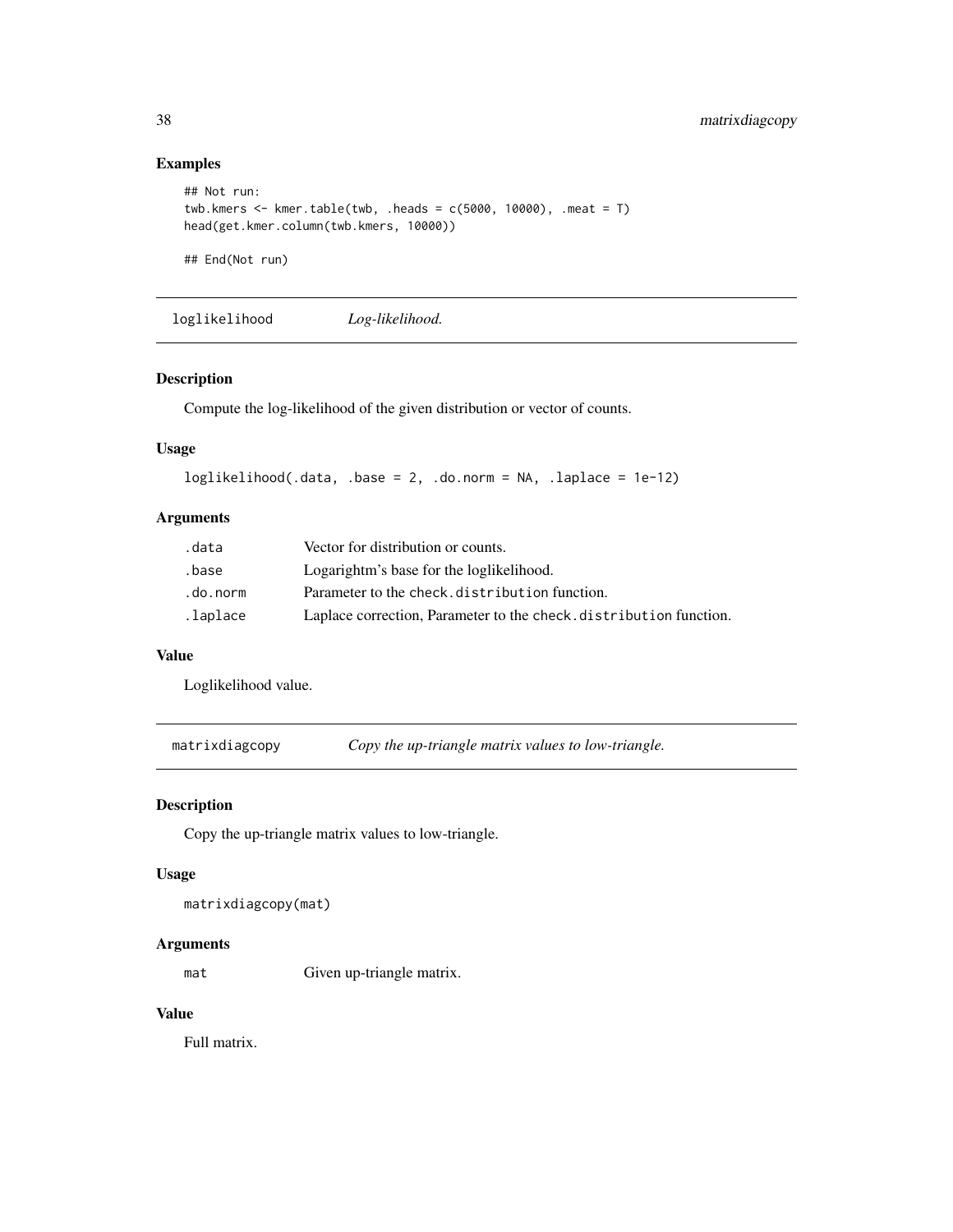## Examples

```
## Not run:
twb.kmers <- kmer.table(twb, .heads = c(5000, 10000), .meat = T)
head(get.kmer.column(twb.kmers, 10000))

## End(Not run)
```

---

`loglikelihood` *Log-likelihood.*

---

### Description

Compute the log-likelihood of the given distribution or vector of counts.

### Usage

```
loglikelihood(.data, .base = 2, .do.norm = NA, .laplace = 1e-12)
```

### Arguments

| | |
|---|---|
| `.data` | Vector for distribution or counts. |
| `.base` | Logarightm's base for the loglikelihood. |
| `.do.norm` | Parameter to the `check.distribution` function. |
| `.laplace` | Laplace correction, Parameter to the `check.distribution` function. |

### Value

Loglikelihood value.

---

`matrixdiagcopy` *Copy the up-triangle matrix values to low-triangle.*

---

### Description

Copy the up-triangle matrix values to low-triangle.

### Usage

```
matrixdiagcopy(mat)
```

### Arguments

| | |
|---|---|
| `mat` | Given up-triangle matrix. |

### Value

Full matrix.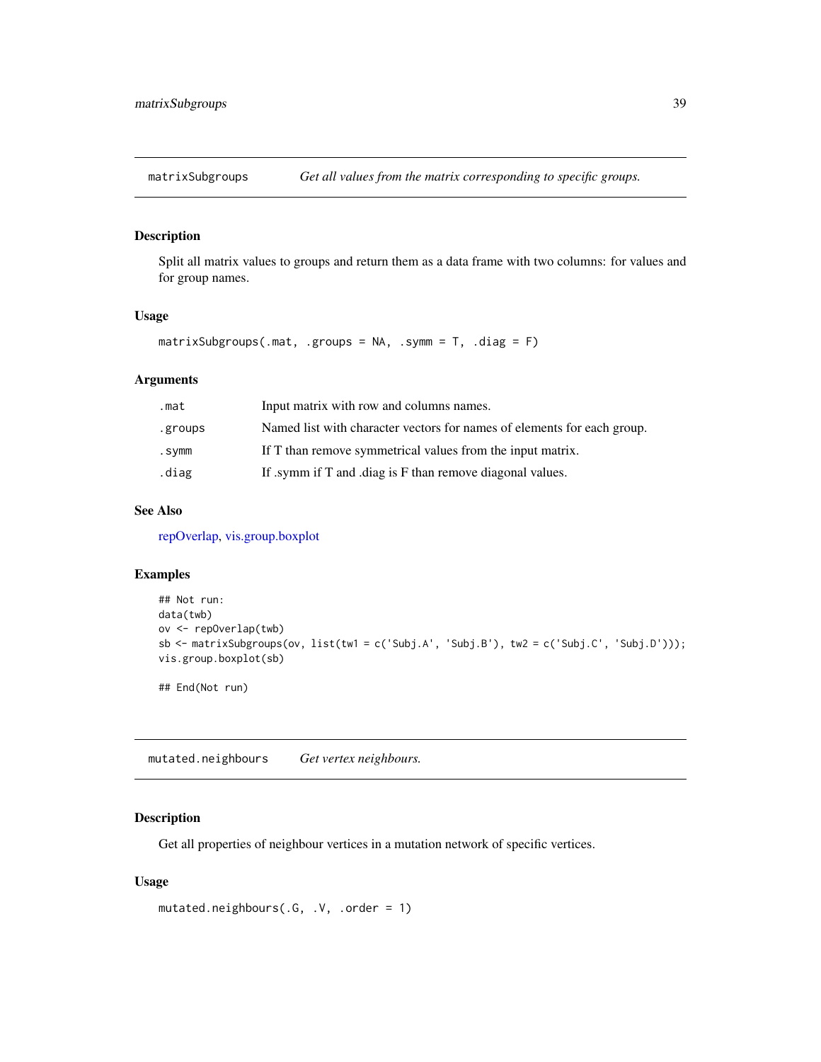## matrixSubgroups — *Get all values from the matrix corresponding to specific groups.*

### Description

Split all matrix values to groups and return them as a data frame with two columns: for values and for group names.

### Usage

```
matrixSubgroups(.mat, .groups = NA, .symm = T, .diag = F)
```

### Arguments

| | |
|---|---|
| .mat | Input matrix with row and columns names. |
| .groups | Named list with character vectors for names of elements for each group. |
| .symm | If T than remove symmetrical values from the input matrix. |
| .diag | If .symm if T and .diag is F than remove diagonal values. |

### See Also

repOverlap, vis.group.boxplot

### Examples

```
## Not run:
data(twb)
ov <- repOverlap(twb)
sb <- matrixSubgroups(ov, list(tw1 = c('Subj.A', 'Subj.B'), tw2 = c('Subj.C', 'Subj.D')));
vis.group.boxplot(sb)

## End(Not run)
```

## mutated.neighbours — *Get vertex neighbours.*

### Description

Get all properties of neighbour vertices in a mutation network of specific vertices.

### Usage

```
mutated.neighbours(.G, .V, .order = 1)
```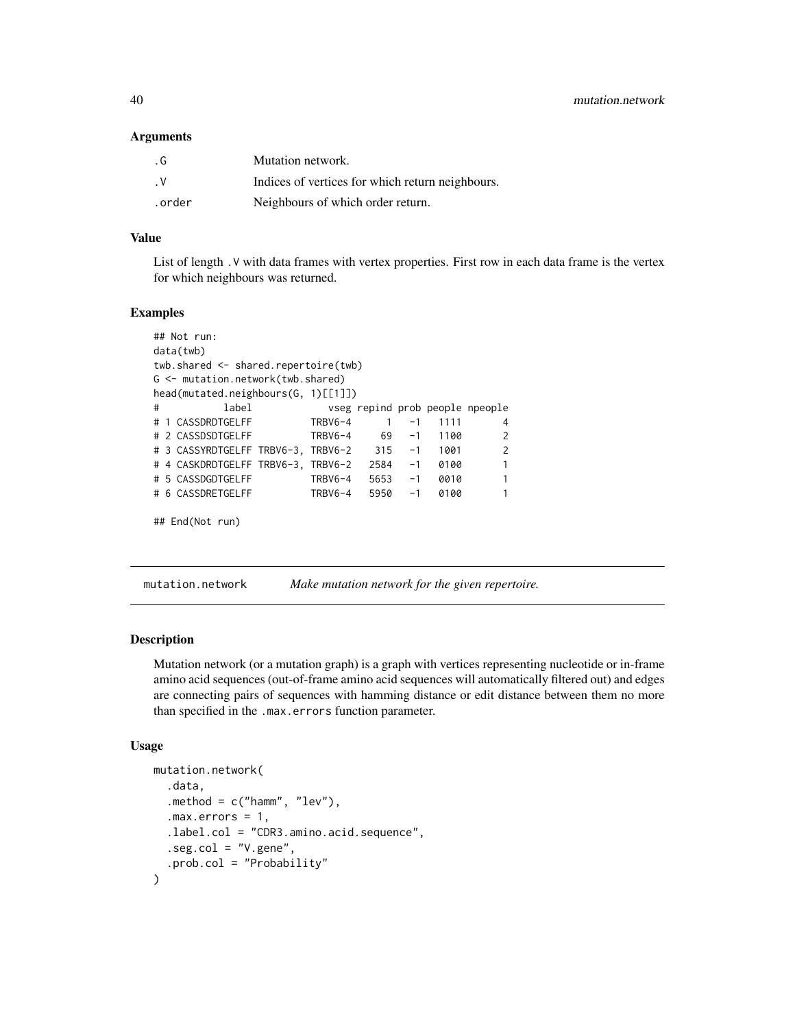### Arguments

| | |
|---|---|
| .G | Mutation network. |
| .V | Indices of vertices for which return neighbours. |
| .order | Neighbours of which order return. |

### Value

List of length .V with data frames with vertex properties. First row in each data frame is the vertex for which neighbours was returned.

### Examples

```
## Not run:
data(twb)
twb.shared <- shared.repertoire(twb)
G <- mutation.network(twb.shared)
head(mutated.neighbours(G, 1)[[1]])
#           label              vseg repind prob people npeople
# 1 CASSDRDTGELFF           TRBV6-4      1   -1   1111       4
# 2 CASSDSDTGELFF           TRBV6-4     69   -1   1100       2
# 3 CASSYRDTGELFF TRBV6-3, TRBV6-2    315   -1   1001       2
# 4 CASKDRDTGELFF TRBV6-3, TRBV6-2   2584   -1   0100       1
# 5 CASSDGDTGELFF           TRBV6-4   5653   -1   0010       1
# 6 CASSDRETGELFF           TRBV6-4   5950   -1   0100       1

## End(Not run)
```

## mutation.network *Make mutation network for the given repertoire.*

### Description

Mutation network (or a mutation graph) is a graph with vertices representing nucleotide or in-frame amino acid sequences (out-of-frame amino acid sequences will automatically filtered out) and edges are connecting pairs of sequences with hamming distance or edit distance between them no more than specified in the .max.errors function parameter.

### Usage

```
mutation.network(
  .data,
  .method = c("hamm", "lev"),
  .max.errors = 1,
  .label.col = "CDR3.amino.acid.sequence",
  .seg.col = "V.gene",
  .prob.col = "Probability"
)
```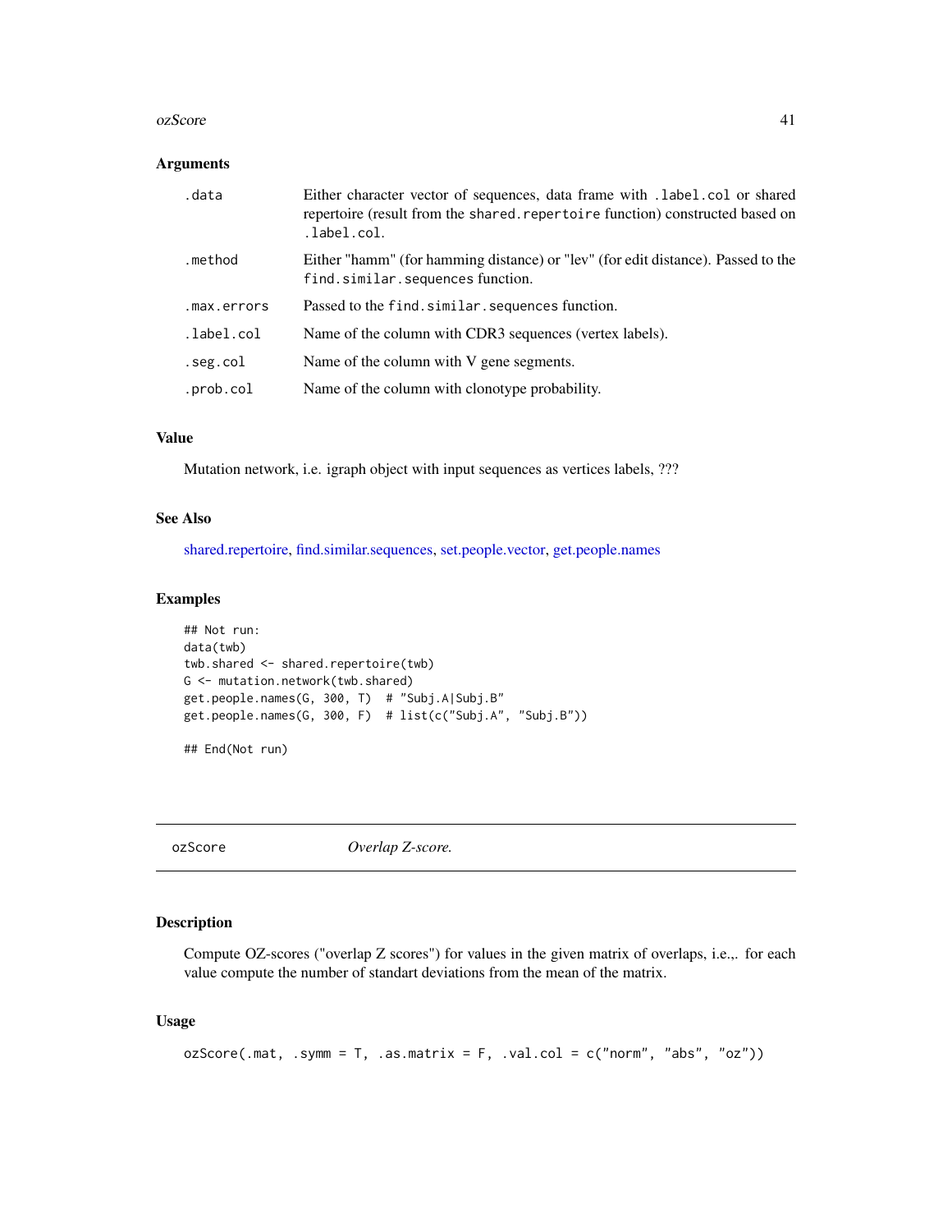### Arguments

| | |
|---|---|
| `.data` | Either character vector of sequences, data frame with `.label.col` or shared repertoire (result from the `shared.repertoire` function) constructed based on `.label.col`. |
| `.method` | Either "hamm" (for hamming distance) or "lev" (for edit distance). Passed to the `find.similar.sequences` function. |
| `.max.errors` | Passed to the `find.similar.sequences` function. |
| `.label.col` | Name of the column with CDR3 sequences (vertex labels). |
| `.seg.col` | Name of the column with V gene segments. |
| `.prob.col` | Name of the column with clonotype probability. |

### Value

Mutation network, i.e. igraph object with input sequences as vertices labels, ???

### See Also

shared.repertoire, find.similar.sequences, set.people.vector, get.people.names

### Examples

```
## Not run:
data(twb)
twb.shared <- shared.repertoire(twb)
G <- mutation.network(twb.shared)
get.people.names(G, 300, T)  # "Subj.A|Subj.B"
get.people.names(G, 300, F)  # list(c("Subj.A", "Subj.B"))

## End(Not run)
```

---

## ozScore *Overlap Z-score.*

---

### Description

Compute OZ-scores ("overlap Z scores") for values in the given matrix of overlaps, i.e.,. for each value compute the number of standart deviations from the mean of the matrix.

### Usage

```
ozScore(.mat, .symm = T, .as.matrix = F, .val.col = c("norm", "abs", "oz"))
```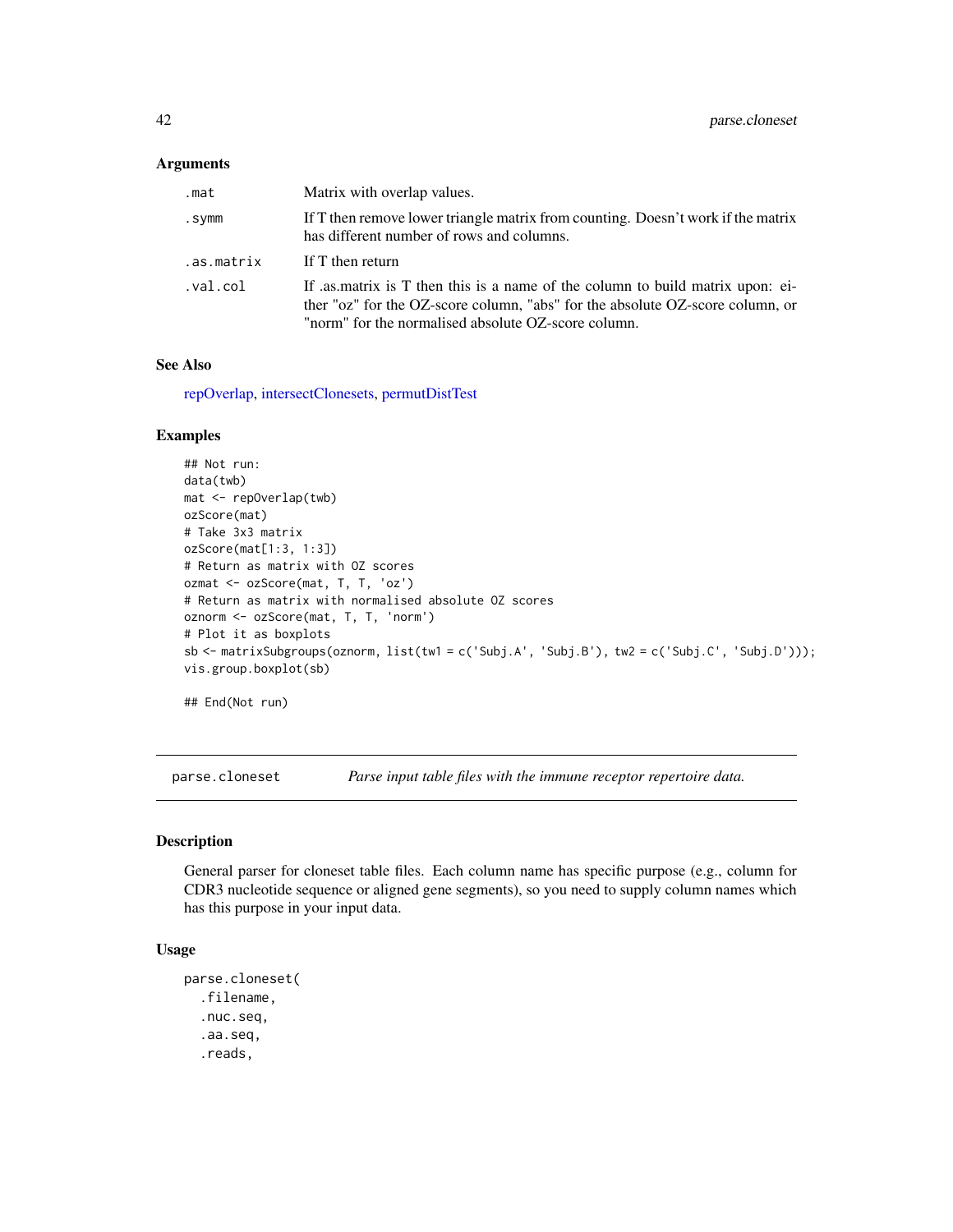### Arguments

| | |
|---|---|
| .mat | Matrix with overlap values. |
| .symm | If T then remove lower triangle matrix from counting. Doesn't work if the matrix has different number of rows and columns. |
| .as.matrix | If T then return |
| .val.col | If .as.matrix is T then this is a name of the column to build matrix upon: either "oz" for the OZ-score column, "abs" for the absolute OZ-score column, or "norm" for the normalised absolute OZ-score column. |

### See Also

repOverlap, intersectClonesets, permutDistTest

### Examples

```
## Not run:
data(twb)
mat <- repOverlap(twb)
ozScore(mat)
# Take 3x3 matrix
ozScore(mat[1:3, 1:3])
# Return as matrix with OZ scores
ozmat <- ozScore(mat, T, T, 'oz')
# Return as matrix with normalised absolute OZ scores
oznorm <- ozScore(mat, T, T, 'norm')
# Plot it as boxplots
sb <- matrixSubgroups(oznorm, list(tw1 = c('Subj.A', 'Subj.B'), tw2 = c('Subj.C', 'Subj.D')));
vis.group.boxplot(sb)

## End(Not run)
```

---

## parse.cloneset *Parse input table files with the immune receptor repertoire data.*

### Description

General parser for cloneset table files. Each column name has specific purpose (e.g., column for CDR3 nucleotide sequence or aligned gene segments), so you need to supply column names which has this purpose in your input data.

### Usage

```
parse.cloneset(
  .filename,
  .nuc.seq,
  .aa.seq,
  .reads,
```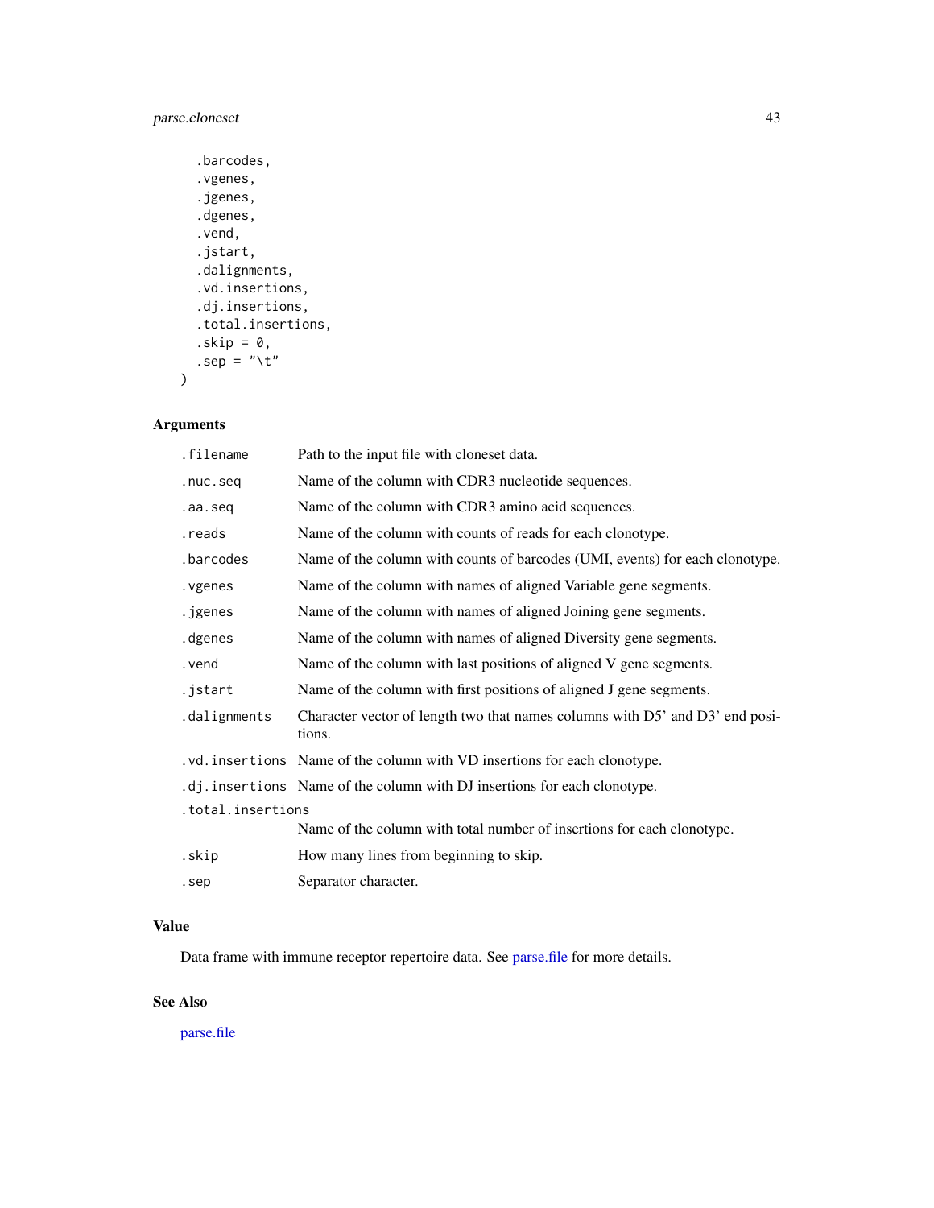```
  .barcodes,
  .vgenes,
  .jgenes,
  .dgenes,
  .vend,
  .jstart,
  .dalignments,
  .vd.insertions,
  .dj.insertions,
  .total.insertions,
  .skip = 0,
  .sep = "\t"
)
```

### Arguments

| | |
|---|---|
| .filename | Path to the input file with cloneset data. |
| .nuc.seq | Name of the column with CDR3 nucleotide sequences. |
| .aa.seq | Name of the column with CDR3 amino acid sequences. |
| .reads | Name of the column with counts of reads for each clonotype. |
| .barcodes | Name of the column with counts of barcodes (UMI, events) for each clonotype. |
| .vgenes | Name of the column with names of aligned Variable gene segments. |
| .jgenes | Name of the column with names of aligned Joining gene segments. |
| .dgenes | Name of the column with names of aligned Diversity gene segments. |
| .vend | Name of the column with last positions of aligned V gene segments. |
| .jstart | Name of the column with first positions of aligned J gene segments. |
| .dalignments | Character vector of length two that names columns with D5' and D3' end positions. |
| .vd.insertions | Name of the column with VD insertions for each clonotype. |
| .dj.insertions | Name of the column with DJ insertions for each clonotype. |
| .total.insertions | Name of the column with total number of insertions for each clonotype. |
| .skip | How many lines from beginning to skip. |
| .sep | Separator character. |

### Value

Data frame with immune receptor repertoire data. See parse.file for more details.

### See Also

parse.file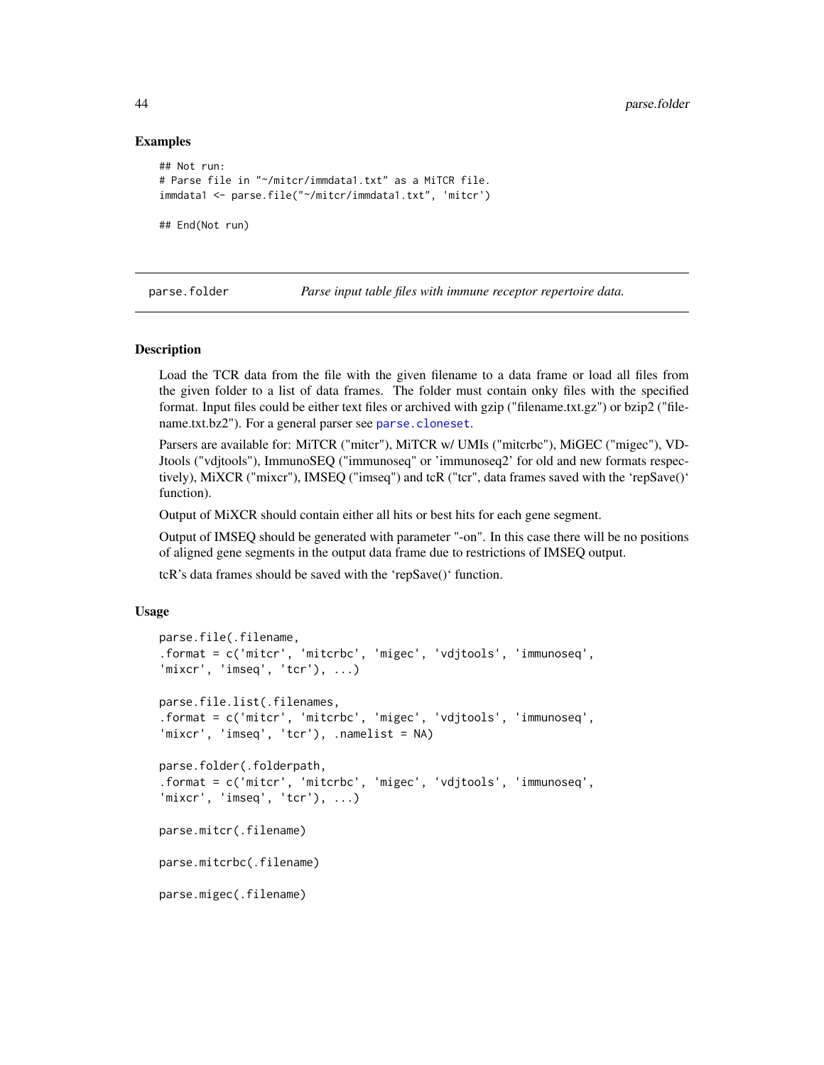## Examples

```
## Not run:
# Parse file in "~/mitcr/immdata1.txt" as a MiTCR file.
immdata1 <- parse.file("~/mitcr/immdata1.txt", 'mitcr')

## End(Not run)
```

---

`parse.folder` *Parse input table files with immune receptor repertoire data.*

---

### Description

Load the TCR data from the file with the given filename to a data frame or load all files from the given folder to a list of data frames. The folder must contain onky files with the specified format. Input files could be either text files or archived with gzip ("filename.txt.gz") or bzip2 ("filename.txt.bz2"). For a general parser see `parse.cloneset`.

Parsers are available for: MiTCR ("mitcr"), MiTCR w/ UMIs ("mitcrbc"), MiGEC ("migec"), VDJtools ("vdjtools"), ImmunoSEQ ("immunoseq" or 'immunoseq2' for old and new formats respectively), MiXCR ("mixcr"), IMSEQ ("imseq") and tcR ("tcr", data frames saved with the 'repSave()' function).

Output of MiXCR should contain either all hits or best hits for each gene segment.

Output of IMSEQ should be generated with parameter "-on". In this case there will be no positions of aligned gene segments in the output data frame due to restrictions of IMSEQ output.

tcR's data frames should be saved with the 'repSave()' function.

### Usage

```
parse.file(.filename,
.format = c('mitcr', 'mitcrbc', 'migec', 'vdjtools', 'immunoseq',
'mixcr', 'imseq', 'tcr'), ...)

parse.file.list(.filenames,
.format = c('mitcr', 'mitcrbc', 'migec', 'vdjtools', 'immunoseq',
'mixcr', 'imseq', 'tcr'), .namelist = NA)

parse.folder(.folderpath,
.format = c('mitcr', 'mitcrbc', 'migec', 'vdjtools', 'immunoseq',
'mixcr', 'imseq', 'tcr'), ...)

parse.mitcr(.filename)

parse.mitcrbc(.filename)

parse.migec(.filename)
```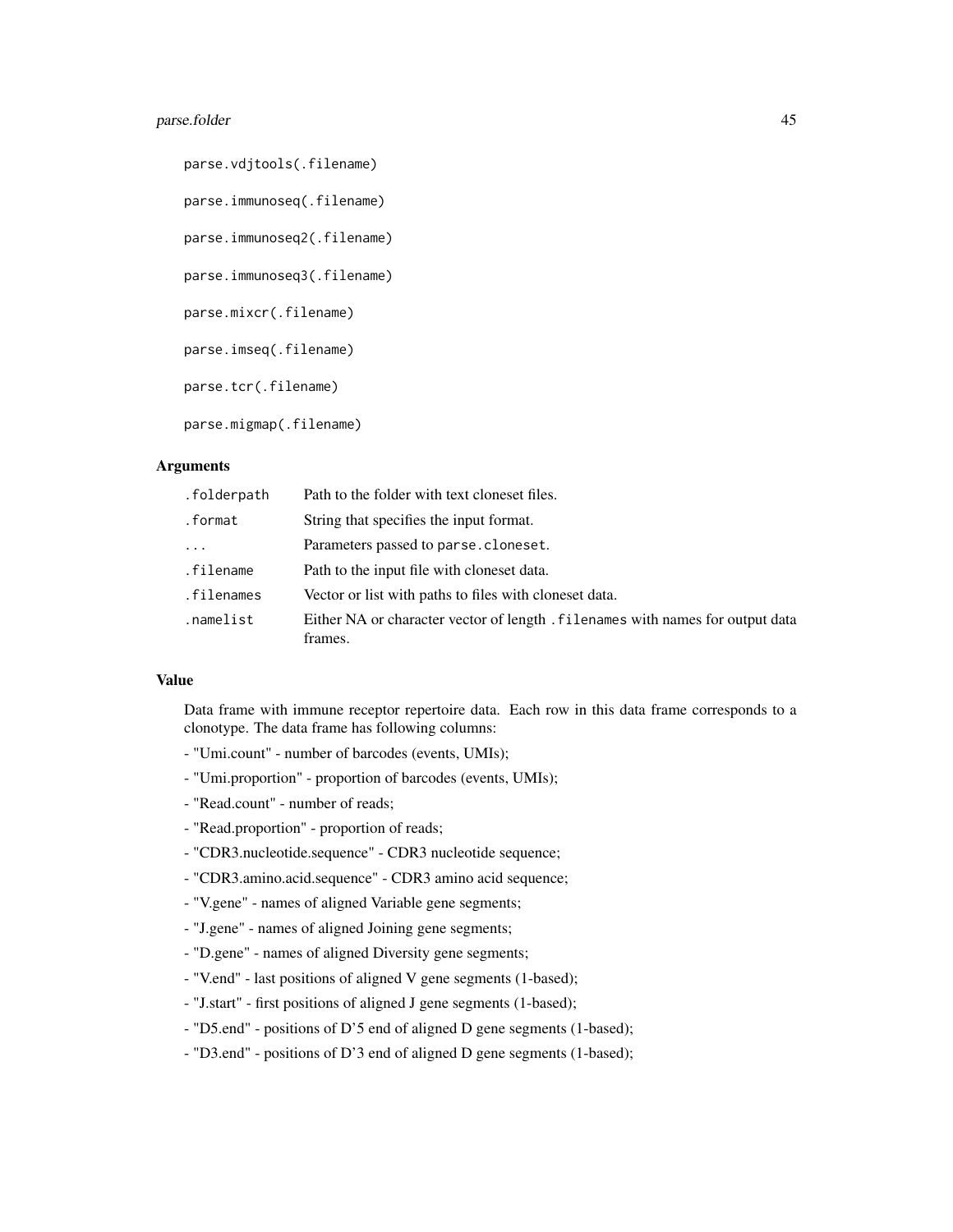```
parse.vdjtools(.filename)

parse.immunoseq(.filename)

parse.immunoseq2(.filename)

parse.immunoseq3(.filename)

parse.mixcr(.filename)

parse.imseq(.filename)

parse.tcr(.filename)

parse.migmap(.filename)
```

### Arguments

| | |
|---|---|
| `.folderpath` | Path to the folder with text cloneset files. |
| `.format` | String that specifies the input format. |
| `...` | Parameters passed to `parse.cloneset`. |
| `.filename` | Path to the input file with cloneset data. |
| `.filenames` | Vector or list with paths to files with cloneset data. |
| `.namelist` | Either NA or character vector of length `.filenames` with names for output data frames. |

### Value

Data frame with immune receptor repertoire data. Each row in this data frame corresponds to a clonotype. The data frame has following columns:

- "Umi.count" - number of barcodes (events, UMIs);
- "Umi.proportion" - proportion of barcodes (events, UMIs);
- "Read.count" - number of reads;
- "Read.proportion" - proportion of reads;
- "CDR3.nucleotide.sequence" - CDR3 nucleotide sequence;
- "CDR3.amino.acid.sequence" - CDR3 amino acid sequence;
- "V.gene" - names of aligned Variable gene segments;
- "J.gene" - names of aligned Joining gene segments;
- "D.gene" - names of aligned Diversity gene segments;
- "V.end" - last positions of aligned V gene segments (1-based);
- "J.start" - first positions of aligned J gene segments (1-based);
- "D5.end" - positions of D'5 end of aligned D gene segments (1-based);
- "D3.end" - positions of D'3 end of aligned D gene segments (1-based);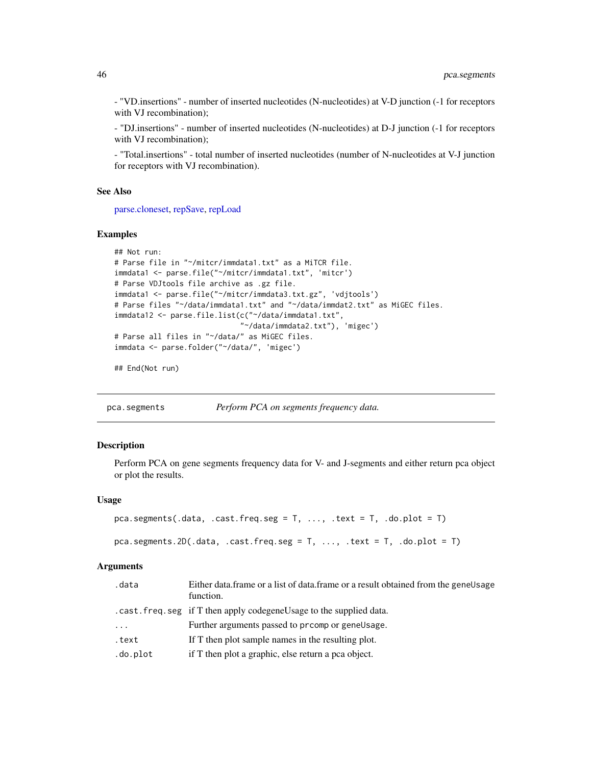- "VD.insertions" - number of inserted nucleotides (N-nucleotides) at V-D junction (-1 for receptors with VJ recombination);

- "DJ.insertions" - number of inserted nucleotides (N-nucleotides) at D-J junction (-1 for receptors with VJ recombination);

- "Total.insertions" - total number of inserted nucleotides (number of N-nucleotides at V-J junction for receptors with VJ recombination).

### See Also

parse.cloneset, repSave, repLoad

### Examples

```
## Not run:
# Parse file in "~/mitcr/immdata1.txt" as a MiTCR file.
immdata1 <- parse.file("~/mitcr/immdata1.txt", 'mitcr')
# Parse VDJtools file archive as .gz file.
immdata1 <- parse.file("~/mitcr/immdata3.txt.gz", 'vdjtools')
# Parse files "~/data/immdata1.txt" and "~/data/immdat2.txt" as MiGEC files.
immdata12 <- parse.file.list(c("~/data/immdata1.txt",
                               "~/data/immdata2.txt"), 'migec')
# Parse all files in "~/data/" as MiGEC files.
immdata <- parse.folder("~/data/", 'migec')

## End(Not run)
```

## pca.segments — *Perform PCA on segments frequency data.*

### Description

Perform PCA on gene segments frequency data for V- and J-segments and either return pca object or plot the results.

### Usage

```
pca.segments(.data, .cast.freq.seg = T, ..., .text = T, .do.plot = T)

pca.segments.2D(.data, .cast.freq.seg = T, ..., .text = T, .do.plot = T)
```

### Arguments

| | |
|---|---|
| .data | Either data.frame or a list of data.frame or a result obtained from the geneUsage function. |
| .cast.freq.seg | if T then apply codegeneUsage to the supplied data. |
| ... | Further arguments passed to prcomp or geneUsage. |
| .text | If T then plot sample names in the resulting plot. |
| .do.plot | if T then plot a graphic, else return a pca object. |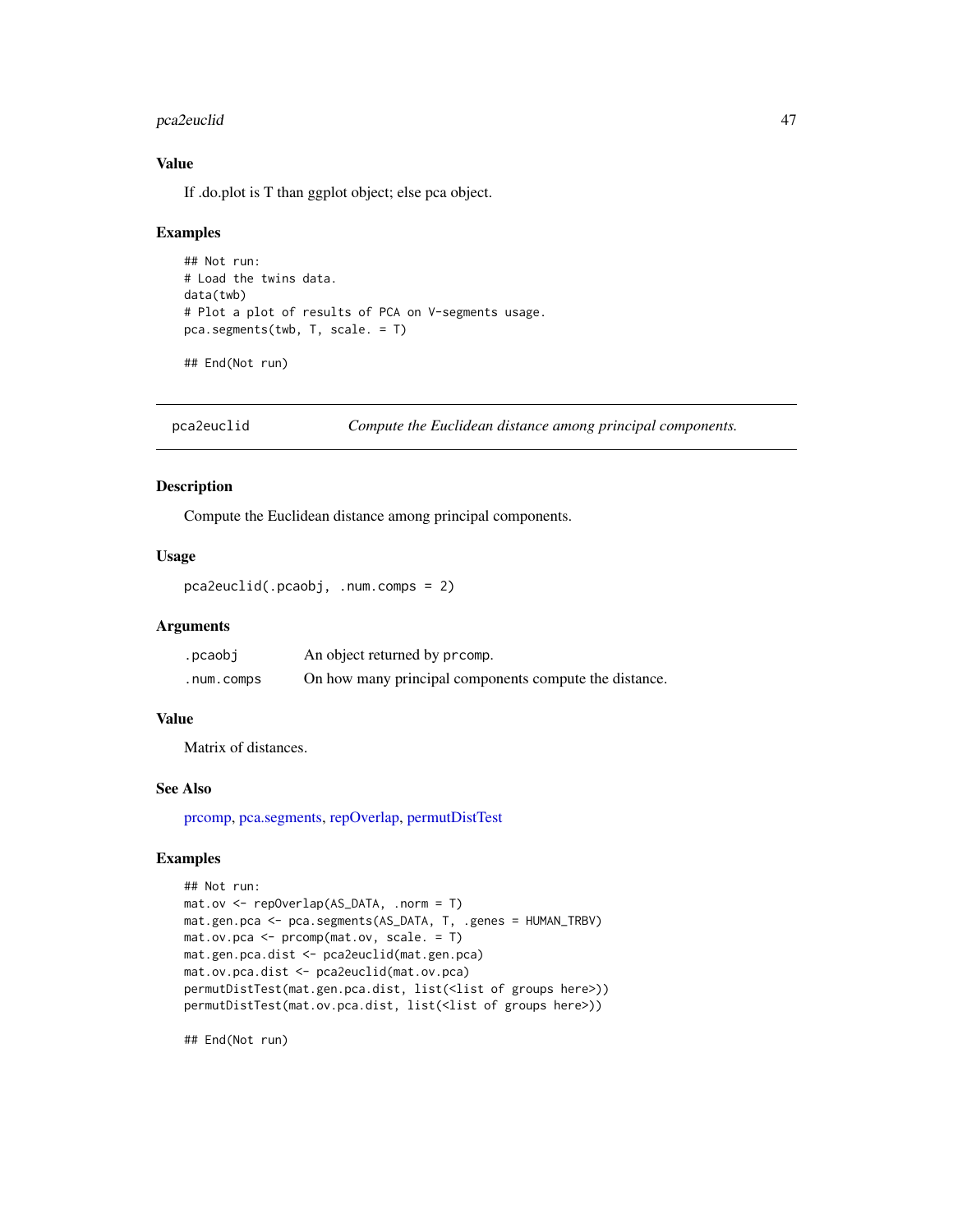### Value

If .do.plot is T than ggplot object; else pca object.

### Examples

```
## Not run:
# Load the twins data.
data(twb)
# Plot a plot of results of PCA on V-segments usage.
pca.segments(twb, T, scale. = T)

## End(Not run)
```

---

## pca2euclid — *Compute the Euclidean distance among principal components.*

### Description

Compute the Euclidean distance among principal components.

### Usage

```
pca2euclid(.pcaobj, .num.comps = 2)
```

### Arguments

| | |
|---|---|
| .pcaobj | An object returned by prcomp. |
| .num.comps | On how many principal components compute the distance. |

### Value

Matrix of distances.

### See Also

prcomp, pca.segments, repOverlap, permutDistTest

### Examples

```
## Not run:
mat.ov <- repOverlap(AS_DATA, .norm = T)
mat.gen.pca <- pca.segments(AS_DATA, T, .genes = HUMAN_TRBV)
mat.ov.pca <- prcomp(mat.ov, scale. = T)
mat.gen.pca.dist <- pca2euclid(mat.gen.pca)
mat.ov.pca.dist <- pca2euclid(mat.ov.pca)
permutDistTest(mat.gen.pca.dist, list(<list of groups here>))
permutDistTest(mat.ov.pca.dist, list(<list of groups here>))

## End(Not run)
```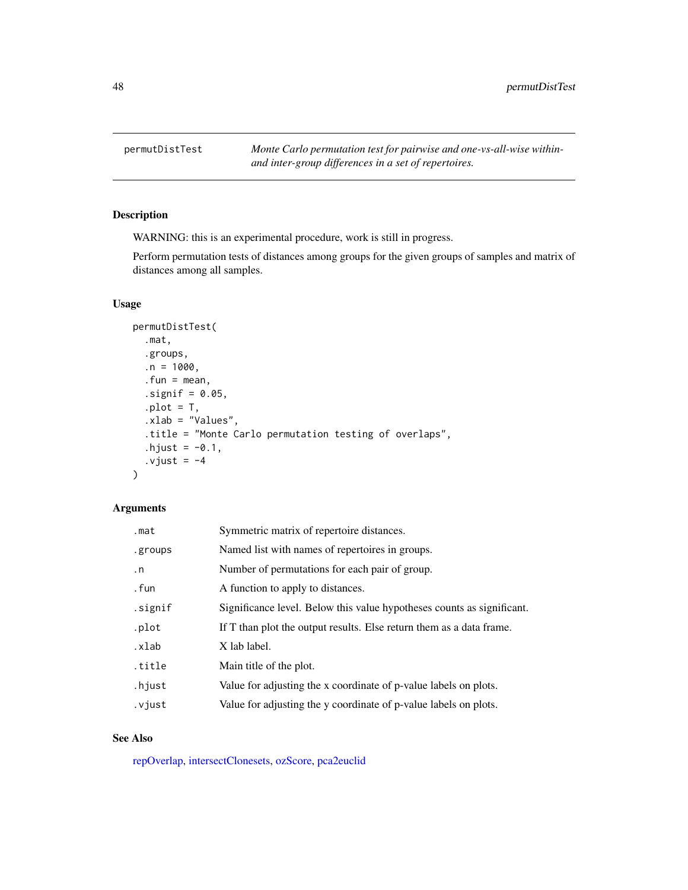# permutDistTest

*Monte Carlo permutation test for pairwise and one-vs-all-wise within- and inter-group differences in a set of repertoires.*

## Description

WARNING: this is an experimental procedure, work is still in progress.

Perform permutation tests of distances among groups for the given groups of samples and matrix of distances among all samples.

## Usage

```
permutDistTest(
  .mat,
  .groups,
  .n = 1000,
  .fun = mean,
  .signif = 0.05,
  .plot = T,
  .xlab = "Values",
  .title = "Monte Carlo permutation testing of overlaps",
  .hjust = -0.1,
  .vjust = -4
)
```

## Arguments

| Argument | Description |
|---|---|
| `.mat` | Symmetric matrix of repertoire distances. |
| `.groups` | Named list with names of repertoires in groups. |
| `.n` | Number of permutations for each pair of group. |
| `.fun` | A function to apply to distances. |
| `.signif` | Significance level. Below this value hypotheses counts as significant. |
| `.plot` | If T than plot the output results. Else return them as a data frame. |
| `.xlab` | X lab label. |
| `.title` | Main title of the plot. |
| `.hjust` | Value for adjusting the x coordinate of p-value labels on plots. |
| `.vjust` | Value for adjusting the y coordinate of p-value labels on plots. |

## See Also

repOverlap, intersectClonesets, ozScore, pca2euclid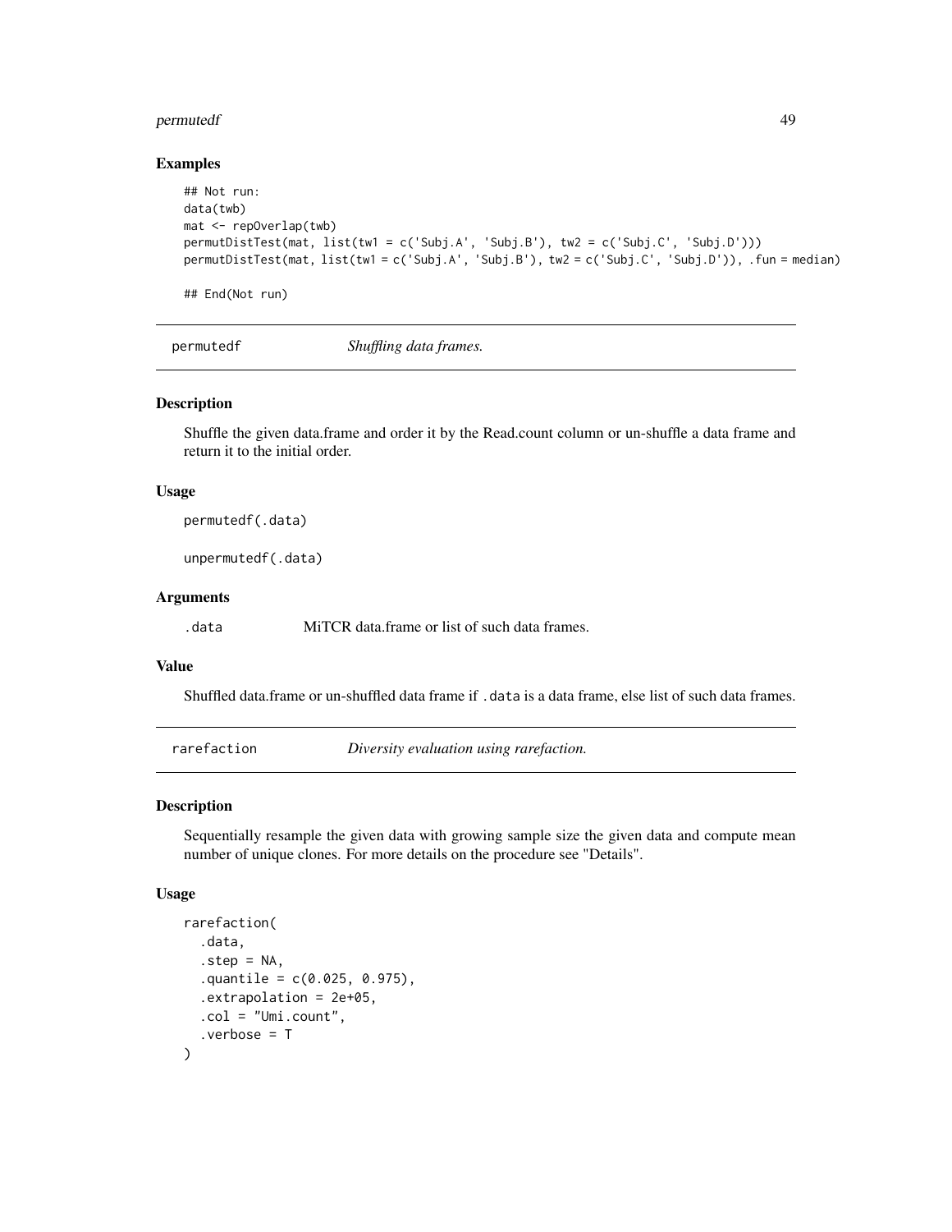## Examples

```
## Not run:
data(twb)
mat <- repOverlap(twb)
permutDistTest(mat, list(tw1 = c('Subj.A', 'Subj.B'), tw2 = c('Subj.C', 'Subj.D')))
permutDistTest(mat, list(tw1 = c('Subj.A', 'Subj.B'), tw2 = c('Subj.C', 'Subj.D')), .fun = median)

## End(Not run)
```

---

`permutedf` *Shuffling data frames.*

---

### Description

Shuffle the given data.frame and order it by the Read.count column or un-shuffle a data frame and return it to the initial order.

### Usage

```
permutedf(.data)

unpermutedf(.data)
```

### Arguments

`.data` MiTCR data.frame or list of such data frames.

### Value

Shuffled data.frame or un-shuffled data frame if `.data` is a data frame, else list of such data frames.

---

`rarefaction` *Diversity evaluation using rarefaction.*

---

### Description

Sequentially resample the given data with growing sample size the given data and compute mean number of unique clones. For more details on the procedure see "Details".

### Usage

```
rarefaction(
  .data,
  .step = NA,
  .quantile = c(0.025, 0.975),
  .extrapolation = 2e+05,
  .col = "Umi.count",
  .verbose = T
)
```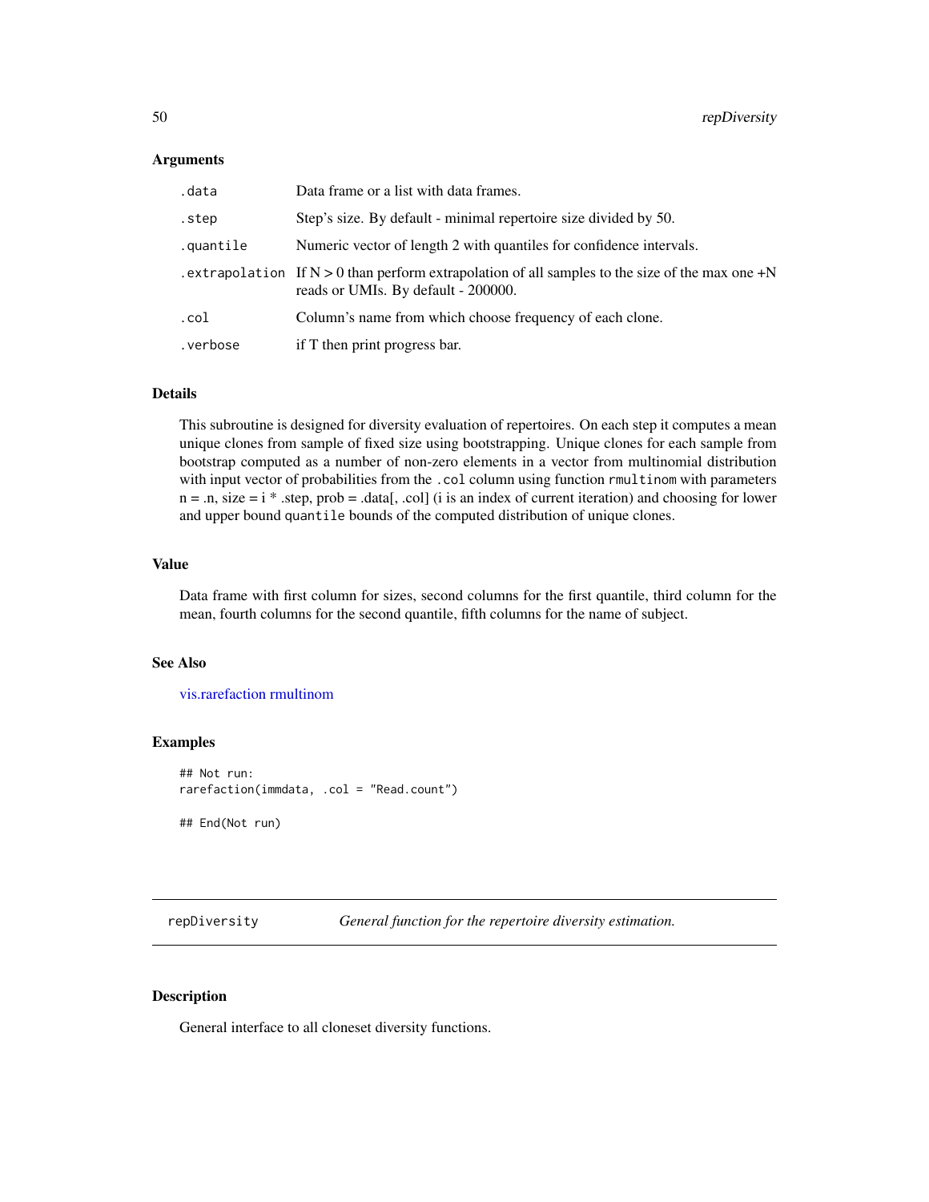### Arguments

| | |
|---|---|
| .data | Data frame or a list with data frames. |
| .step | Step's size. By default - minimal repertoire size divided by 50. |
| .quantile | Numeric vector of length 2 with quantiles for confidence intervals. |
| .extrapolation | If N > 0 than perform extrapolation of all samples to the size of the max one +N reads or UMIs. By default - 200000. |
| .col | Column's name from which choose frequency of each clone. |
| .verbose | if T then print progress bar. |

### Details

This subroutine is designed for diversity evaluation of repertoires. On each step it computes a mean unique clones from sample of fixed size using bootstrapping. Unique clones for each sample from bootstrap computed as a number of non-zero elements in a vector from multinomial distribution with input vector of probabilities from the `.col` column using function `rmultinom` with parameters n = .n, size = i * .step, prob = .data[, .col] (i is an index of current iteration) and choosing for lower and upper bound `quantile` bounds of the computed distribution of unique clones.

### Value

Data frame with first column for sizes, second columns for the first quantile, third column for the mean, fourth columns for the second quantile, fifth columns for the name of subject.

### See Also

vis.rarefaction rmultinom

### Examples

```
## Not run:
rarefaction(immdata, .col = "Read.count")

## End(Not run)
```

---

## repDiversity — *General function for the repertoire diversity estimation.*

### Description

General interface to all cloneset diversity functions.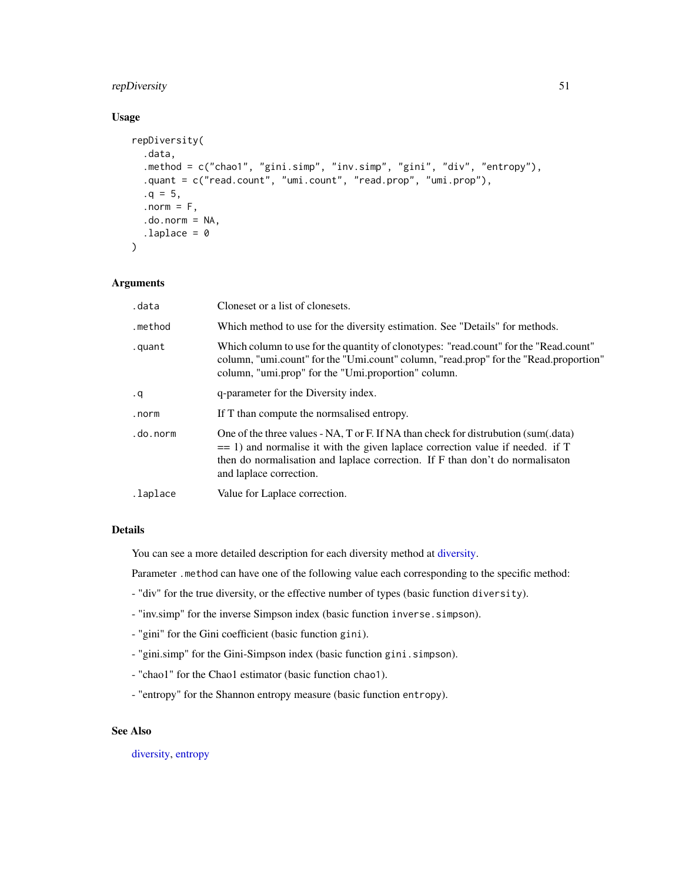## Usage

```
repDiversity(
  .data,
  .method = c("chao1", "gini.simp", "inv.simp", "gini", "div", "entropy"),
  .quant = c("read.count", "umi.count", "read.prop", "umi.prop"),
  .q = 5,
  .norm = F,
  .do.norm = NA,
  .laplace = 0
)
```

## Arguments

| | |
|---|---|
| .data | Cloneset or a list of clonesets. |
| .method | Which method to use for the diversity estimation. See "Details" for methods. |
| .quant | Which column to use for the quantity of clonotypes: "read.count" for the "Read.count" column, "umi.count" for the "Umi.count" column, "read.prop" for the "Read.proportion" column, "umi.prop" for the "Umi.proportion" column. |
| .q | q-parameter for the Diversity index. |
| .norm | If T than compute the normsalised entropy. |
| .do.norm | One of the three values - NA, T or F. If NA than check for distrubution (sum(.data) == 1) and normalise it with the given laplace correction value if needed. if T then do normalisation and laplace correction. If F than don't do normalisaton and laplace correction. |
| .laplace | Value for Laplace correction. |

## Details

You can see a more detailed description for each diversity method at diversity.

Parameter .method can have one of the following value each corresponding to the specific method:

- "div" for the true diversity, or the effective number of types (basic function diversity).

- "inv.simp" for the inverse Simpson index (basic function inverse.simpson).

- "gini" for the Gini coefficient (basic function gini).

- "gini.simp" for the Gini-Simpson index (basic function gini.simpson).

- "chao1" for the Chao1 estimator (basic function chao1).

- "entropy" for the Shannon entropy measure (basic function entropy).

## See Also

diversity, entropy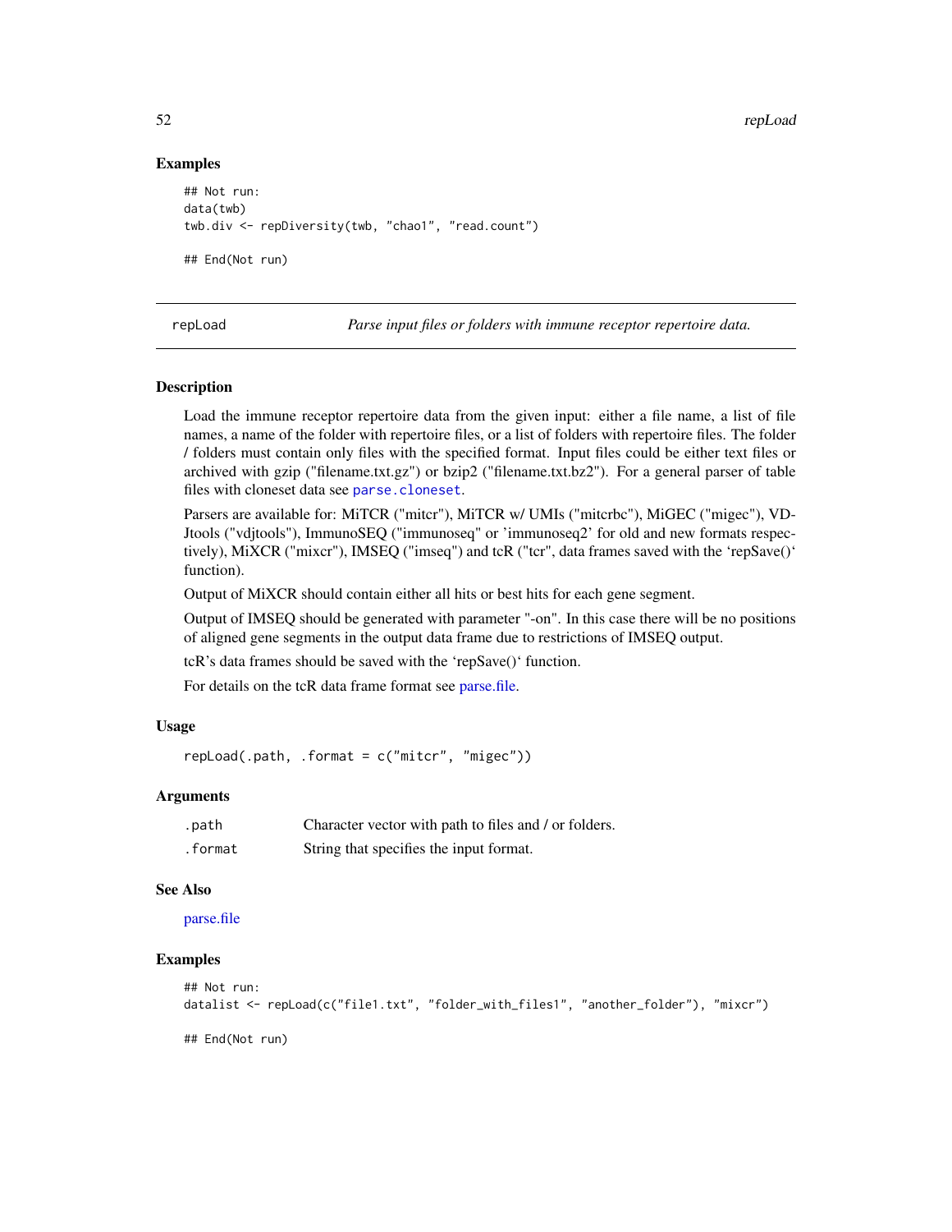### Examples

```
## Not run:
data(twb)
twb.div <- repDiversity(twb, "chao1", "read.count")

## End(Not run)
```

---

## repLoad — *Parse input files or folders with immune receptor repertoire data.*

### Description

Load the immune receptor repertoire data from the given input: either a file name, a list of file names, a name of the folder with repertoire files, or a list of folders with repertoire files. The folder / folders must contain only files with the specified format. Input files could be either text files or archived with gzip ("filename.txt.gz") or bzip2 ("filename.txt.bz2"). For a general parser of table files with cloneset data see `parse.cloneset`.

Parsers are available for: MiTCR ("mitcr"), MiTCR w/ UMIs ("mitcrbc"), MiGEC ("migec"), VDJtools ("vdjtools"), ImmunoSEQ ("immunoseq" or 'immunoseq2' for old and new formats respectively), MiXCR ("mixcr"), IMSEQ ("imseq") and tcR ("tcr", data frames saved with the 'repSave()' function).

Output of MiXCR should contain either all hits or best hits for each gene segment.

Output of IMSEQ should be generated with parameter "-on". In this case there will be no positions of aligned gene segments in the output data frame due to restrictions of IMSEQ output.

tcR's data frames should be saved with the 'repSave()' function.

For details on the tcR data frame format see parse.file.

### Usage

```
repLoad(.path, .format = c("mitcr", "migec"))
```

### Arguments

| | |
|---|---|
| `.path` | Character vector with path to files and / or folders. |
| `.format` | String that specifies the input format. |

### See Also

parse.file

### Examples

```
## Not run:
datalist <- repLoad(c("file1.txt", "folder_with_files1", "another_folder"), "mixcr")

## End(Not run)
```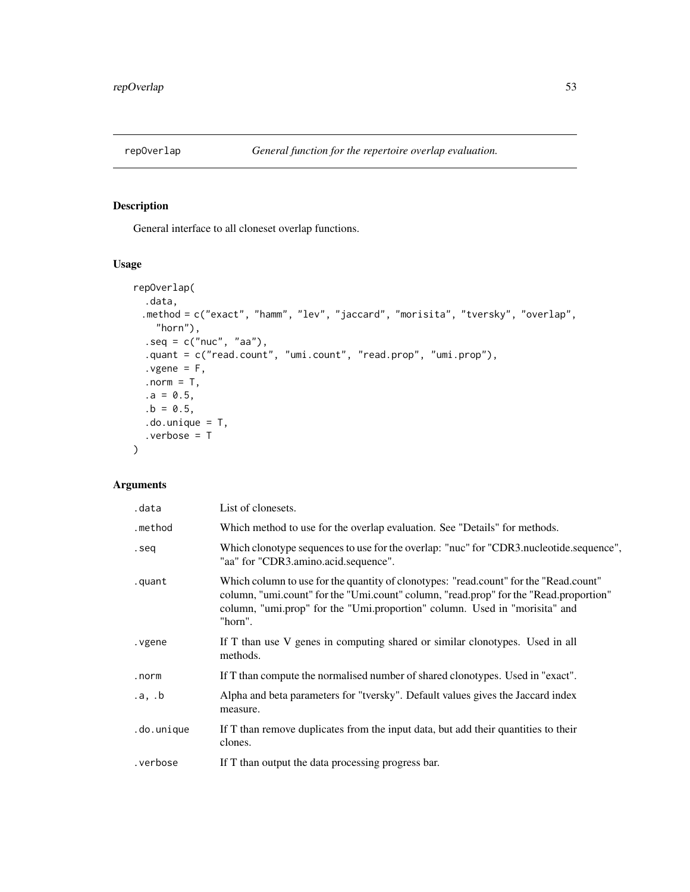# repOverlap — *General function for the repertoire overlap evaluation.*

## Description

General interface to all cloneset overlap functions.

## Usage

```
repOverlap(
  .data,
  .method = c("exact", "hamm", "lev", "jaccard", "morisita", "tversky", "overlap",
    "horn"),
  .seq = c("nuc", "aa"),
  .quant = c("read.count", "umi.count", "read.prop", "umi.prop"),
  .vgene = F,
  .norm = T,
  .a = 0.5,
  .b = 0.5,
  .do.unique = T,
  .verbose = T
)
```

## Arguments

| Argument | Description |
| --- | --- |
| .data | List of clonesets. |
| .method | Which method to use for the overlap evaluation. See "Details" for methods. |
| .seq | Which clonotype sequences to use for the overlap: "nuc" for "CDR3.nucleotide.sequence", "aa" for "CDR3.amino.acid.sequence". |
| .quant | Which column to use for the quantity of clonotypes: "read.count" for the "Read.count" column, "umi.count" for the "Umi.count" column, "read.prop" for the "Read.proportion" column, "umi.prop" for the "Umi.proportion" column. Used in "morisita" and "horn". |
| .vgene | If T than use V genes in computing shared or similar clonotypes. Used in all methods. |
| .norm | If T than compute the normalised number of shared clonotypes. Used in "exact". |
| .a, .b | Alpha and beta parameters for "tversky". Default values gives the Jaccard index measure. |
| .do.unique | If T than remove duplicates from the input data, but add their quantities to their clones. |
| .verbose | If T than output the data processing progress bar. |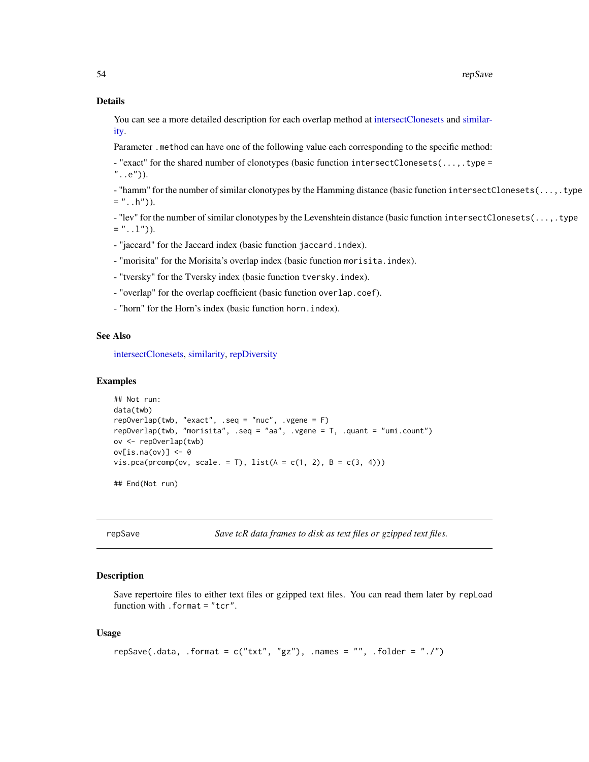### Details

You can see a more detailed description for each overlap method at intersectClonesets and similarity.

Parameter `.method` can have one of the following value each corresponding to the specific method:

- "exact" for the shared number of clonotypes (basic function `intersectClonesets(...,.type = "..e")`).

- "hamm" for the number of similar clonotypes by the Hamming distance (basic function `intersectClonesets(...,.type = "..h")`).

- "lev" for the number of similar clonotypes by the Levenshtein distance (basic function `intersectClonesets(...,.type = "..l")`).

- "jaccard" for the Jaccard index (basic function `jaccard.index`).

- "morisita" for the Morisita's overlap index (basic function `morisita.index`).

- "tversky" for the Tversky index (basic function `tversky.index`).

- "overlap" for the overlap coefficient (basic function `overlap.coef`).

- "horn" for the Horn's index (basic function `horn.index`).

### See Also

intersectClonesets, similarity, repDiversity

### Examples

```
## Not run:
data(twb)
repOverlap(twb, "exact", .seq = "nuc", .vgene = F)
repOverlap(twb, "morisita", .seq = "aa", .vgene = T, .quant = "umi.count")
ov <- repOverlap(twb)
ov[is.na(ov)] <- 0
vis.pca(prcomp(ov, scale. = T), list(A = c(1, 2), B = c(3, 4)))

## End(Not run)
```

---

## repSave — *Save tcR data frames to disk as text files or gzipped text files.*

### Description

Save repertoire files to either text files or gzipped text files. You can read them later by `repLoad` function with `.format = "tcr"`.

### Usage

```
repSave(.data, .format = c("txt", "gz"), .names = "", .folder = "./")
```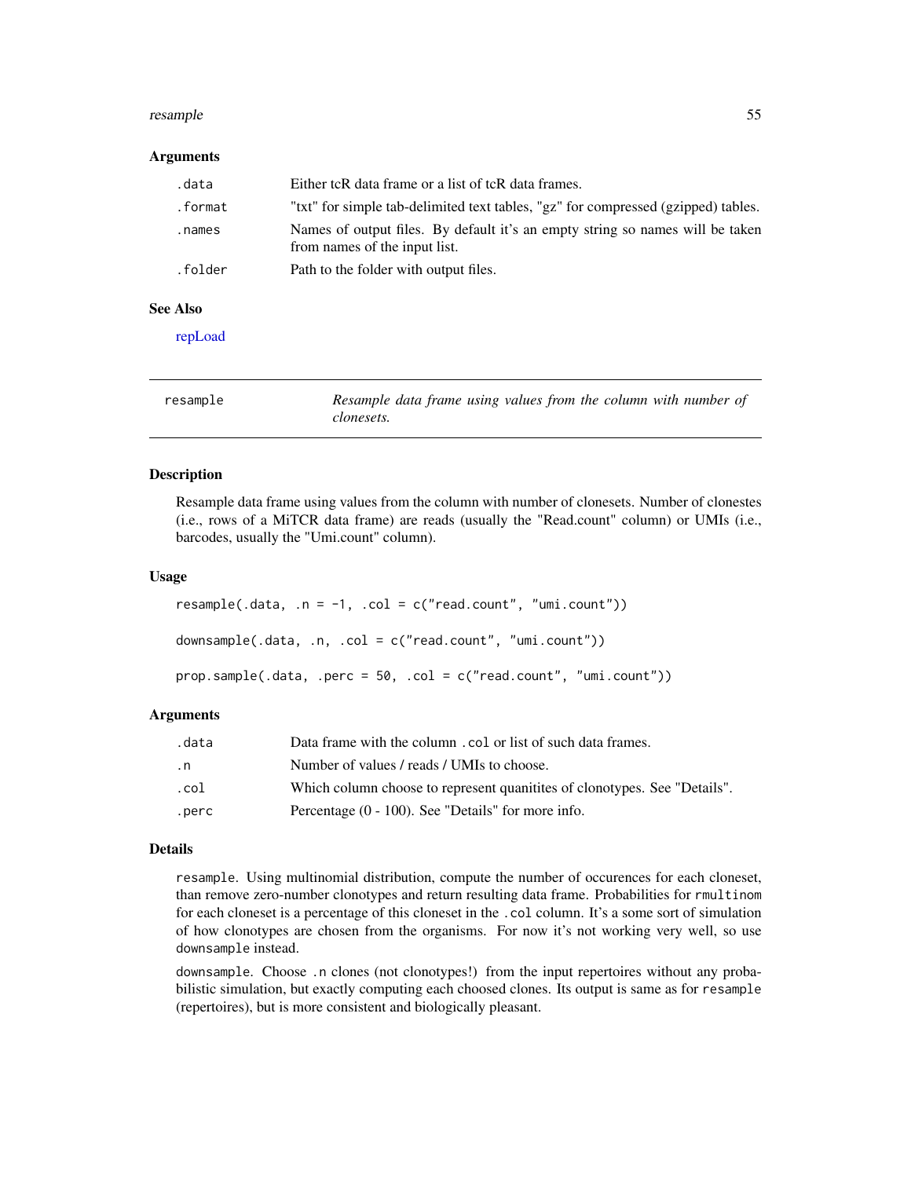## Arguments

| | |
|---|---|
| .data | Either tcR data frame or a list of tcR data frames. |
| .format | "txt" for simple tab-delimited text tables, "gz" for compressed (gzipped) tables. |
| .names | Names of output files. By default it's an empty string so names will be taken from names of the input list. |
| .folder | Path to the folder with output files. |

## See Also

repLoad

---

# resample — *Resample data frame using values from the column with number of clonesets.*

## Description

Resample data frame using values from the column with number of clonesets. Number of clonestes (i.e., rows of a MiTCR data frame) are reads (usually the "Read.count" column) or UMIs (i.e., barcodes, usually the "Umi.count" column).

## Usage

```
resample(.data, .n = -1, .col = c("read.count", "umi.count"))

downsample(.data, .n, .col = c("read.count", "umi.count"))

prop.sample(.data, .perc = 50, .col = c("read.count", "umi.count"))
```

## Arguments

| | |
|---|---|
| .data | Data frame with the column .col or list of such data frames. |
| .n | Number of values / reads / UMIs to choose. |
| .col | Which column choose to represent quanitites of clonotypes. See "Details". |
| .perc | Percentage (0 - 100). See "Details" for more info. |

## Details

resample. Using multinomial distribution, compute the number of occurences for each cloneset, than remove zero-number clonotypes and return resulting data frame. Probabilities for rmultinom for each cloneset is a percentage of this cloneset in the .col column. It's a some sort of simulation of how clonotypes are chosen from the organisms. For now it's not working very well, so use downsample instead.

downsample. Choose .n clones (not clonotypes!) from the input repertoires without any probabilistic simulation, but exactly computing each choosed clones. Its output is same as for resample (repertoires), but is more consistent and biologically pleasant.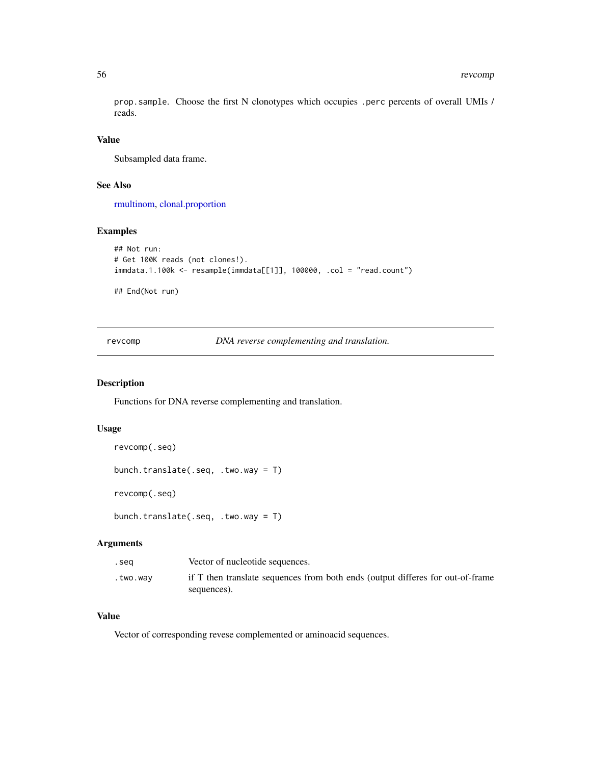prop.sample. Choose the first N clonotypes which occupies .perc percents of overall UMIs / reads.

### Value

Subsampled data frame.

### See Also

rmultinom, clonal.proportion

### Examples

```
## Not run:
# Get 100K reads (not clones!).
immdata.1.100k <- resample(immdata[[1]], 100000, .col = "read.count")

## End(Not run)
```

---

## revcomp — *DNA reverse complementing and translation.*

---

### Description

Functions for DNA reverse complementing and translation.

### Usage

```
revcomp(.seq)

bunch.translate(.seq, .two.way = T)

revcomp(.seq)

bunch.translate(.seq, .two.way = T)
```

### Arguments

| | |
|---|---|
| .seq | Vector of nucleotide sequences. |
| .two.way | if T then translate sequences from both ends (output differes for out-of-frame sequences). |

### Value

Vector of corresponding revese complemented or aminoacid sequences.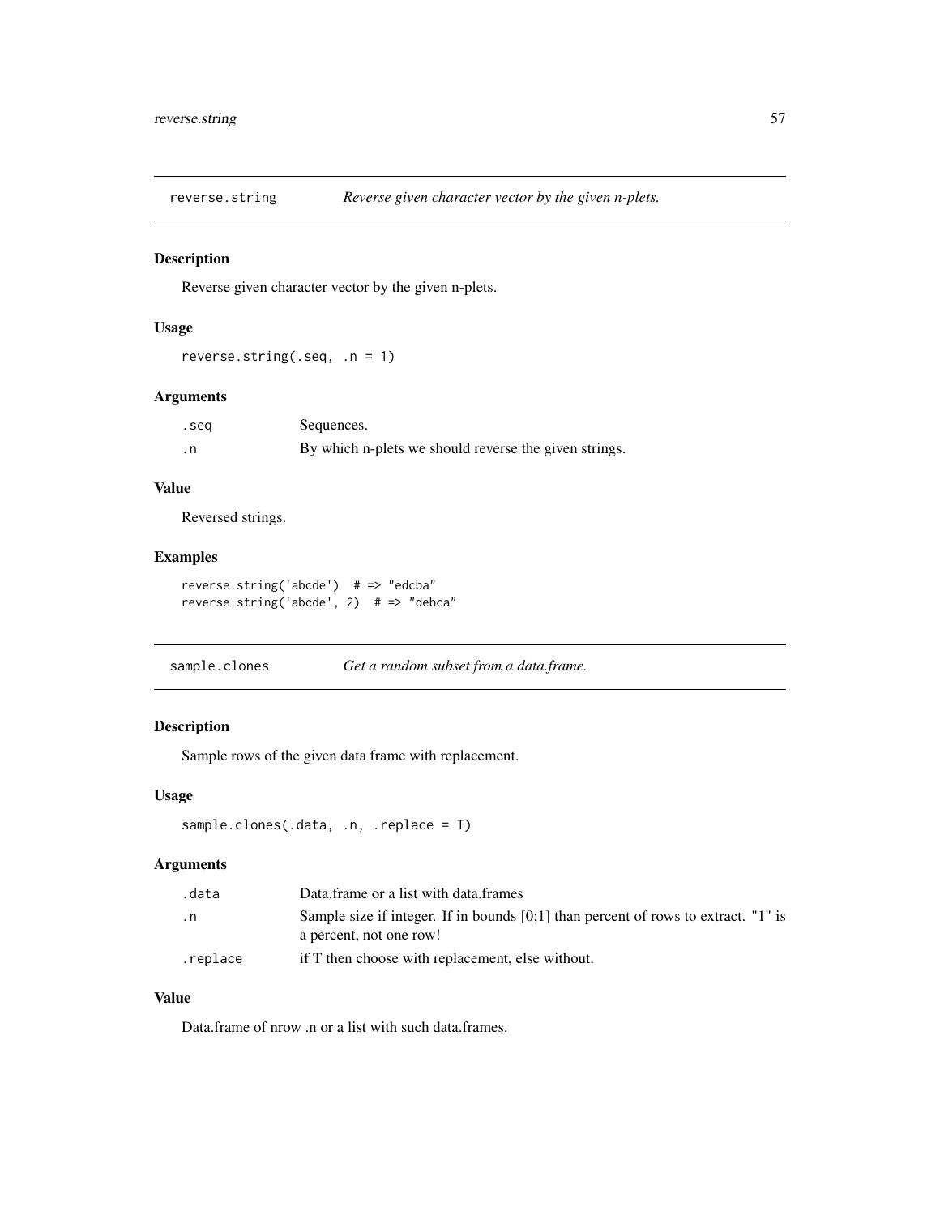## reverse.string *Reverse given character vector by the given n-plets.*

### Description

Reverse given character vector by the given n-plets.

### Usage

```
reverse.string(.seq, .n = 1)
```

### Arguments

| | |
|---|---|
| .seq | Sequences. |
| .n | By which n-plets we should reverse the given strings. |

### Value

Reversed strings.

### Examples

```
reverse.string('abcde')  # => "edcba"
reverse.string('abcde', 2)  # => "debca"
```

## sample.clones *Get a random subset from a data.frame.*

### Description

Sample rows of the given data frame with replacement.

### Usage

```
sample.clones(.data, .n, .replace = T)
```

### Arguments

| | |
|---|---|
| .data | Data.frame or a list with data.frames |
| .n | Sample size if integer. If in bounds [0;1] than percent of rows to extract. "1" is a percent, not one row! |
| .replace | if T then choose with replacement, else without. |

### Value

Data.frame of nrow .n or a list with such data.frames.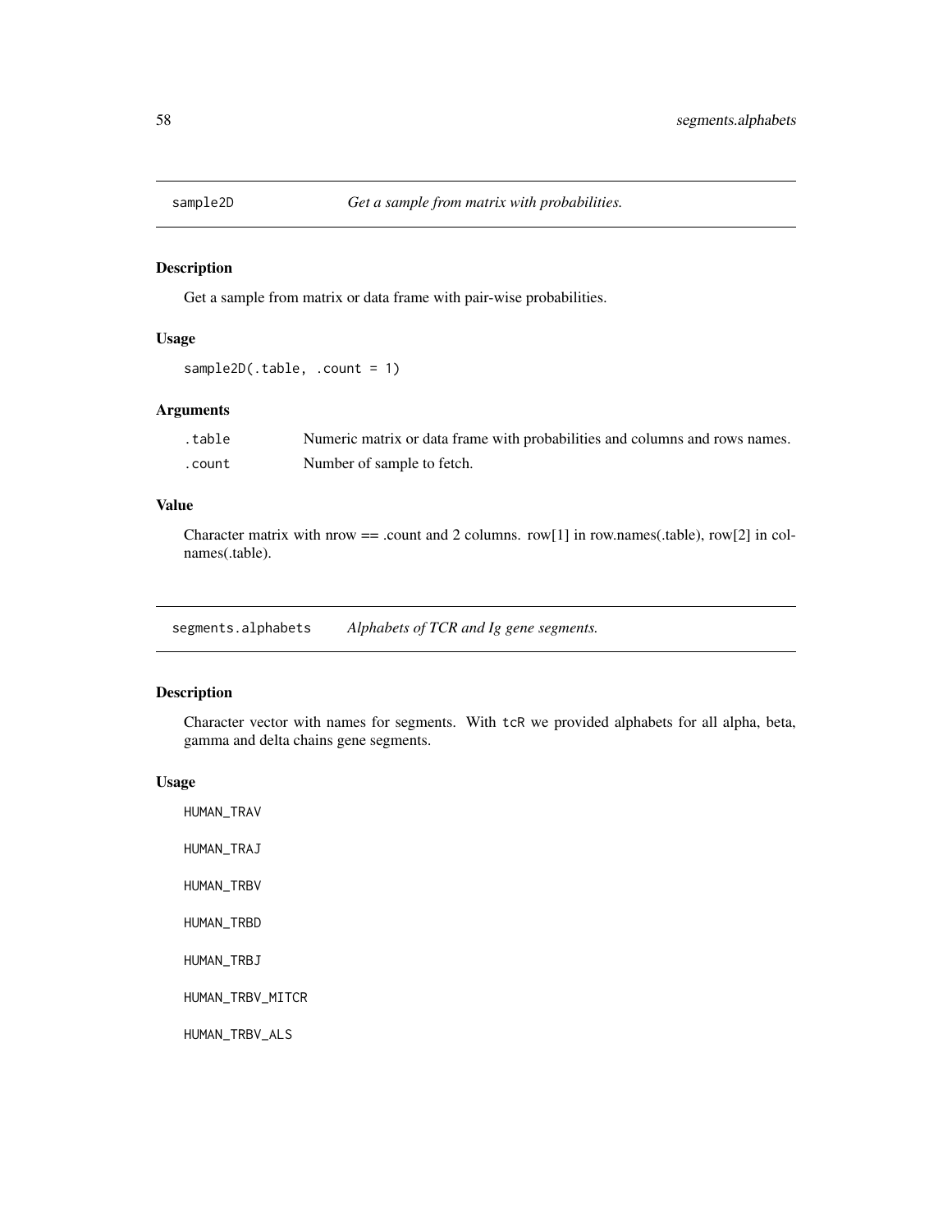## sample2D *Get a sample from matrix with probabilities.*

### Description

Get a sample from matrix or data frame with pair-wise probabilities.

### Usage

```
sample2D(.table, .count = 1)
```

### Arguments

| | |
|---|---|
| .table | Numeric matrix or data frame with probabilities and columns and rows names. |
| .count | Number of sample to fetch. |

### Value

Character matrix with nrow == .count and 2 columns. row[1] in row.names(.table), row[2] in colnames(.table).

## segments.alphabets *Alphabets of TCR and Ig gene segments.*

### Description

Character vector with names for segments. With tcR we provided alphabets for all alpha, beta, gamma and delta chains gene segments.

### Usage

```
HUMAN_TRAV

HUMAN_TRAJ

HUMAN_TRBV

HUMAN_TRBD

HUMAN_TRBJ

HUMAN_TRBV_MITCR

HUMAN_TRBV_ALS
```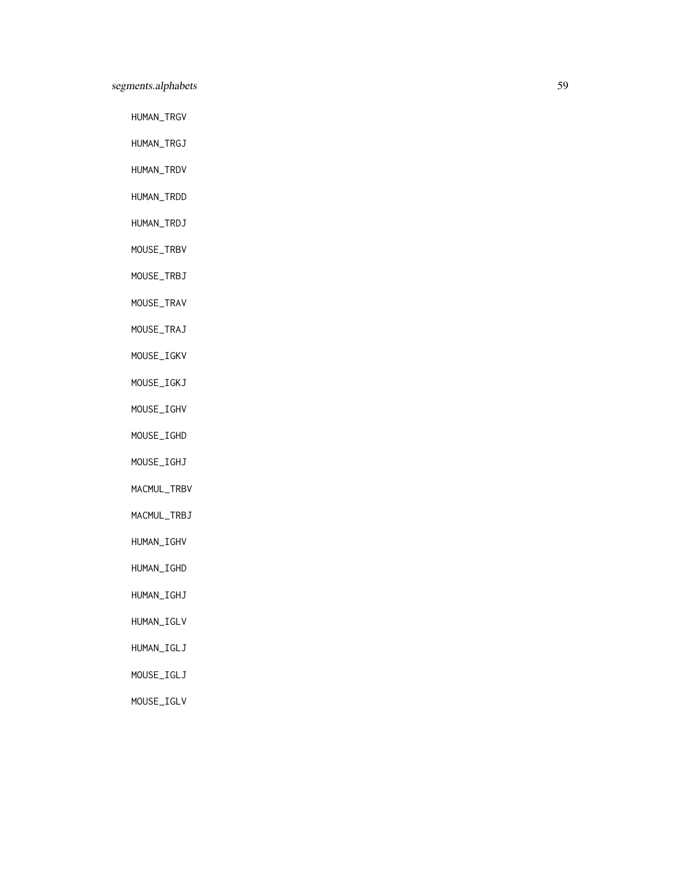HUMAN_TRGV

HUMAN_TRGJ

HUMAN_TRDV

HUMAN_TRDD

HUMAN_TRDJ

MOUSE_TRBV

MOUSE_TRBJ

MOUSE_TRAV

MOUSE_TRAJ

MOUSE_IGKV

MOUSE_IGKJ

MOUSE_IGHV

MOUSE_IGHD

MOUSE_IGHJ

MACMUL_TRBV

MACMUL_TRBJ

HUMAN_IGHV

HUMAN_IGHD

HUMAN_IGHJ

HUMAN_IGLV

HUMAN_IGLJ

MOUSE_IGLJ

MOUSE_IGLV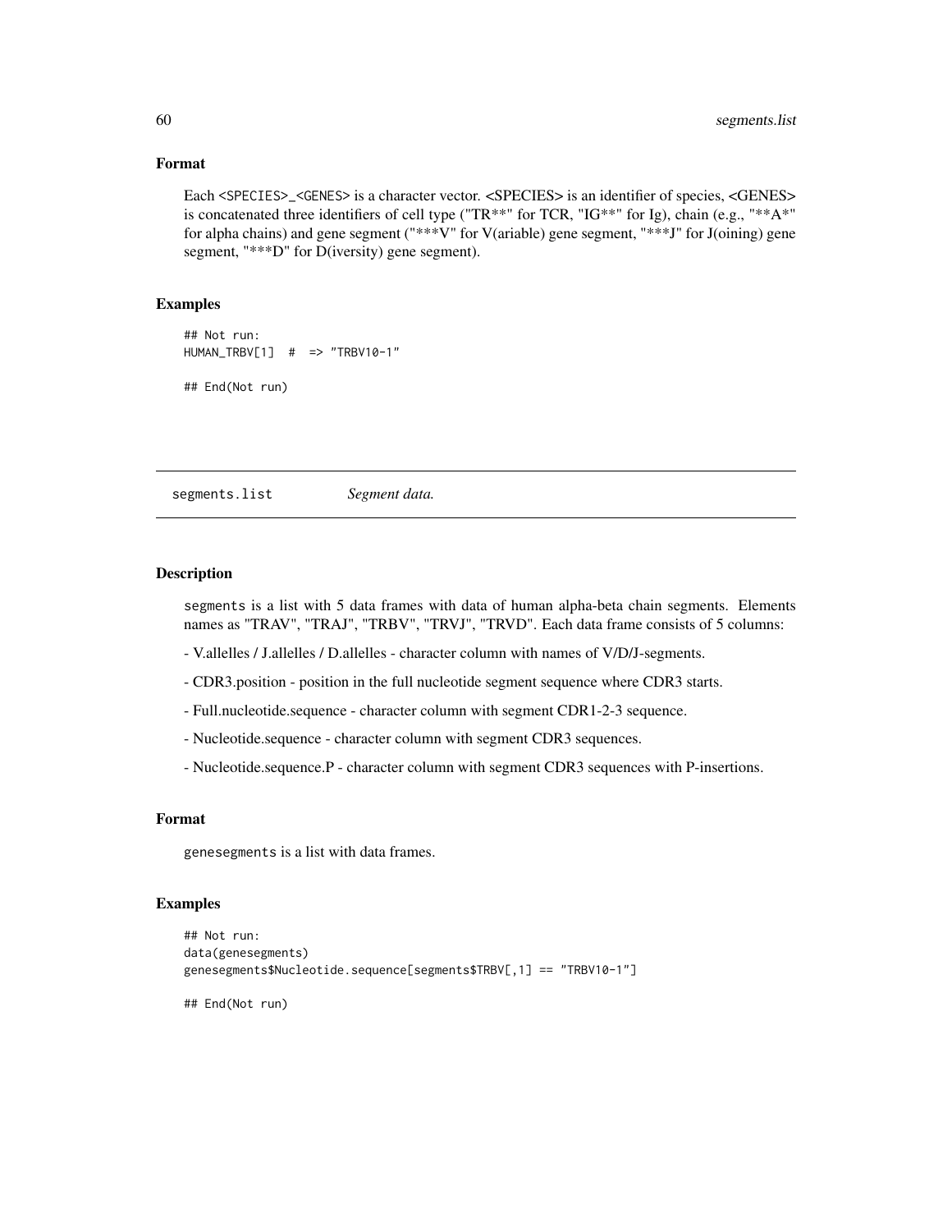### Format

Each `<SPECIES>_<GENES>` is a character vector. <SPECIES> is an identifier of species, <GENES> is concatenated three identifiers of cell type ("TR**" for TCR, "IG**" for Ig), chain (e.g., "**A*" for alpha chains) and gene segment ("***V" for V(ariable) gene segment, "***J" for J(oining) gene segment, "***D" for D(iversity) gene segment).

### Examples

```
## Not run:
HUMAN_TRBV[1]  #  => "TRBV10-1"

## End(Not run)
```

---

## segments.list    *Segment data.*

---

### Description

segments is a list with 5 data frames with data of human alpha-beta chain segments. Elements names as "TRAV", "TRAJ", "TRBV", "TRVJ", "TRVD". Each data frame consists of 5 columns:

- V.allelles / J.allelles / D.allelles - character column with names of V/D/J-segments.

- CDR3.position - position in the full nucleotide segment sequence where CDR3 starts.

- Full.nucleotide.sequence - character column with segment CDR1-2-3 sequence.

- Nucleotide.sequence - character column with segment CDR3 sequences.

- Nucleotide.sequence.P - character column with segment CDR3 sequences with P-insertions.

### Format

`genesegments` is a list with data frames.

### Examples

```
## Not run:
data(genesegments)
genesegments$Nucleotide.sequence[segments$TRBV[,1] == "TRBV10-1"]

## End(Not run)
```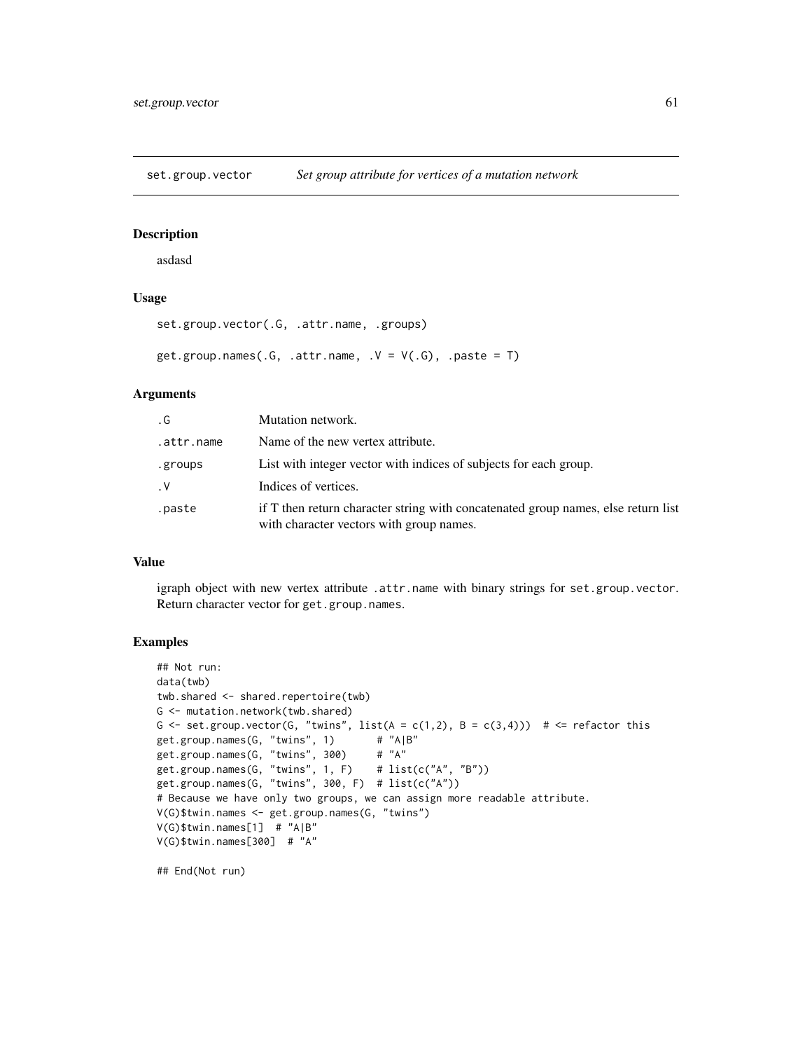# set.group.vector *Set group attribute for vertices of a mutation network*

## Description

asdasd

## Usage

```
set.group.vector(.G, .attr.name, .groups)

get.group.names(.G, .attr.name, .V = V(.G), .paste = T)
```

## Arguments

| | |
|---|---|
| .G | Mutation network. |
| .attr.name | Name of the new vertex attribute. |
| .groups | List with integer vector with indices of subjects for each group. |
| .V | Indices of vertices. |
| .paste | if T then return character string with concatenated group names, else return list with character vectors with group names. |

## Value

igraph object with new vertex attribute `.attr.name` with binary strings for `set.group.vector`. Return character vector for `get.group.names`.

## Examples

```
## Not run:
data(twb)
twb.shared <- shared.repertoire(twb)
G <- mutation.network(twb.shared)
G <- set.group.vector(G, "twins", list(A = c(1,2), B = c(3,4)))  # <= refactor this
get.group.names(G, "twins", 1)       # "A|B"
get.group.names(G, "twins", 300)     # "A"
get.group.names(G, "twins", 1, F)    # list(c("A", "B"))
get.group.names(G, "twins", 300, F)  # list(c("A"))
# Because we have only two groups, we can assign more readable attribute.
V(G)$twin.names <- get.group.names(G, "twins")
V(G)$twin.names[1]  # "A|B"
V(G)$twin.names[300]  # "A"

## End(Not run)
```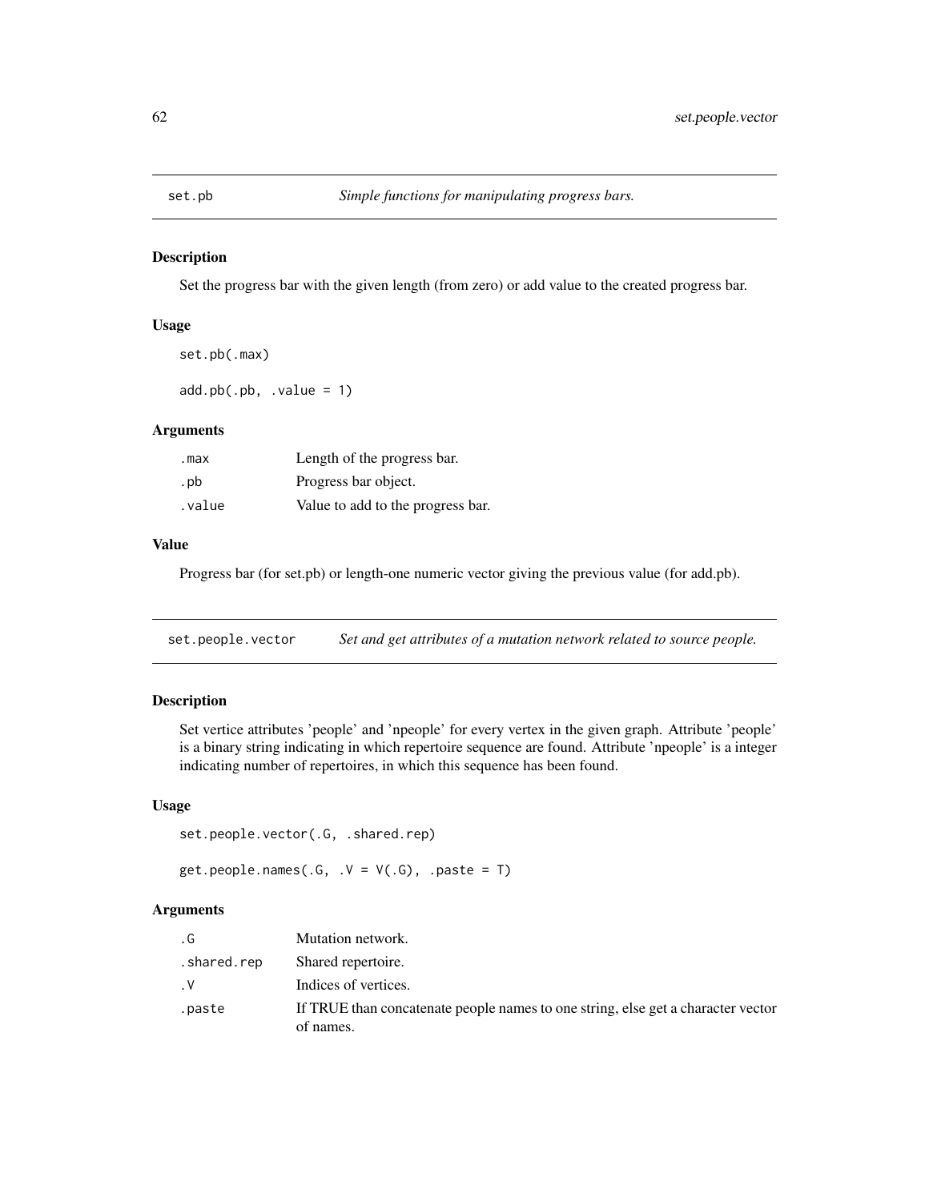## set.pb — *Simple functions for manipulating progress bars.*

### Description

Set the progress bar with the given length (from zero) or add value to the created progress bar.

### Usage

```
set.pb(.max)

add.pb(.pb, .value = 1)
```

### Arguments

| | |
|---|---|
| .max | Length of the progress bar. |
| .pb | Progress bar object. |
| .value | Value to add to the progress bar. |

### Value

Progress bar (for set.pb) or length-one numeric vector giving the previous value (for add.pb).

## set.people.vector — *Set and get attributes of a mutation network related to source people.*

### Description

Set vertice attributes 'people' and 'npeople' for every vertex in the given graph. Attribute 'people' is a binary string indicating in which repertoire sequence are found. Attribute 'npeople' is a integer indicating number of repertoires, in which this sequence has been found.

### Usage

```
set.people.vector(.G, .shared.rep)

get.people.names(.G, .V = V(.G), .paste = T)
```

### Arguments

| | |
|---|---|
| .G | Mutation network. |
| .shared.rep | Shared repertoire. |
| .V | Indices of vertices. |
| .paste | If TRUE than concatenate people names to one string, else get a character vector of names. |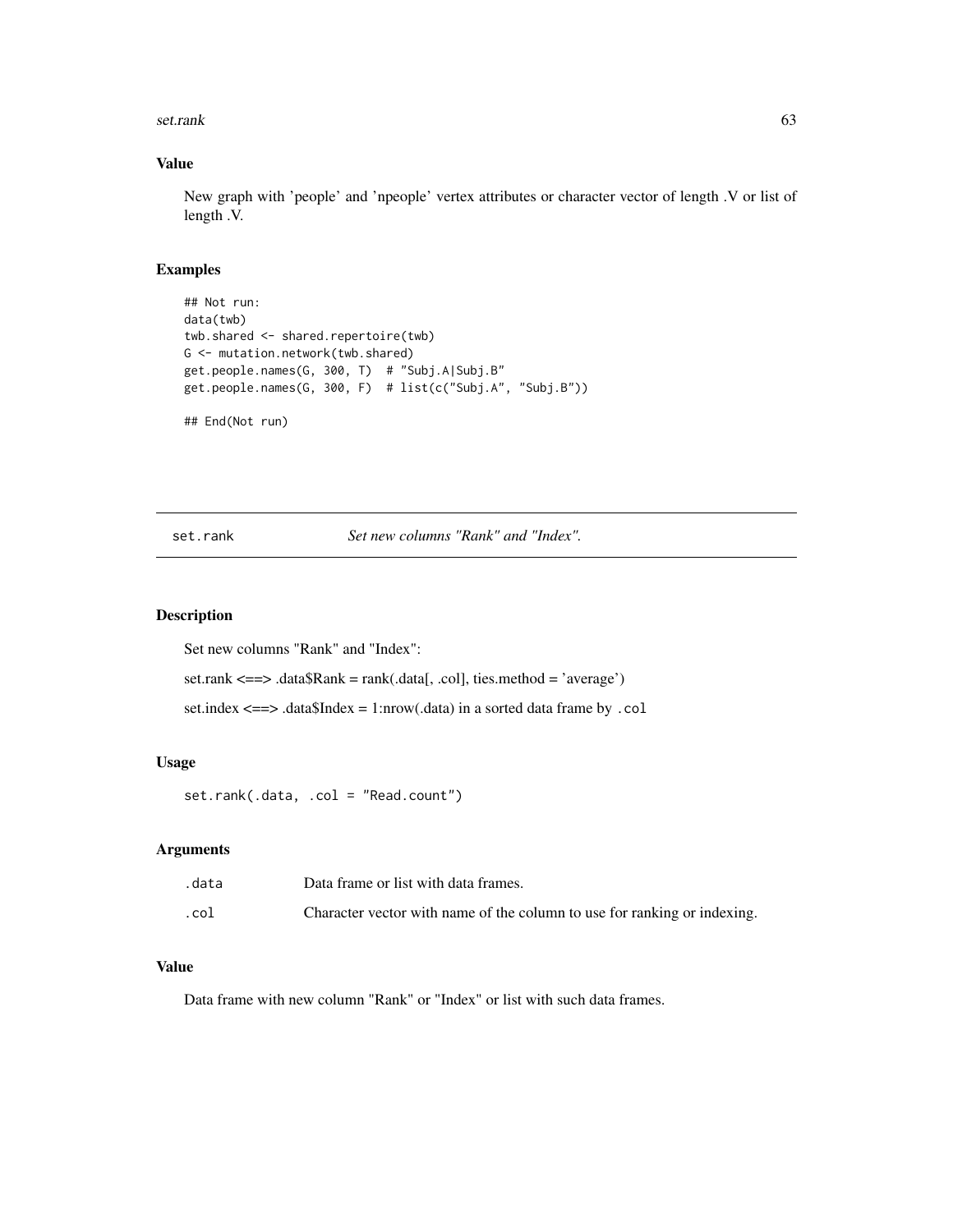### Value

New graph with 'people' and 'npeople' vertex attributes or character vector of length .V or list of length .V.

### Examples

```
## Not run:
data(twb)
twb.shared <- shared.repertoire(twb)
G <- mutation.network(twb.shared)
get.people.names(G, 300, T)  # "Subj.A|Subj.B"
get.people.names(G, 300, F)  # list(c("Subj.A", "Subj.B"))

## End(Not run)
```

---

## set.rank — *Set new columns "Rank" and "Index".*

### Description

Set new columns "Rank" and "Index":

set.rank <==> .data$Rank = rank(.data[, .col], ties.method = 'average')

set.index <==> .data$Index = 1:nrow(.data) in a sorted data frame by `.col`

### Usage

```
set.rank(.data, .col = "Read.count")
```

### Arguments

| | |
|---|---|
| `.data` | Data frame or list with data frames. |
| `.col` | Character vector with name of the column to use for ranking or indexing. |

### Value

Data frame with new column "Rank" or "Index" or list with such data frames.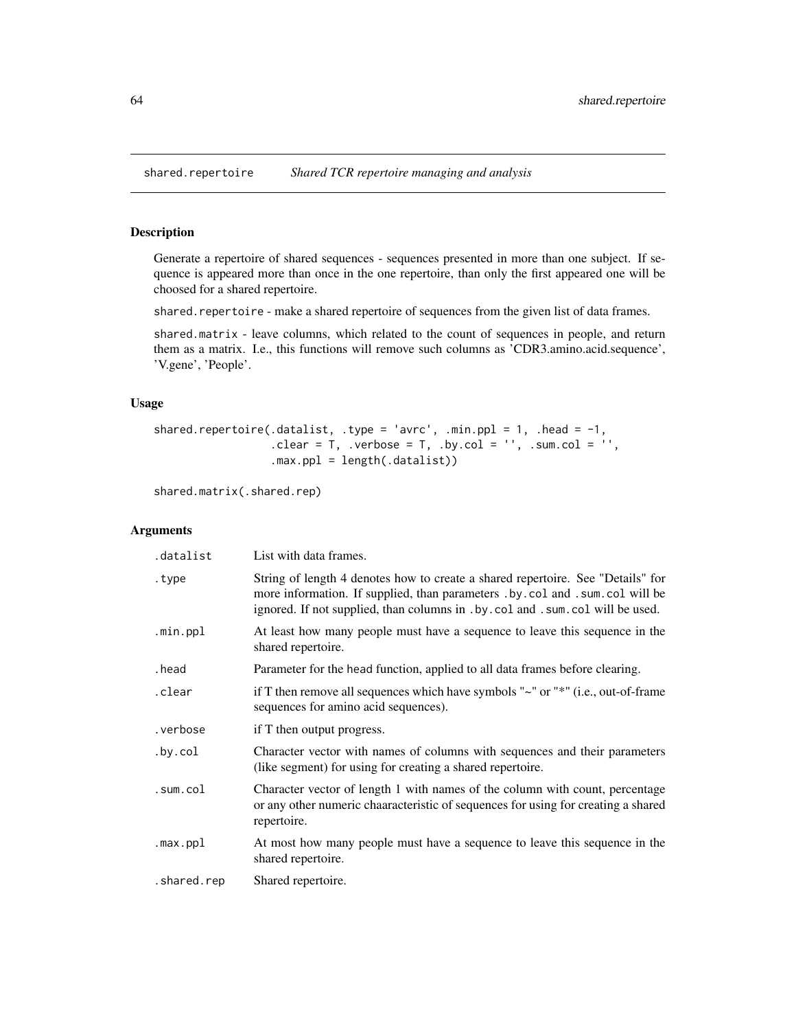# shared.repertoire *Shared TCR repertoire managing and analysis*

## Description

Generate a repertoire of shared sequences - sequences presented in more than one subject. If sequence is appeared more than once in the one repertoire, than only the first appeared one will be choosed for a shared repertoire.

shared.repertoire - make a shared repertoire of sequences from the given list of data frames.

shared.matrix - leave columns, which related to the count of sequences in people, and return them as a matrix. I.e., this functions will remove such columns as 'CDR3.amino.acid.sequence', 'V.gene', 'People'.

## Usage

```
shared.repertoire(.datalist, .type = 'avrc', .min.ppl = 1, .head = -1,
                  .clear = T, .verbose = T, .by.col = '', .sum.col = '',
                  .max.ppl = length(.datalist))

shared.matrix(.shared.rep)
```

## Arguments

| | |
|---|---|
| .datalist | List with data frames. |
| .type | String of length 4 denotes how to create a shared repertoire. See "Details" for more information. If supplied, than parameters .by.col and .sum.col will be ignored. If not supplied, than columns in .by.col and .sum.col will be used. |
| .min.ppl | At least how many people must have a sequence to leave this sequence in the shared repertoire. |
| .head | Parameter for the head function, applied to all data frames before clearing. |
| .clear | if T then remove all sequences which have symbols "~" or "*" (i.e., out-of-frame sequences for amino acid sequences). |
| .verbose | if T then output progress. |
| .by.col | Character vector with names of columns with sequences and their parameters (like segment) for using for creating a shared repertoire. |
| .sum.col | Character vector of length 1 with names of the column with count, percentage or any other numeric chaaracteristic of sequences for using for creating a shared repertoire. |
| .max.ppl | At most how many people must have a sequence to leave this sequence in the shared repertoire. |
| .shared.rep | Shared repertoire. |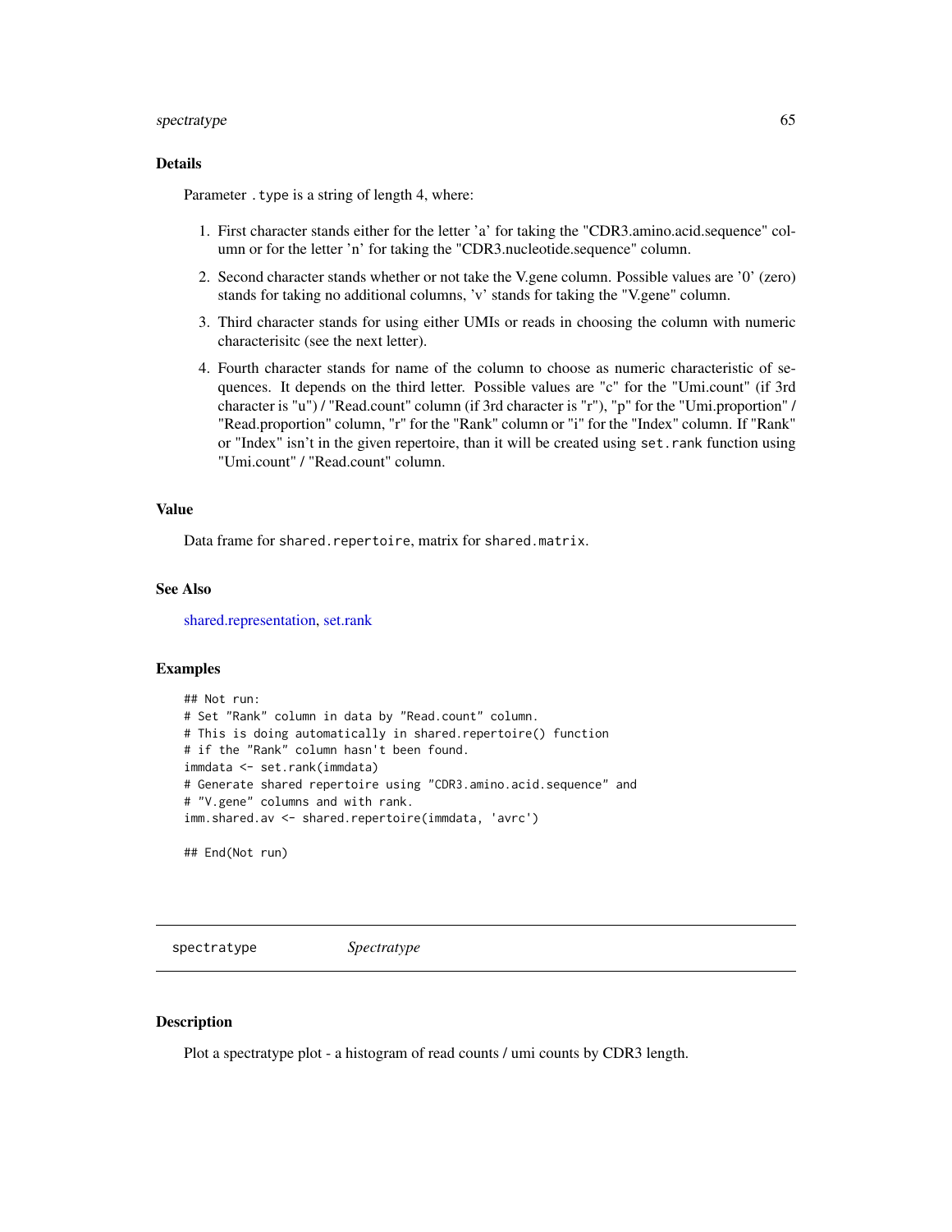### Details

Parameter `.type` is a string of length 4, where:

1. First character stands either for the letter 'a' for taking the "CDR3.amino.acid.sequence" column or for the letter 'n' for taking the "CDR3.nucleotide.sequence" column.
2. Second character stands whether or not take the V.gene column. Possible values are '0' (zero) stands for taking no additional columns, 'v' stands for taking the "V.gene" column.
3. Third character stands for using either UMIs or reads in choosing the column with numeric characterisitc (see the next letter).
4. Fourth character stands for name of the column to choose as numeric characteristic of sequences. It depends on the third letter. Possible values are "c" for the "Umi.count" (if 3rd character is "u") / "Read.count" column (if 3rd character is "r"), "p" for the "Umi.proportion" / "Read.proportion" column, "r" for the "Rank" column or "i" for the "Index" column. If "Rank" or "Index" isn't in the given repertoire, than it will be created using `set.rank` function using "Umi.count" / "Read.count" column.

### Value

Data frame for `shared.repertoire`, matrix for `shared.matrix`.

### See Also

shared.representation, set.rank

### Examples

```
## Not run:
# Set "Rank" column in data by "Read.count" column.
# This is doing automatically in shared.repertoire() function
# if the "Rank" column hasn't been found.
immdata <- set.rank(immdata)
# Generate shared repertoire using "CDR3.amino.acid.sequence" and
# "V.gene" columns and with rank.
imm.shared.av <- shared.repertoire(immdata, 'avrc')

## End(Not run)
```

---

## spectratype — *Spectratype*

### Description

Plot a spectratype plot - a histogram of read counts / umi counts by CDR3 length.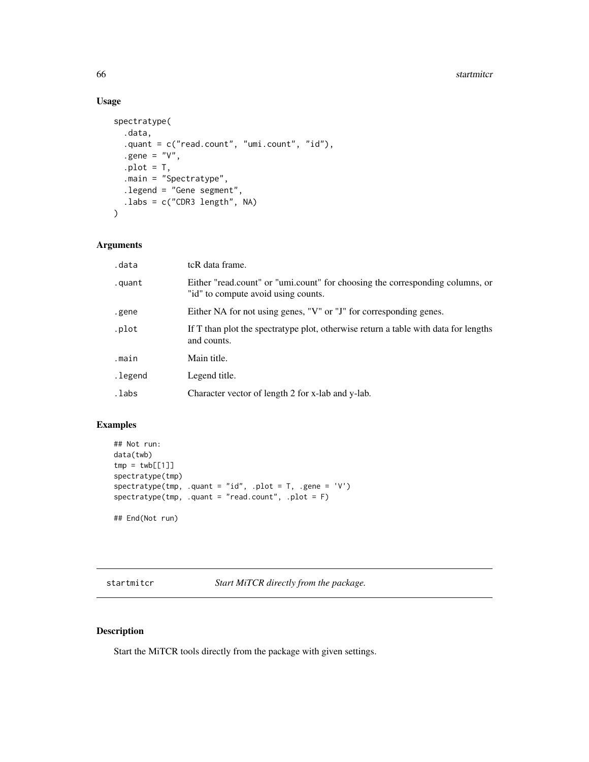## Usage

```
spectratype(
  .data,
  .quant = c("read.count", "umi.count", "id"),
  .gene = "V",
  .plot = T,
  .main = "Spectratype",
  .legend = "Gene segment",
  .labs = c("CDR3 length", NA)
)
```

## Arguments

| | |
|---|---|
| .data | tcR data frame. |
| .quant | Either "read.count" or "umi.count" for choosing the corresponding columns, or "id" to compute avoid using counts. |
| .gene | Either NA for not using genes, "V" or "J" for corresponding genes. |
| .plot | If T than plot the spectratype plot, otherwise return a table with data for lengths and counts. |
| .main | Main title. |
| .legend | Legend title. |
| .labs | Character vector of length 2 for x-lab and y-lab. |

## Examples

```
## Not run:
data(twb)
tmp = twb[[1]]
spectratype(tmp)
spectratype(tmp, .quant = "id", .plot = T, .gene = 'V')
spectratype(tmp, .quant = "read.count", .plot = F)

## End(Not run)
```

---

# startmitcr — *Start MiTCR directly from the package.*

## Description

Start the MiTCR tools directly from the package with given settings.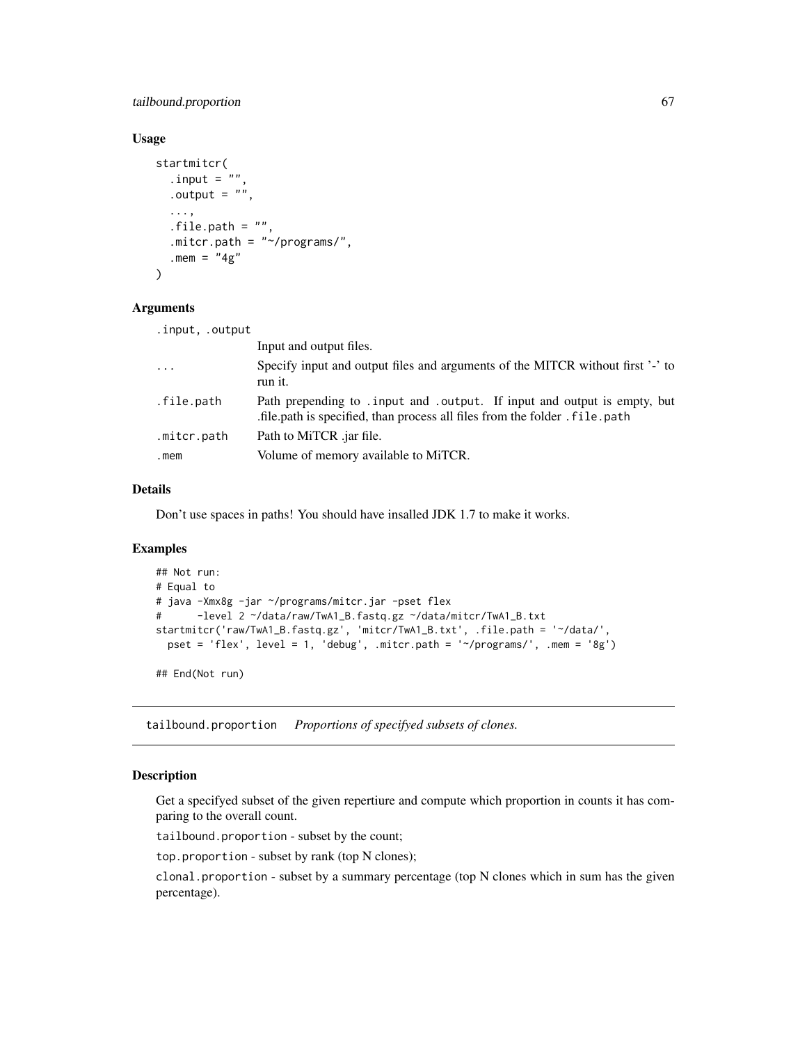### Usage

```
startmitcr(
  .input = "",
  .output = "",
  ...,
  .file.path = "",
  .mitcr.path = "~/programs/",
  .mem = "4g"
)
```

### Arguments

| | |
|---|---|
| .input, .output | Input and output files. |
| ... | Specify input and output files and arguments of the MITCR without first '-' to run it. |
| .file.path | Path prepending to .input and .output. If input and output is empty, but .file.path is specified, than process all files from the folder .file.path |
| .mitcr.path | Path to MiTCR .jar file. |
| .mem | Volume of memory available to MiTCR. |

### Details

Don't use spaces in paths! You should have insalled JDK 1.7 to make it works.

### Examples

```
## Not run:
# Equal to
# java -Xmx8g -jar ~/programs/mitcr.jar -pset flex
#      -level 2 ~/data/raw/TwA1_B.fastq.gz ~/data/mitcr/TwA1_B.txt
startmitcr('raw/TwA1_B.fastq.gz', 'mitcr/TwA1_B.txt', .file.path = '~/data/',
  pset = 'flex', level = 1, 'debug', .mitcr.path = '~/programs/', .mem = '8g')

## End(Not run)
```

---

## tailbound.proportion    *Proportions of specifyed subsets of clones.*

### Description

Get a specifyed subset of the given repertiure and compute which proportion in counts it has comparing to the overall count.

tailbound.proportion - subset by the count;

top.proportion - subset by rank (top N clones);

clonal.proportion - subset by a summary percentage (top N clones which in sum has the given percentage).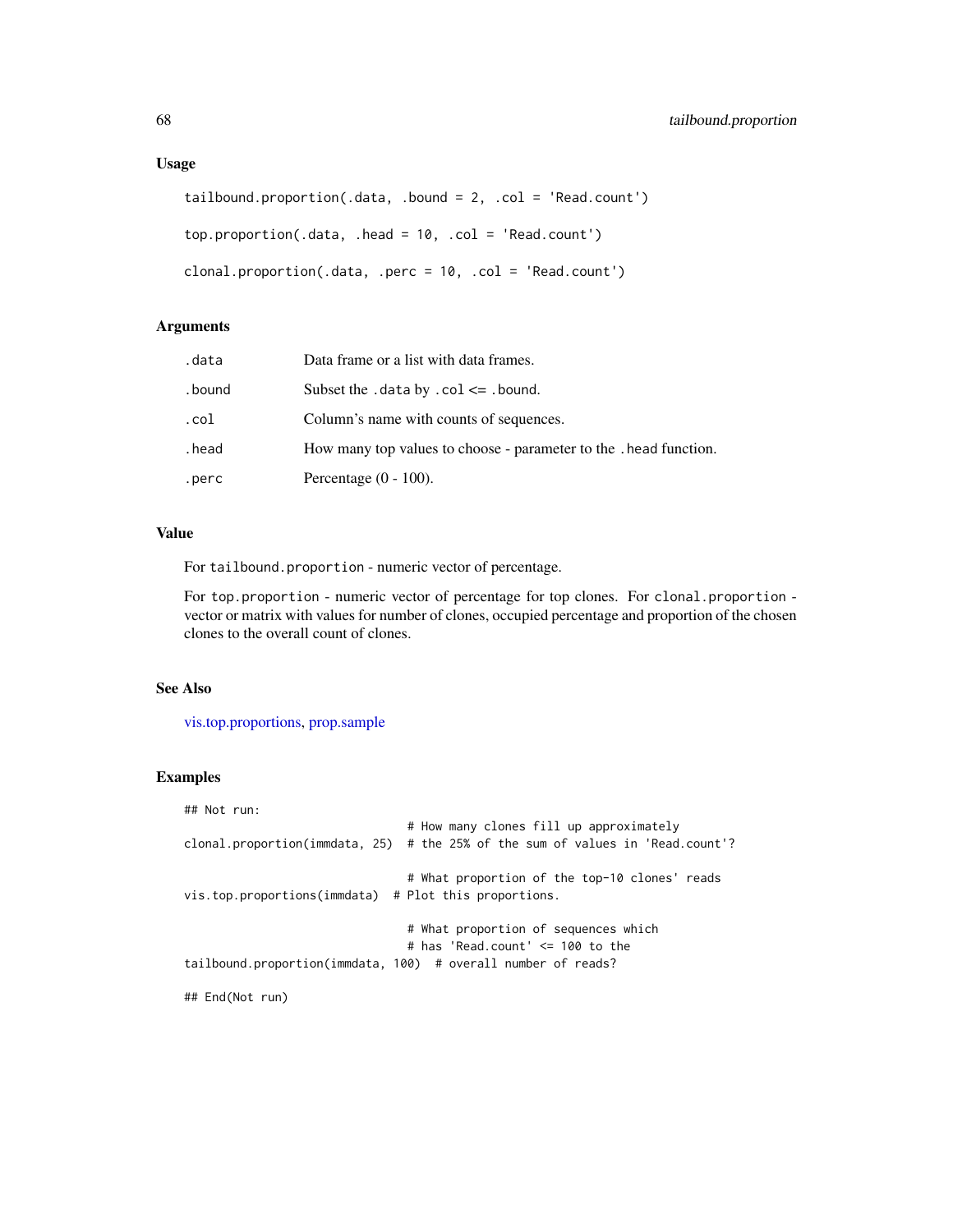### Usage

```
tailbound.proportion(.data, .bound = 2, .col = 'Read.count')

top.proportion(.data, .head = 10, .col = 'Read.count')

clonal.proportion(.data, .perc = 10, .col = 'Read.count')
```

### Arguments

| | |
|---|---|
| .data | Data frame or a list with data frames. |
| .bound | Subset the .data by .col <= .bound. |
| .col | Column's name with counts of sequences. |
| .head | How many top values to choose - parameter to the .head function. |
| .perc | Percentage (0 - 100). |

### Value

For tailbound.proportion - numeric vector of percentage.

For top.proportion - numeric vector of percentage for top clones. For clonal.proportion - vector or matrix with values for number of clones, occupied percentage and proportion of the chosen clones to the overall count of clones.

### See Also

vis.top.proportions, prop.sample

### Examples

```
## Not run:
                                # How many clones fill up approximately
clonal.proportion(immdata, 25)  # the 25% of the sum of values in 'Read.count'?

                                # What proportion of the top-10 clones' reads
vis.top.proportions(immdata)  # Plot this proportions.

                                # What proportion of sequences which
                                # has 'Read.count' <= 100 to the
tailbound.proportion(immdata, 100)  # overall number of reads?

## End(Not run)
```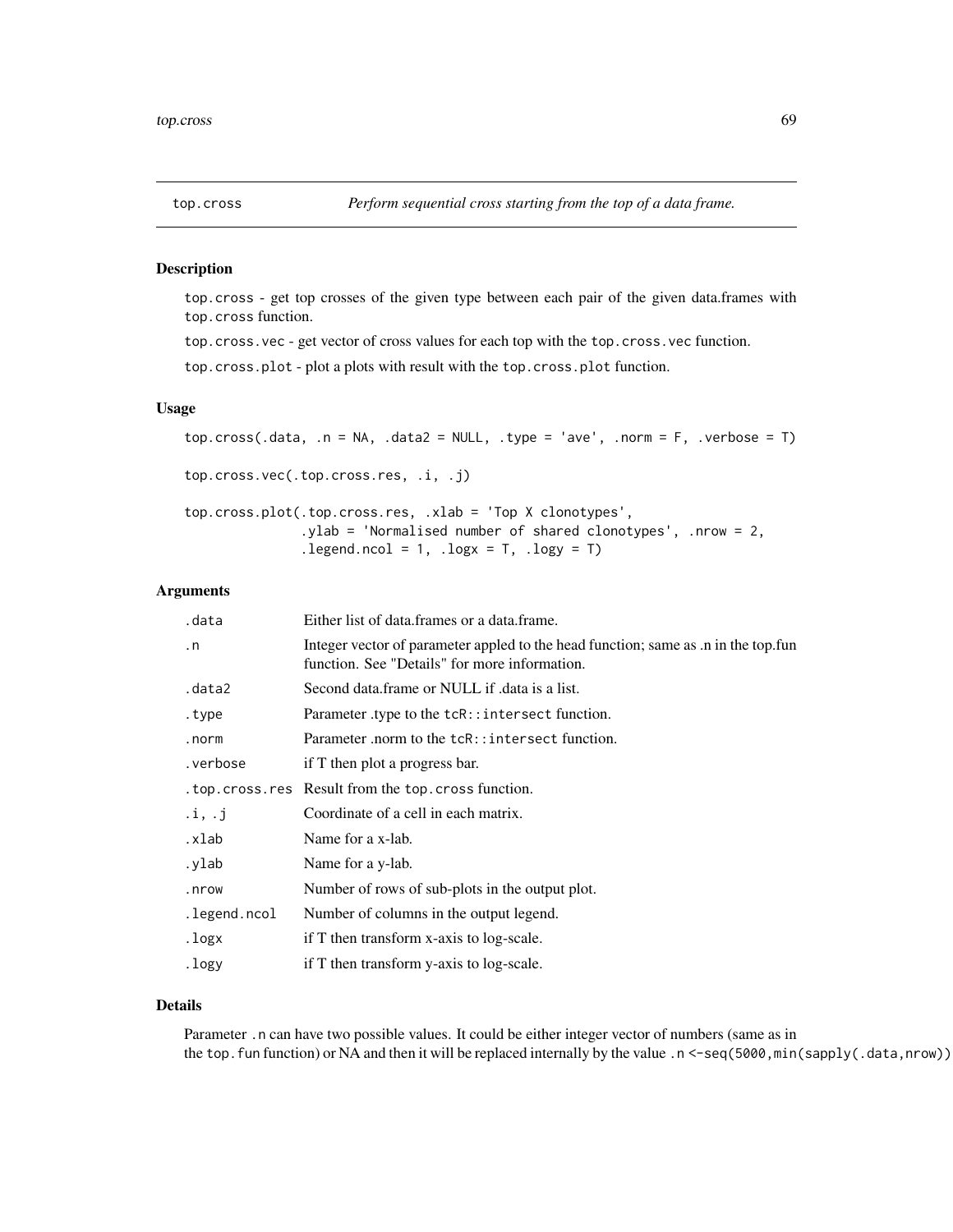# top.cross — *Perform sequential cross starting from the top of a data frame.*

## Description

top.cross - get top crosses of the given type between each pair of the given data.frames with top.cross function.

top.cross.vec - get vector of cross values for each top with the top.cross.vec function.

top.cross.plot - plot a plots with result with the top.cross.plot function.

## Usage

```
top.cross(.data, .n = NA, .data2 = NULL, .type = 'ave', .norm = F, .verbose = T)

top.cross.vec(.top.cross.res, .i, .j)

top.cross.plot(.top.cross.res, .xlab = 'Top X clonotypes',
               .ylab = 'Normalised number of shared clonotypes', .nrow = 2,
               .legend.ncol = 1, .logx = T, .logy = T)
```

## Arguments

| | |
|---|---|
| .data | Either list of data.frames or a data.frame. |
| .n | Integer vector of parameter appled to the head function; same as .n in the top.fun function. See "Details" for more information. |
| .data2 | Second data.frame or NULL if .data is a list. |
| .type | Parameter .type to the tcR::intersect function. |
| .norm | Parameter .norm to the tcR::intersect function. |
| .verbose | if T then plot a progress bar. |
| .top.cross.res | Result from the top.cross function. |
| .i, .j | Coordinate of a cell in each matrix. |
| .xlab | Name for a x-lab. |
| .ylab | Name for a y-lab. |
| .nrow | Number of rows of sub-plots in the output plot. |
| .legend.ncol | Number of columns in the output legend. |
| .logx | if T then transform x-axis to log-scale. |
| .logy | if T then transform y-axis to log-scale. |

## Details

Parameter .n can have two possible values. It could be either integer vector of numbers (same as in the top.fun function) or NA and then it will be replaced internally by the value .n <-seq(5000,min(sapply(.data,nrow))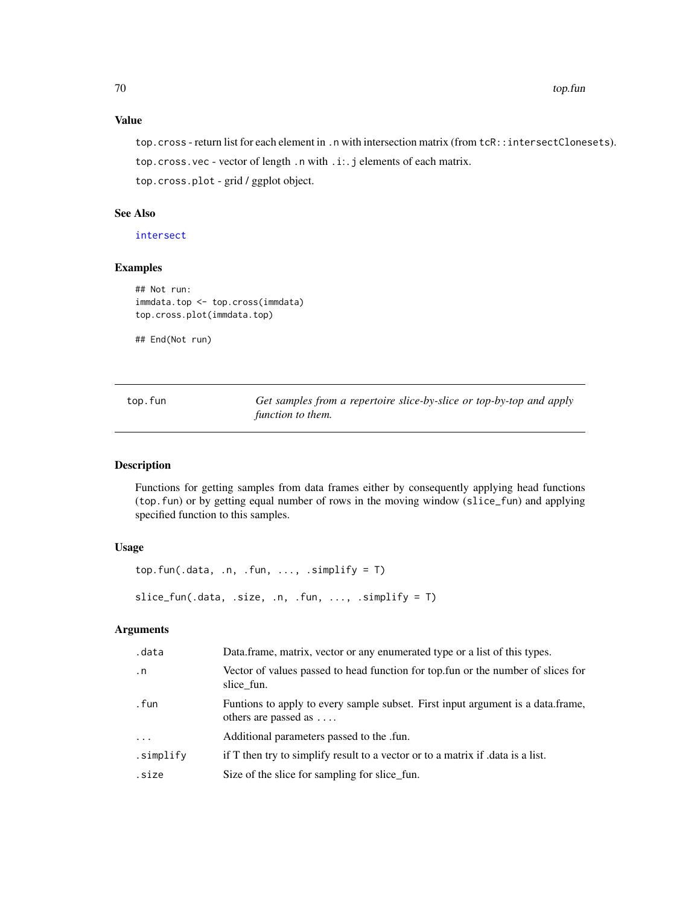### Value

`top.cross` - return list for each element in `.n` with intersection matrix (from `tcR::intersectClonesets`).

`top.cross.vec` - vector of length `.n` with `.i:.j` elements of each matrix.

`top.cross.plot` - grid / ggplot object.

### See Also

intersect

### Examples

```
## Not run:
immdata.top <- top.cross(immdata)
top.cross.plot(immdata.top)

## End(Not run)
```

---

## top.fun — *Get samples from a repertoire slice-by-slice or top-by-top and apply function to them.*

### Description

Functions for getting samples from data frames either by consequently applying head functions (`top.fun`) or by getting equal number of rows in the moving window (`slice_fun`) and applying specified function to this samples.

### Usage

```
top.fun(.data, .n, .fun, ..., .simplify = T)

slice_fun(.data, .size, .n, .fun, ..., .simplify = T)
```

### Arguments

| | |
|---|---|
| `.data` | Data.frame, matrix, vector or any enumerated type or a list of this types. |
| `.n` | Vector of values passed to head function for top.fun or the number of slices for slice_fun. |
| `.fun` | Funtions to apply to every sample subset. First input argument is a data.frame, others are passed as `...`. |
| `...` | Additional parameters passed to the .fun. |
| `.simplify` | if T then try to simplify result to a vector or to a matrix if .data is a list. |
| `.size` | Size of the slice for sampling for slice_fun. |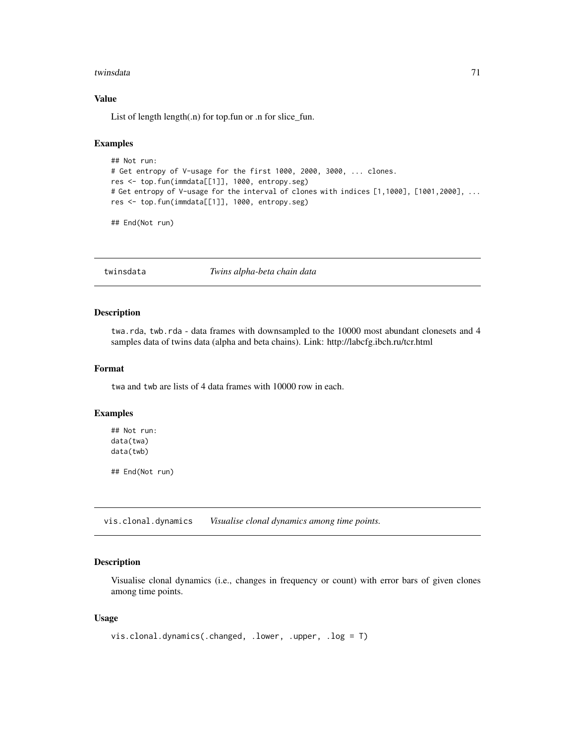### Value

List of length length(.n) for top.fun or .n for slice_fun.

### Examples

```
## Not run:
# Get entropy of V-usage for the first 1000, 2000, 3000, ... clones.
res <- top.fun(immdata[[1]], 1000, entropy.seg)
# Get entropy of V-usage for the interval of clones with indices [1,1000], [1001,2000], ...
res <- top.fun(immdata[[1]], 1000, entropy.seg)

## End(Not run)
```

---

## twinsdata &emsp; *Twins alpha-beta chain data*

### Description

twa.rda, twb.rda - data frames with downsampled to the 10000 most abundant clonesets and 4 samples data of twins data (alpha and beta chains). Link: http://labcfg.ibch.ru/tcr.html

### Format

twa and twb are lists of 4 data frames with 10000 row in each.

### Examples

```
## Not run:
data(twa)
data(twb)

## End(Not run)
```

---

## vis.clonal.dynamics &emsp; *Visualise clonal dynamics among time points.*

### Description

Visualise clonal dynamics (i.e., changes in frequency or count) with error bars of given clones among time points.

### Usage

```
vis.clonal.dynamics(.changed, .lower, .upper, .log = T)
```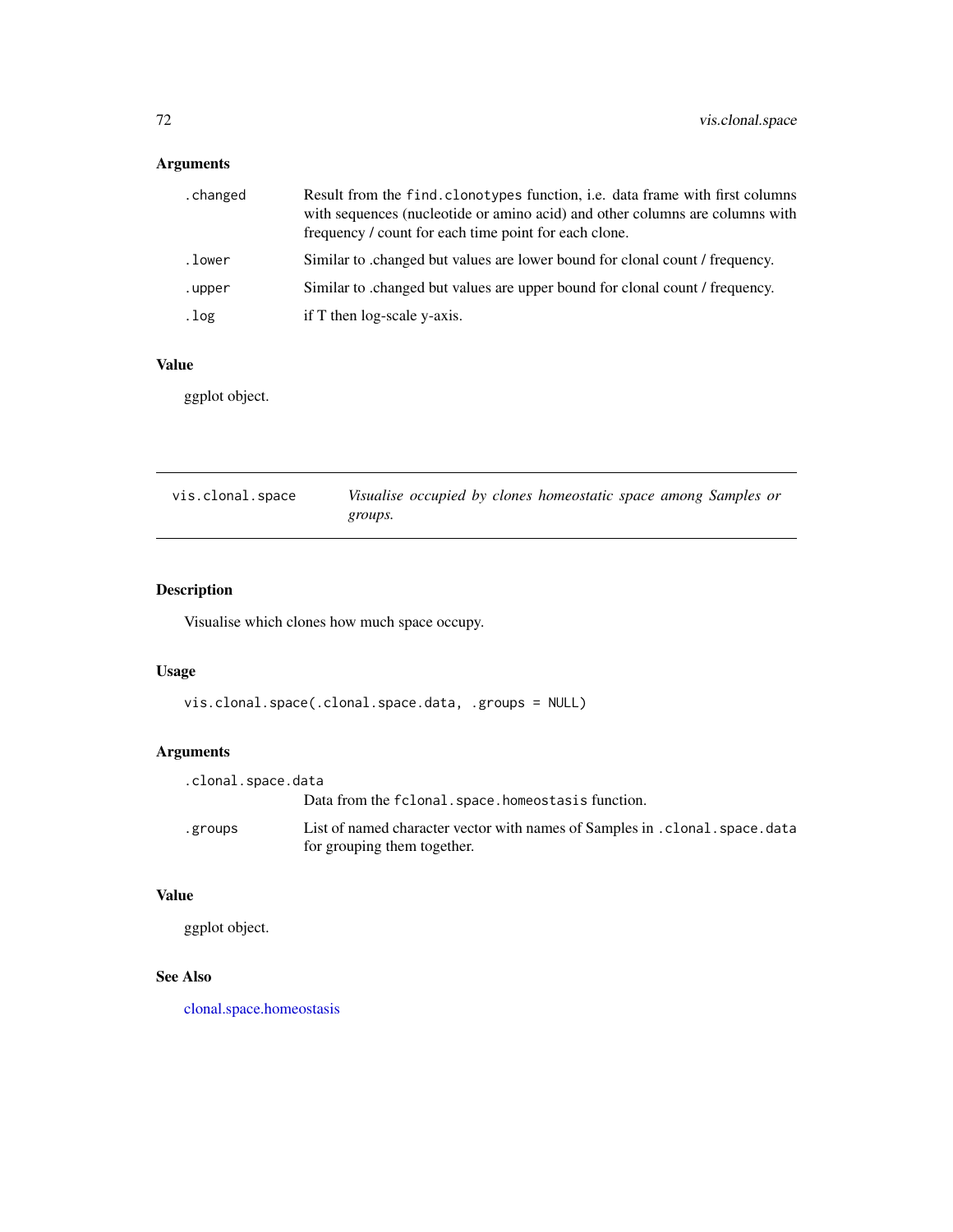## Arguments

| | |
|---|---|
| `.changed` | Result from the `find.clonotypes` function, i.e. data frame with first columns with sequences (nucleotide or amino acid) and other columns are columns with frequency / count for each time point for each clone. |
| `.lower` | Similar to .changed but values are lower bound for clonal count / frequency. |
| `.upper` | Similar to .changed but values are upper bound for clonal count / frequency. |
| `.log` | if T then log-scale y-axis. |

## Value

ggplot object.

---

# vis.clonal.space — *Visualise occupied by clones homeostatic space among Samples or groups.*

---

## Description

Visualise which clones how much space occupy.

## Usage

```
vis.clonal.space(.clonal.space.data, .groups = NULL)
```

## Arguments

| | |
|---|---|
| `.clonal.space.data` | Data from the `fclonal.space.homeostasis` function. |
| `.groups` | List of named character vector with names of Samples in `.clonal.space.data` for grouping them together. |

## Value

ggplot object.

## See Also

clonal.space.homeostasis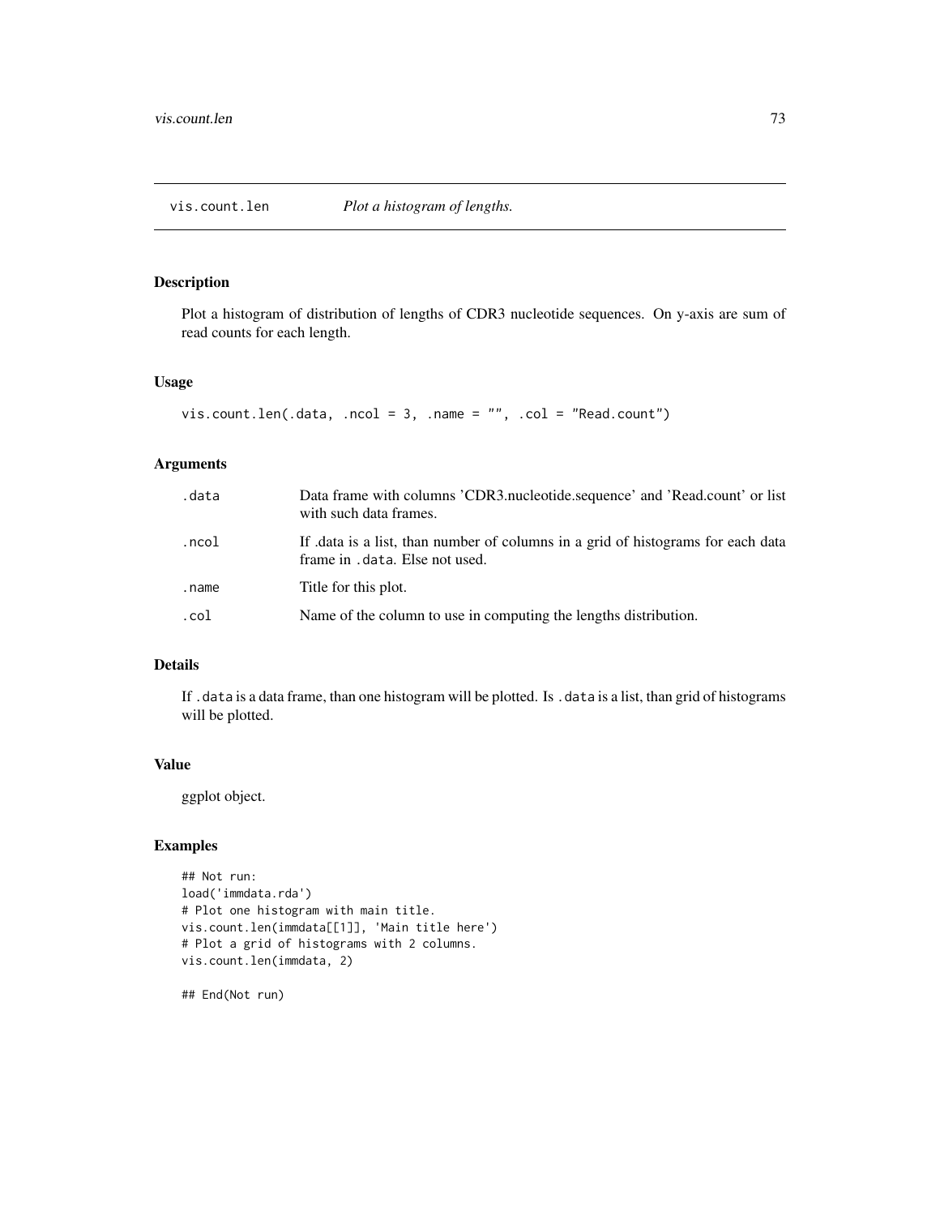## vis.count.len

*Plot a histogram of lengths.*

### Description

Plot a histogram of distribution of lengths of CDR3 nucleotide sequences. On y-axis are sum of read counts for each length.

### Usage

```
vis.count.len(.data, .ncol = 3, .name = "", .col = "Read.count")
```

### Arguments

| | |
|---|---|
| `.data` | Data frame with columns 'CDR3.nucleotide.sequence' and 'Read.count' or list with such data frames. |
| `.ncol` | If .data is a list, than number of columns in a grid of histograms for each data frame in `.data`. Else not used. |
| `.name` | Title for this plot. |
| `.col` | Name of the column to use in computing the lengths distribution. |

### Details

If `.data` is a data frame, than one histogram will be plotted. Is `.data` is a list, than grid of histograms will be plotted.

### Value

ggplot object.

### Examples

```
## Not run:
load('immdata.rda')
# Plot one histogram with main title.
vis.count.len(immdata[[1]], 'Main title here')
# Plot a grid of histograms with 2 columns.
vis.count.len(immdata, 2)

## End(Not run)
```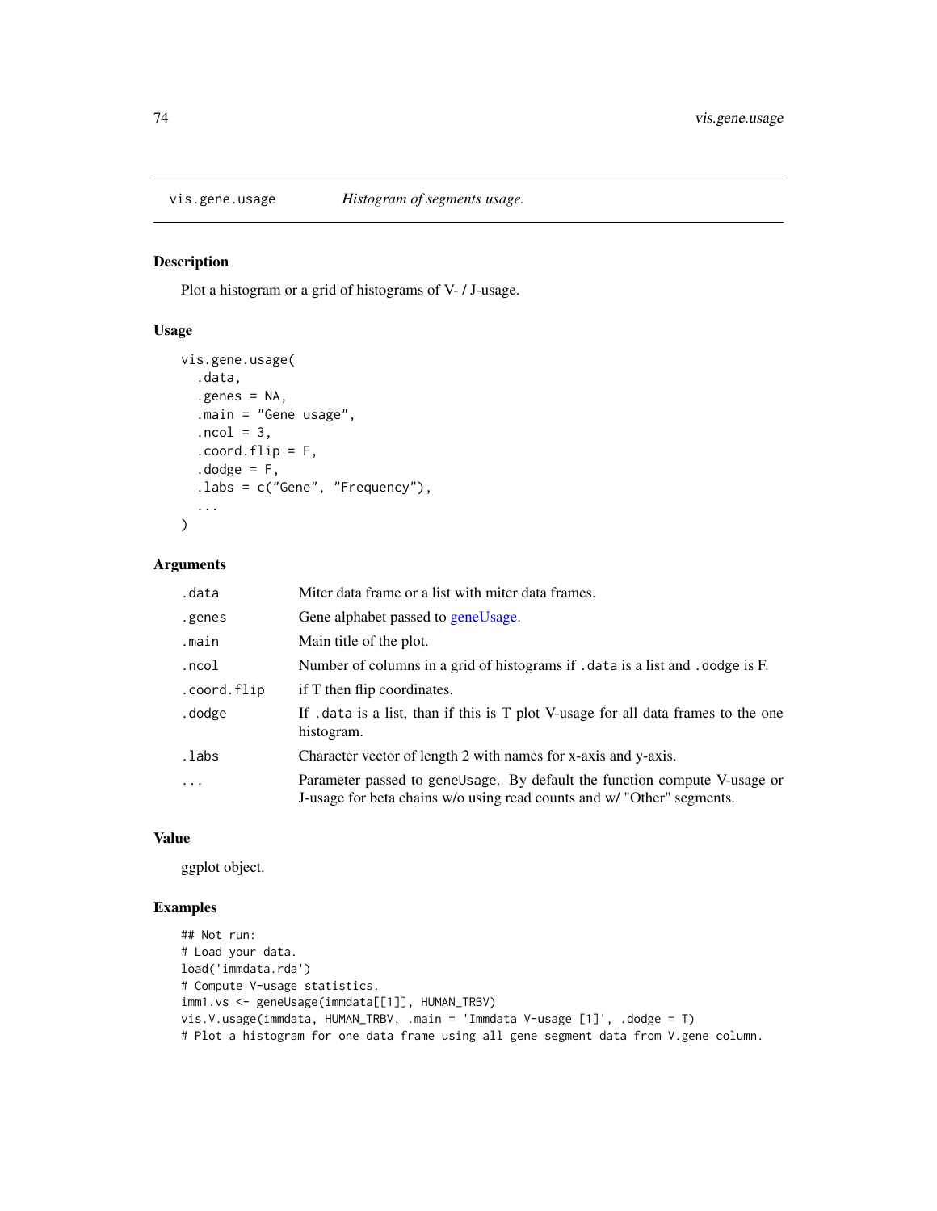# vis.gene.usage — *Histogram of segments usage.*

## Description

Plot a histogram or a grid of histograms of V- / J-usage.

## Usage

```
vis.gene.usage(
  .data,
  .genes = NA,
  .main = "Gene usage",
  .ncol = 3,
  .coord.flip = F,
  .dodge = F,
  .labs = c("Gene", "Frequency"),
  ...
)
```

## Arguments

| | |
|---|---|
| `.data` | Mitcr data frame or a list with mitcr data frames. |
| `.genes` | Gene alphabet passed to geneUsage. |
| `.main` | Main title of the plot. |
| `.ncol` | Number of columns in a grid of histograms if `.data` is a list and `.dodge` is F. |
| `.coord.flip` | if T then flip coordinates. |
| `.dodge` | If `.data` is a list, than if this is T plot V-usage for all data frames to the one histogram. |
| `.labs` | Character vector of length 2 with names for x-axis and y-axis. |
| `...` | Parameter passed to `geneUsage`. By default the function compute V-usage or J-usage for beta chains w/o using read counts and w/ "Other" segments. |

## Value

ggplot object.

## Examples

```
## Not run:
# Load your data.
load('immdata.rda')
# Compute V-usage statistics.
imm1.vs <- geneUsage(immdata[[1]], HUMAN_TRBV)
vis.V.usage(immdata, HUMAN_TRBV, .main = 'Immdata V-usage [1]', .dodge = T)
# Plot a histogram for one data frame using all gene segment data from V.gene column.
```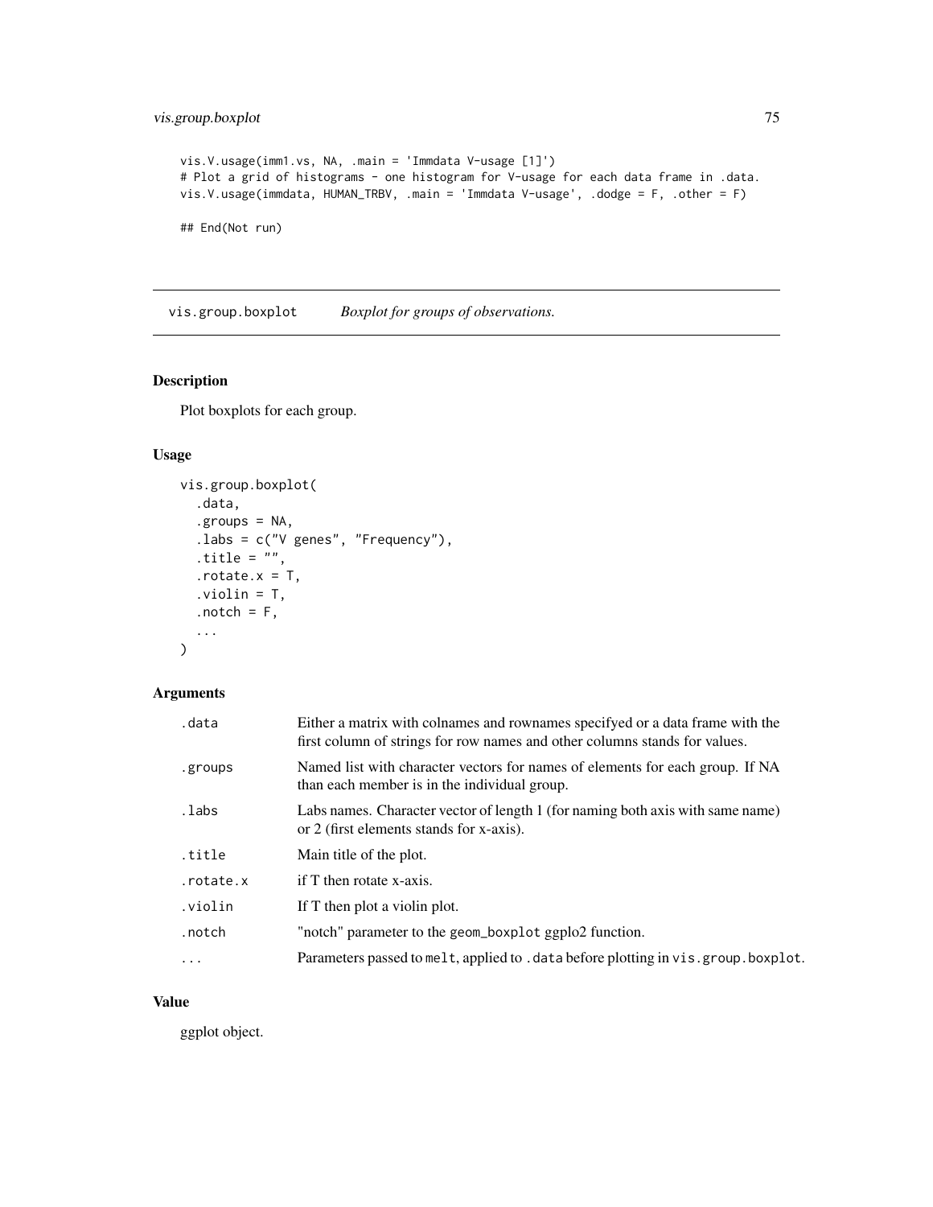```
vis.V.usage(imm1.vs, NA, .main = 'Immdata V-usage [1]')
# Plot a grid of histograms - one histogram for V-usage for each data frame in .data.
vis.V.usage(immdata, HUMAN_TRBV, .main = 'Immdata V-usage', .dodge = F, .other = F)

## End(Not run)
```

---

## vis.group.boxplot — *Boxplot for groups of observations.*

### Description

Plot boxplots for each group.

### Usage

```
vis.group.boxplot(
  .data,
  .groups = NA,
  .labs = c("V genes", "Frequency"),
  .title = "",
  .rotate.x = T,
  .violin = T,
  .notch = F,
  ...
)
```

### Arguments

| | |
|---|---|
| `.data` | Either a matrix with colnames and rownames specifyed or a data frame with the first column of strings for row names and other columns stands for values. |
| `.groups` | Named list with character vectors for names of elements for each group. If NA than each member is in the individual group. |
| `.labs` | Labs names. Character vector of length 1 (for naming both axis with same name) or 2 (first elements stands for x-axis). |
| `.title` | Main title of the plot. |
| `.rotate.x` | if T then rotate x-axis. |
| `.violin` | If T then plot a violin plot. |
| `.notch` | "notch" parameter to the `geom_boxplot` ggplo2 function. |
| `...` | Parameters passed to `melt`, applied to `.data` before plotting in `vis.group.boxplot`. |

### Value

ggplot object.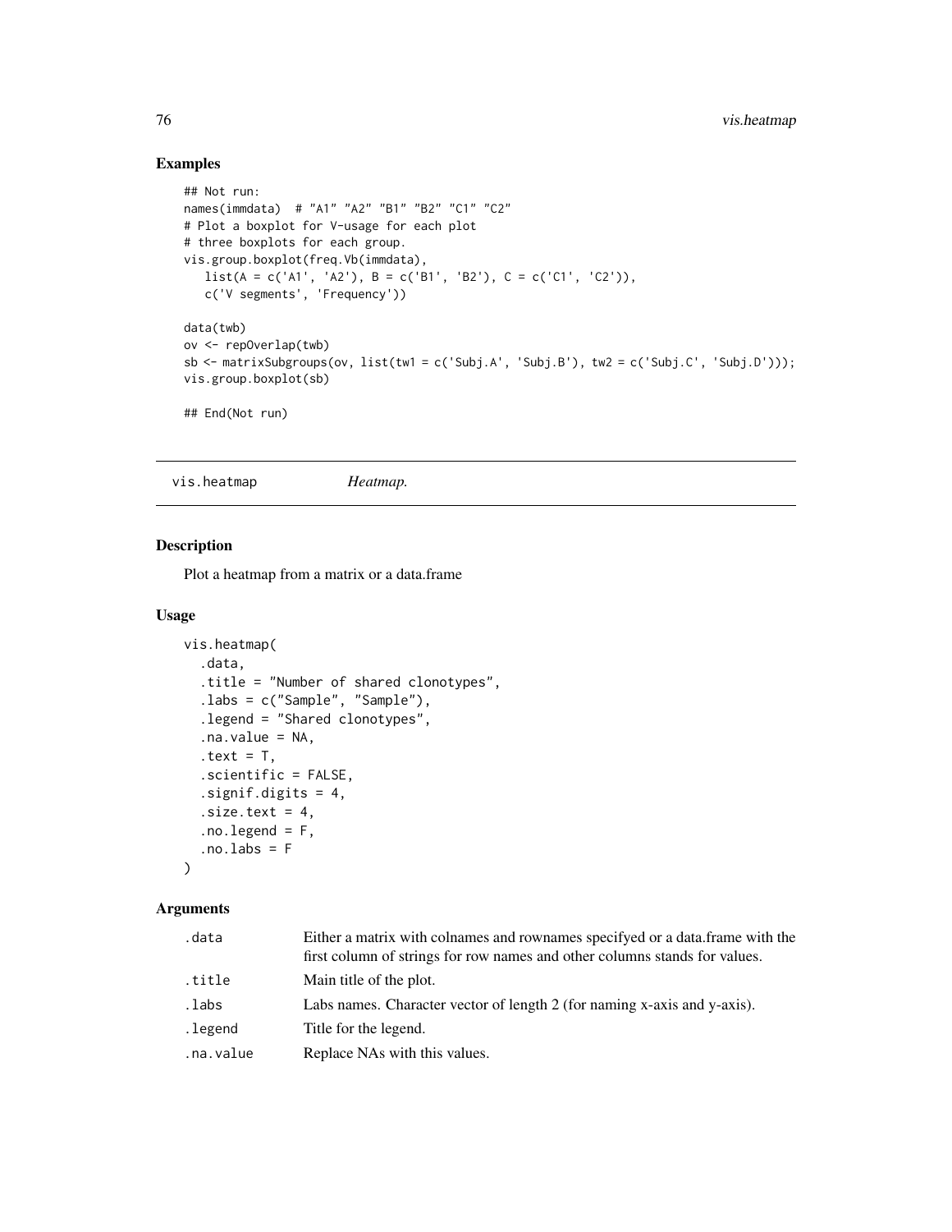## Examples

```
## Not run:
names(immdata)  # "A1" "A2" "B1" "B2" "C1" "C2"
# Plot a boxplot for V-usage for each plot
# three boxplots for each group.
vis.group.boxplot(freq.Vb(immdata),
   list(A = c('A1', 'A2'), B = c('B1', 'B2'), C = c('C1', 'C2')),
   c('V segments', 'Frequency'))

data(twb)
ov <- repOverlap(twb)
sb <- matrixSubgroups(ov, list(tw1 = c('Subj.A', 'Subj.B'), tw2 = c('Subj.C', 'Subj.D')));
vis.group.boxplot(sb)

## End(Not run)
```

---

# vis.heatmap — *Heatmap.*

### Description

Plot a heatmap from a matrix or a data.frame

### Usage

```
vis.heatmap(
  .data,
  .title = "Number of shared clonotypes",
  .labs = c("Sample", "Sample"),
  .legend = "Shared clonotypes",
  .na.value = NA,
  .text = T,
  .scientific = FALSE,
  .signif.digits = 4,
  .size.text = 4,
  .no.legend = F,
  .no.labs = F
)
```

### Arguments

| | |
|---|---|
| `.data` | Either a matrix with colnames and rownames specifyed or a data.frame with the first column of strings for row names and other columns stands for values. |
| `.title` | Main title of the plot. |
| `.labs` | Labs names. Character vector of length 2 (for naming x-axis and y-axis). |
| `.legend` | Title for the legend. |
| `.na.value` | Replace NAs with this values. |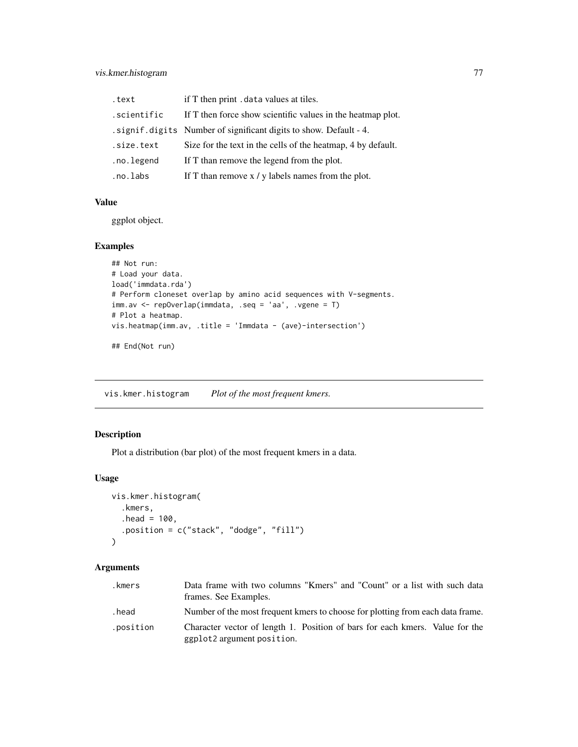| | |
|---|---|
| .text | if T then print .data values at tiles. |
| .scientific | If T then force show scientific values in the heatmap plot. |
| .signif.digits | Number of significant digits to show. Default - 4. |
| .size.text | Size for the text in the cells of the heatmap, 4 by default. |
| .no.legend | If T than remove the legend from the plot. |
| .no.labs | If T than remove x / y labels names from the plot. |

### Value

ggplot object.

### Examples

```
## Not run:
# Load your data.
load('immdata.rda')
# Perform cloneset overlap by amino acid sequences with V-segments.
imm.av <- repOverlap(immdata, .seq = 'aa', .vgene = T)
# Plot a heatmap.
vis.heatmap(imm.av, .title = 'Immdata - (ave)-intersection')

## End(Not run)
```

---

## vis.kmer.histogram *Plot of the most frequent kmers.*

---

### Description

Plot a distribution (bar plot) of the most frequent kmers in a data.

### Usage

```
vis.kmer.histogram(
  .kmers,
  .head = 100,
  .position = c("stack", "dodge", "fill")
)
```

### Arguments

| | |
|---|---|
| .kmers | Data frame with two columns "Kmers" and "Count" or a list with such data frames. See Examples. |
| .head | Number of the most frequent kmers to choose for plotting from each data frame. |
| .position | Character vector of length 1. Position of bars for each kmers. Value for the ggplot2 argument position. |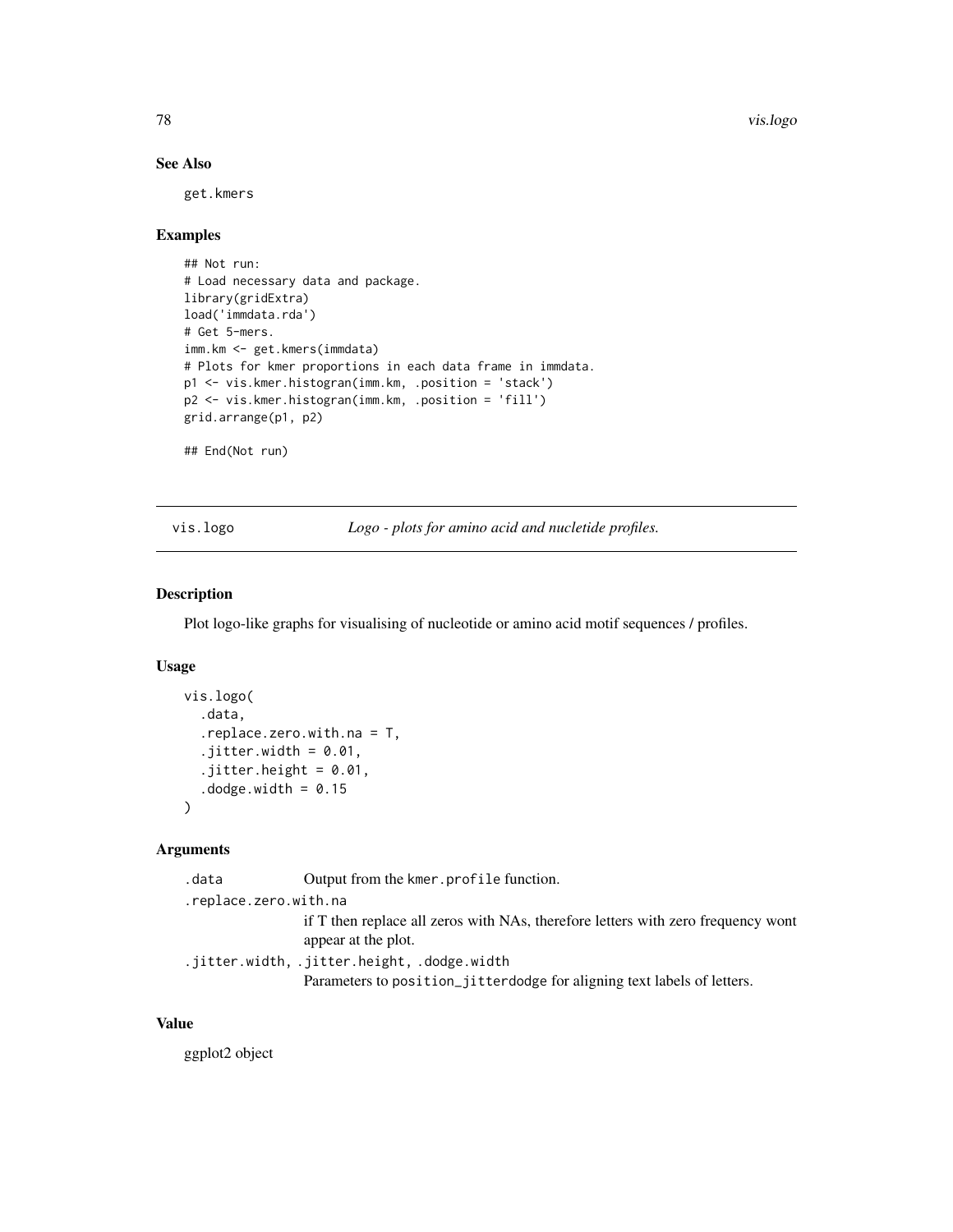### See Also

get.kmers

### Examples

```
## Not run:
# Load necessary data and package.
library(gridExtra)
load('immdata.rda')
# Get 5-mers.
imm.km <- get.kmers(immdata)
# Plots for kmer proportions in each data frame in immdata.
p1 <- vis.kmer.histogran(imm.km, .position = 'stack')
p2 <- vis.kmer.histogran(imm.km, .position = 'fill')
grid.arrange(p1, p2)

## End(Not run)
```

---

## vis.logo — *Logo - plots for amino acid and nucletide profiles.*

---

### Description

Plot logo-like graphs for visualising of nucleotide or amino acid motif sequences / profiles.

### Usage

```
vis.logo(
  .data,
  .replace.zero.with.na = T,
  .jitter.width = 0.01,
  .jitter.height = 0.01,
  .dodge.width = 0.15
)
```

### Arguments

`.data` Output from the `kmer.profile` function.

`.replace.zero.with.na` if T then replace all zeros with NAs, therefore letters with zero frequency wont appear at the plot.

`.jitter.width, .jitter.height, .dodge.width` Parameters to `position_jitterdodge` for aligning text labels of letters.

### Value

ggplot2 object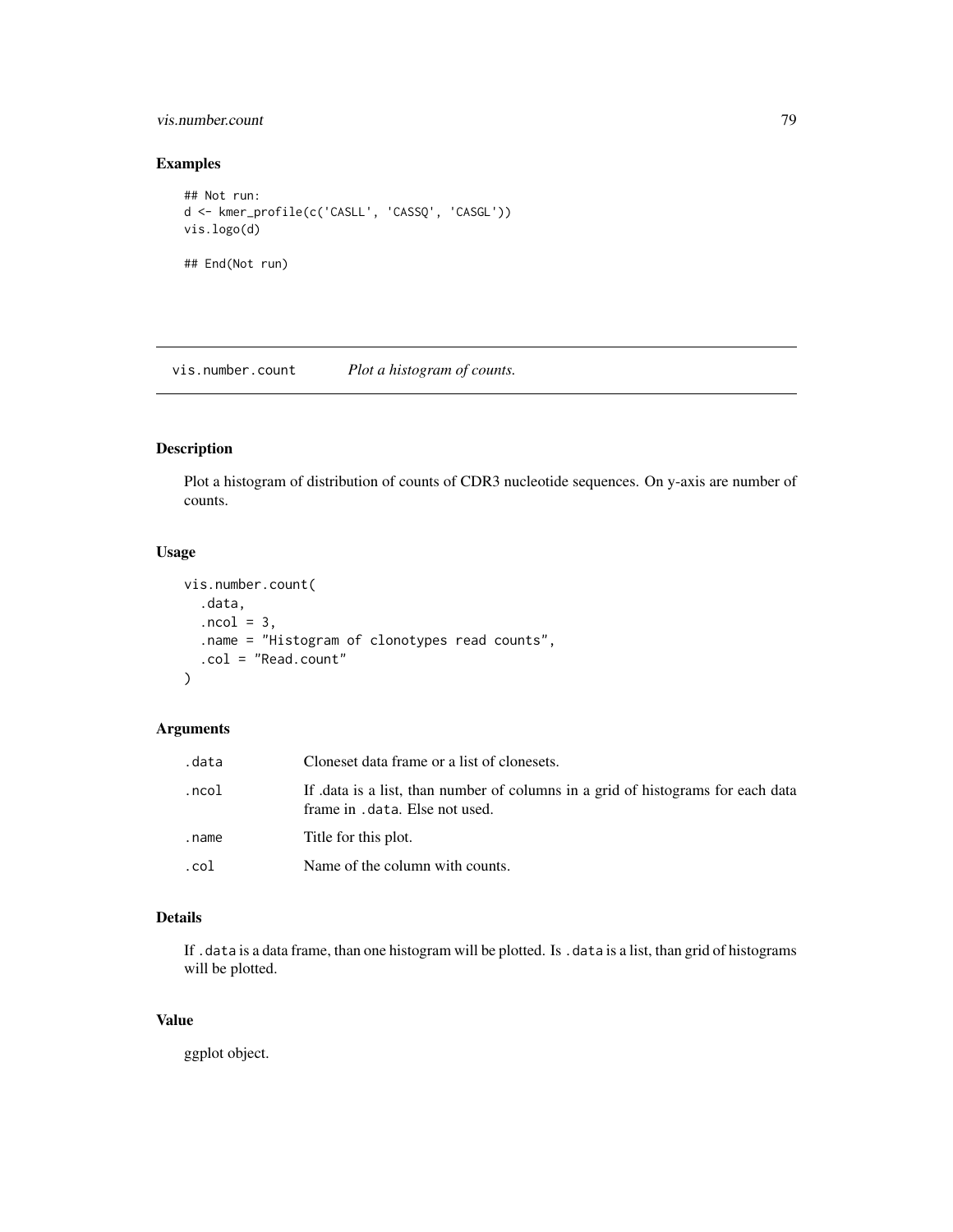## Examples

```
## Not run:
d <- kmer_profile(c('CASLL', 'CASSQ', 'CASGL'))
vis.logo(d)

## End(Not run)
```

---

# vis.number.count — *Plot a histogram of counts.*

---

## Description

Plot a histogram of distribution of counts of CDR3 nucleotide sequences. On y-axis are number of counts.

## Usage

```
vis.number.count(
  .data,
  .ncol = 3,
  .name = "Histogram of clonotypes read counts",
  .col = "Read.count"
)
```

## Arguments

| | |
|---|---|
| `.data` | Cloneset data frame or a list of clonesets. |
| `.ncol` | If .data is a list, than number of columns in a grid of histograms for each data frame in `.data`. Else not used. |
| `.name` | Title for this plot. |
| `.col` | Name of the column with counts. |

## Details

If `.data` is a data frame, than one histogram will be plotted. Is `.data` is a list, than grid of histograms will be plotted.

## Value

ggplot object.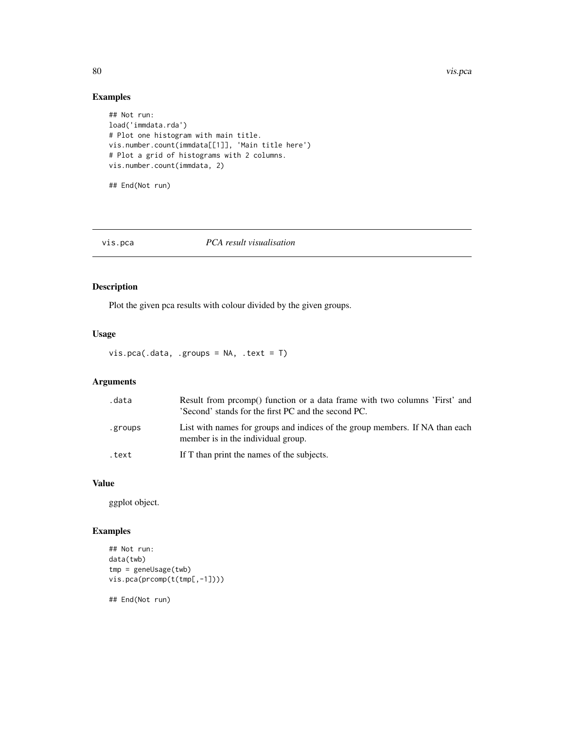## Examples

```
## Not run:
load('immdata.rda')
# Plot one histogram with main title.
vis.number.count(immdata[[1]], 'Main title here')
# Plot a grid of histograms with 2 columns.
vis.number.count(immdata, 2)

## End(Not run)
```

---

# vis.pca *PCA result visualisation*

---

## Description

Plot the given pca results with colour divided by the given groups.

## Usage

```
vis.pca(.data, .groups = NA, .text = T)
```

## Arguments

| | |
|---|---|
| .data | Result from prcomp() function or a data frame with two columns 'First' and 'Second' stands for the first PC and the second PC. |
| .groups | List with names for groups and indices of the group members. If NA than each member is in the individual group. |
| .text | If T than print the names of the subjects. |

## Value

ggplot object.

## Examples

```
## Not run:
data(twb)
tmp = geneUsage(twb)
vis.pca(prcomp(t(tmp[,-1])))

## End(Not run)
```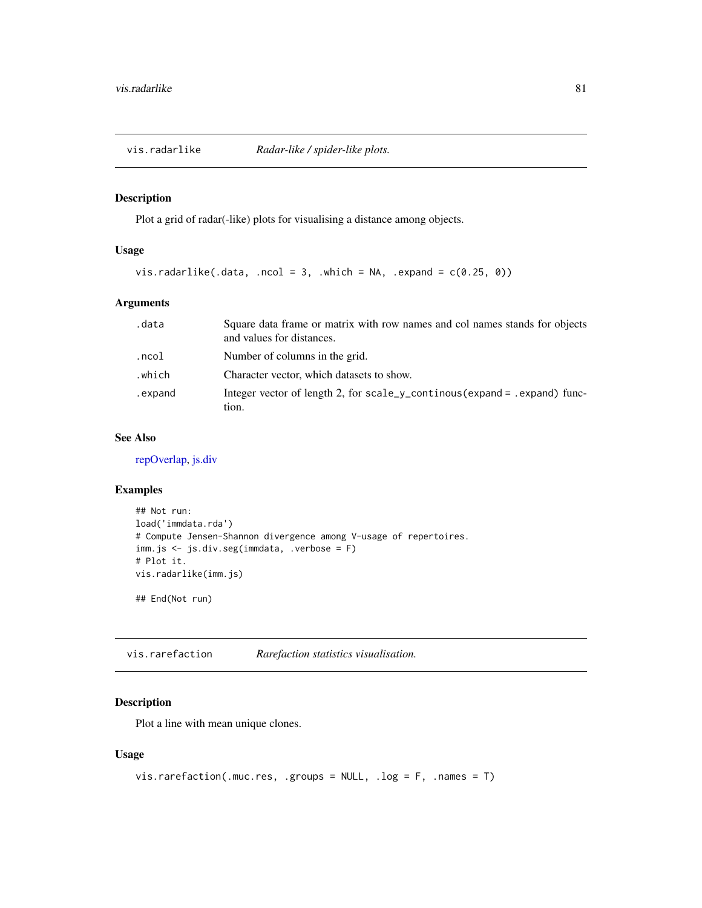## vis.radarlike *Radar-like / spider-like plots.*

### Description

Plot a grid of radar(-like) plots for visualising a distance among objects.

### Usage

```
vis.radarlike(.data, .ncol = 3, .which = NA, .expand = c(0.25, 0))
```

### Arguments

| | |
|---|---|
| `.data` | Square data frame or matrix with row names and col names stands for objects and values for distances. |
| `.ncol` | Number of columns in the grid. |
| `.which` | Character vector, which datasets to show. |
| `.expand` | Integer vector of length 2, for `scale_y_continous(expand = .expand)` function. |

### See Also

repOverlap, js.div

### Examples

```
## Not run:
load('immdata.rda')
# Compute Jensen-Shannon divergence among V-usage of repertoires.
imm.js <- js.div.seg(immdata, .verbose = F)
# Plot it.
vis.radarlike(imm.js)

## End(Not run)
```

## vis.rarefaction *Rarefaction statistics visualisation.*

### Description

Plot a line with mean unique clones.

### Usage

```
vis.rarefaction(.muc.res, .groups = NULL, .log = F, .names = T)
```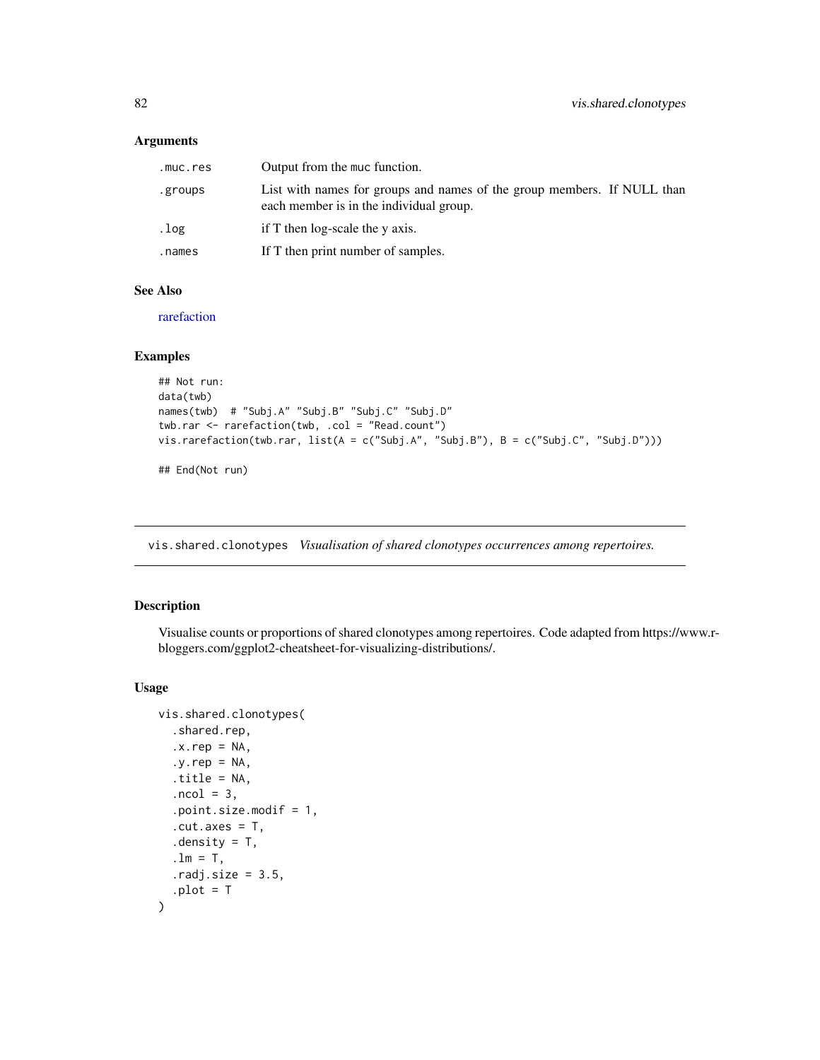### Arguments

| | |
|---|---|
| .muc.res | Output from the muc function. |
| .groups | List with names for groups and names of the group members. If NULL than each member is in the individual group. |
| .log | if T then log-scale the y axis. |
| .names | If T then print number of samples. |

### See Also

rarefaction

### Examples

```
## Not run:
data(twb)
names(twb)  # "Subj.A" "Subj.B" "Subj.C" "Subj.D"
twb.rar <- rarefaction(twb, .col = "Read.count")
vis.rarefaction(twb.rar, list(A = c("Subj.A", "Subj.B"), B = c("Subj.C", "Subj.D")))

## End(Not run)
```

---

## vis.shared.clonotypes    *Visualisation of shared clonotypes occurrences among repertoires.*

### Description

Visualise counts or proportions of shared clonotypes among repertoires. Code adapted from https://www.r-bloggers.com/ggplot2-cheatsheet-for-visualizing-distributions/.

### Usage

```
vis.shared.clonotypes(
  .shared.rep,
  .x.rep = NA,
  .y.rep = NA,
  .title = NA,
  .ncol = 3,
  .point.size.modif = 1,
  .cut.axes = T,
  .density = T,
  .lm = T,
  .radj.size = 3.5,
  .plot = T
)
```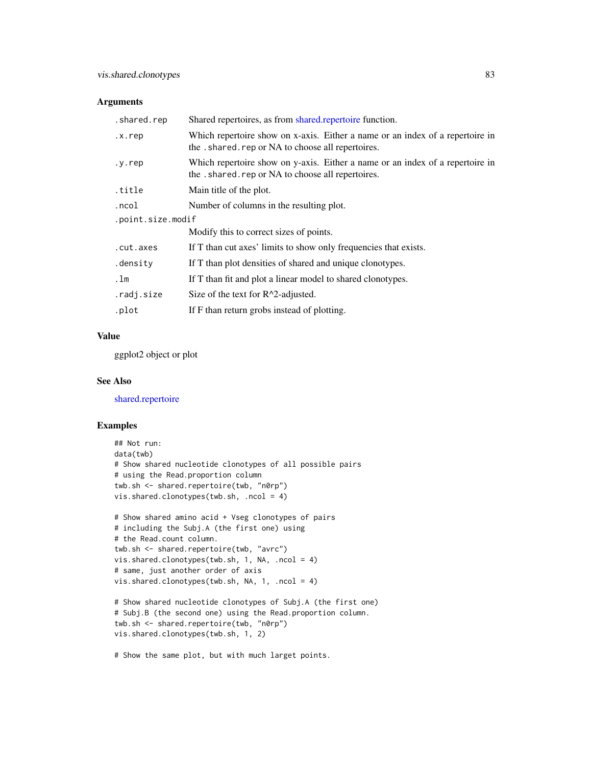## Arguments

| | |
|---|---|
| `.shared.rep` | Shared repertoires, as from shared.repertoire function. |
| `.x.rep` | Which repertoire show on x-axis. Either a name or an index of a repertoire in the `.shared.rep` or NA to choose all repertoires. |
| `.y.rep` | Which repertoire show on y-axis. Either a name or an index of a repertoire in the `.shared.rep` or NA to choose all repertoires. |
| `.title` | Main title of the plot. |
| `.ncol` | Number of columns in the resulting plot. |
| `.point.size.modif` | Modify this to correct sizes of points. |
| `.cut.axes` | If T than cut axes' limits to show only frequencies that exists. |
| `.density` | If T than plot densities of shared and unique clonotypes. |
| `.lm` | If T than fit and plot a linear model to shared clonotypes. |
| `.radj.size` | Size of the text for R^2-adjusted. |
| `.plot` | If F than return grobs instead of plotting. |

## Value

ggplot2 object or plot

## See Also

shared.repertoire

## Examples

```
## Not run:
data(twb)
# Show shared nucleotide clonotypes of all possible pairs
# using the Read.proportion column
twb.sh <- shared.repertoire(twb, "n0rp")
vis.shared.clonotypes(twb.sh, .ncol = 4)

# Show shared amino acid + Vseg clonotypes of pairs
# including the Subj.A (the first one) using
# the Read.count column.
twb.sh <- shared.repertoire(twb, "avrc")
vis.shared.clonotypes(twb.sh, 1, NA, .ncol = 4)
# same, just another order of axis
vis.shared.clonotypes(twb.sh, NA, 1, .ncol = 4)

# Show shared nucleotide clonotypes of Subj.A (the first one)
# Subj.B (the second one) using the Read.proportion column.
twb.sh <- shared.repertoire(twb, "n0rp")
vis.shared.clonotypes(twb.sh, 1, 2)

# Show the same plot, but with much larget points.
```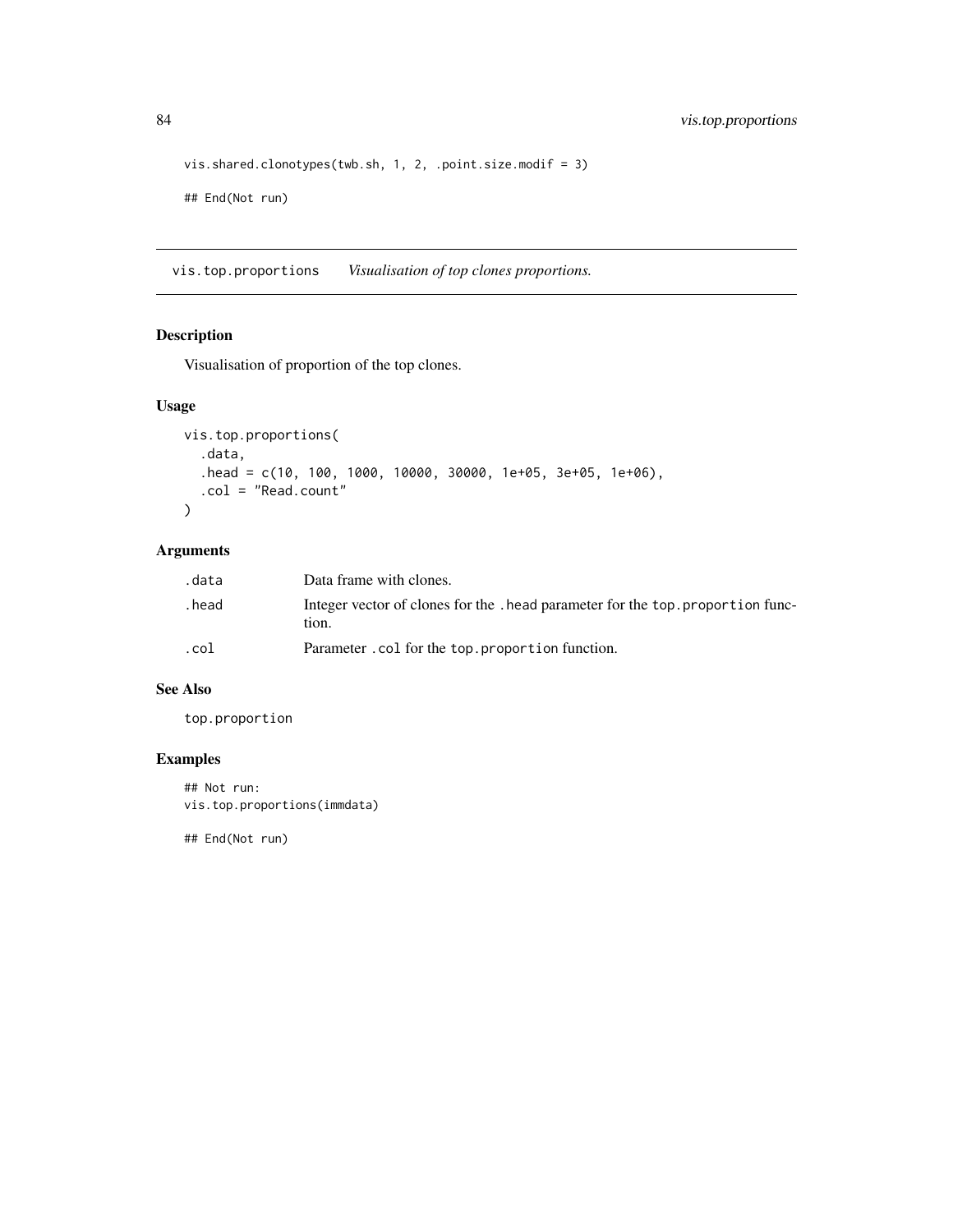```
vis.shared.clonotypes(twb.sh, 1, 2, .point.size.modif = 3)

## End(Not run)
```

---

## vis.top.proportions *Visualisation of top clones proportions.*

### Description

Visualisation of proportion of the top clones.

### Usage

```
vis.top.proportions(
  .data,
  .head = c(10, 100, 1000, 10000, 30000, 1e+05, 3e+05, 1e+06),
  .col = "Read.count"
)
```

### Arguments

| | |
|---|---|
| `.data` | Data frame with clones. |
| `.head` | Integer vector of clones for the `.head` parameter for the `top.proportion` function. |
| `.col` | Parameter `.col` for the `top.proportion` function. |

### See Also

`top.proportion`

### Examples

```
## Not run:
vis.top.proportions(immdata)

## End(Not run)
```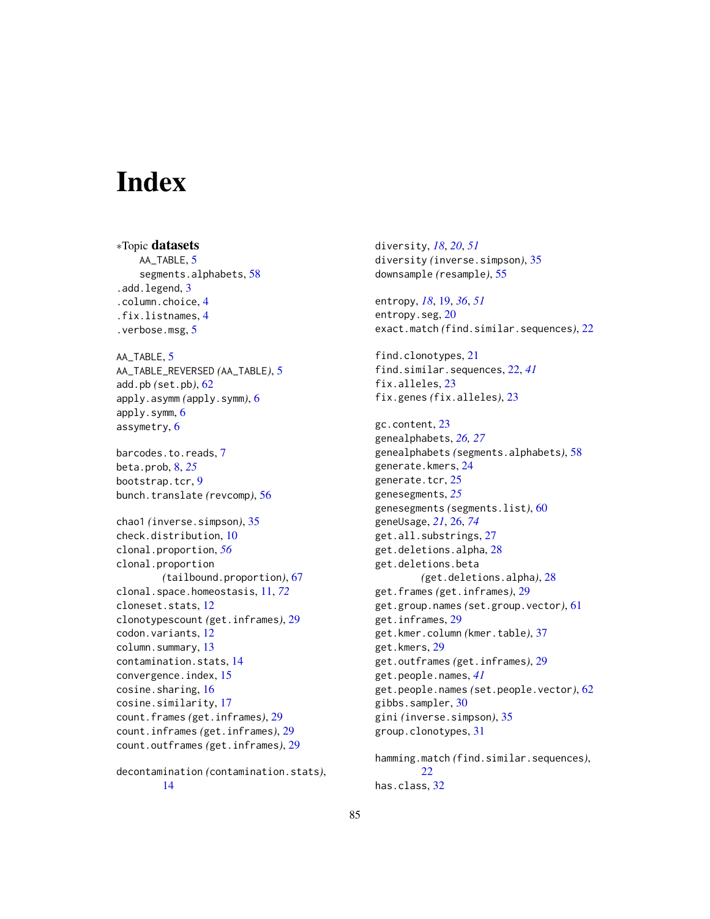# Index

∗Topic **datasets**
    AA_TABLE, 5
    segments.alphabets, 58
.add.legend, 3
.column.choice, 4
.fix.listnames, 4
.verbose.msg, 5

AA_TABLE, 5
AA_TABLE_REVERSED *(*AA_TABLE*)*, 5
add.pb *(*set.pb*)*, 62
apply.asymm *(*apply.symm*)*, 6
apply.symm, 6
assymetry, 6

barcodes.to.reads, 7
beta.prob, 8, *25*
bootstrap.tcr, 9
bunch.translate *(*revcomp*)*, 56

chao1 *(*inverse.simpson*)*, 35
check.distribution, 10
clonal.proportion, *56*
clonal.proportion *(*tailbound.proportion*)*, 67
clonal.space.homeostasis, 11, *72*
cloneset.stats, 12
clonotypescount *(*get.inframes*)*, 29
codon.variants, 12
column.summary, 13
contamination.stats, 14
convergence.index, 15
cosine.sharing, 16
cosine.similarity, 17
count.frames *(*get.inframes*)*, 29
count.inframes *(*get.inframes*)*, 29
count.outframes *(*get.inframes*)*, 29

decontamination *(*contamination.stats*)*, 14

diversity, *18*, *20*, *51*
diversity *(*inverse.simpson*)*, 35
downsample *(*resample*)*, 55

entropy, *18*, 19, *36*, *51*
entropy.seg, 20
exact.match *(*find.similar.sequences*)*, 22

find.clonotypes, 21
find.similar.sequences, 22, *41*
fix.alleles, 23
fix.genes *(*fix.alleles*)*, 23

gc.content, 23
genealphabets, *26*, *27*
genealphabets *(*segments.alphabets*)*, 58
generate.kmers, 24
generate.tcr, 25
genesegments, *25*
genesegments *(*segments.list*)*, 60
geneUsage, *21*, 26, *74*
get.all.substrings, 27
get.deletions.alpha, 28
get.deletions.beta *(*get.deletions.alpha*)*, 28
get.frames *(*get.inframes*)*, 29
get.group.names *(*set.group.vector*)*, 61
get.inframes, 29
get.kmer.column *(*kmer.table*)*, 37
get.kmers, 29
get.outframes *(*get.inframes*)*, 29
get.people.names, *41*
get.people.names *(*set.people.vector*)*, 62
gibbs.sampler, 30
gini *(*inverse.simpson*)*, 35
group.clonotypes, 31

hamming.match *(*find.similar.sequences*)*, 22
has.class, 32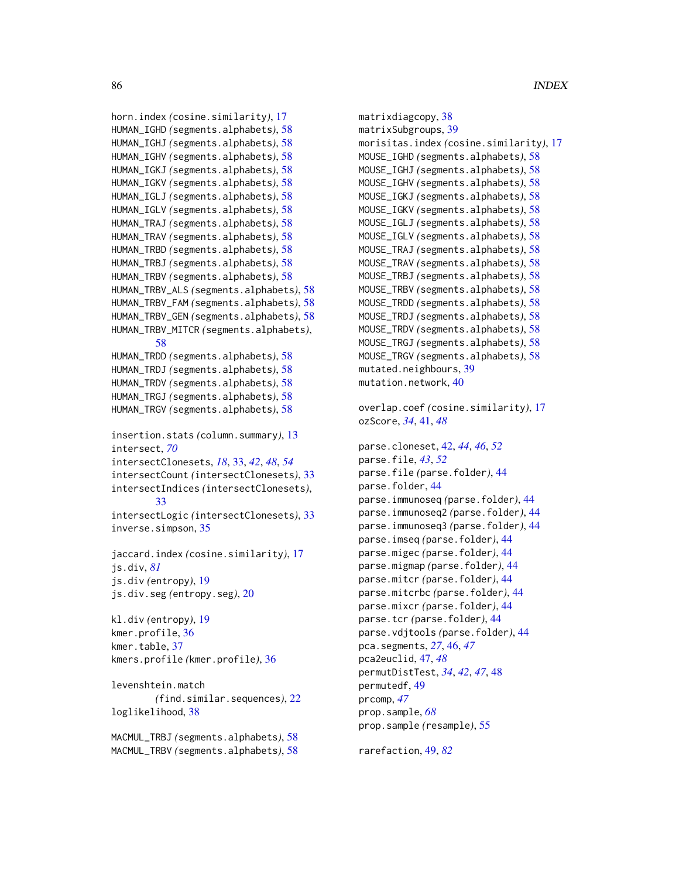horn.index *(cosine.similarity)*, 17
HUMAN_IGHD *(segments.alphabets)*, 58
HUMAN_IGHJ *(segments.alphabets)*, 58
HUMAN_IGHV *(segments.alphabets)*, 58
HUMAN_IGKJ *(segments.alphabets)*, 58
HUMAN_IGKV *(segments.alphabets)*, 58
HUMAN_IGLJ *(segments.alphabets)*, 58
HUMAN_IGLV *(segments.alphabets)*, 58
HUMAN_TRAJ *(segments.alphabets)*, 58
HUMAN_TRAV *(segments.alphabets)*, 58
HUMAN_TRBD *(segments.alphabets)*, 58
HUMAN_TRBJ *(segments.alphabets)*, 58
HUMAN_TRBV *(segments.alphabets)*, 58
HUMAN_TRBV_ALS *(segments.alphabets)*, 58
HUMAN_TRBV_FAM *(segments.alphabets)*, 58
HUMAN_TRBV_GEN *(segments.alphabets)*, 58
HUMAN_TRBV_MITCR *(segments.alphabets)*, 58
HUMAN_TRDD *(segments.alphabets)*, 58
HUMAN_TRDJ *(segments.alphabets)*, 58
HUMAN_TRDV *(segments.alphabets)*, 58
HUMAN_TRGJ *(segments.alphabets)*, 58
HUMAN_TRGV *(segments.alphabets)*, 58

insertion.stats *(column.summary)*, 13
intersect, *70*
intersectClonesets, *18*, 33, *42*, *48*, *54*
intersectCount *(intersectClonesets)*, 33
intersectIndices *(intersectClonesets)*, 33
intersectLogic *(intersectClonesets)*, 33
inverse.simpson, 35

jaccard.index *(cosine.similarity)*, 17
js.div, *81*
js.div *(entropy)*, 19
js.div.seg *(entropy.seg)*, 20

kl.div *(entropy)*, 19
kmer.profile, 36
kmer.table, 37
kmers.profile *(kmer.profile)*, 36

levenshtein.match *(find.similar.sequences)*, 22
loglikelihood, 38

MACMUL_TRBJ *(segments.alphabets)*, 58
MACMUL_TRBV *(segments.alphabets)*, 58
matrixdiagcopy, 38
matrixSubgroups, 39
morisitas.index *(cosine.similarity)*, 17
MOUSE_IGHD *(segments.alphabets)*, 58
MOUSE_IGHJ *(segments.alphabets)*, 58
MOUSE_IGHV *(segments.alphabets)*, 58
MOUSE_IGKJ *(segments.alphabets)*, 58
MOUSE_IGKV *(segments.alphabets)*, 58
MOUSE_IGLJ *(segments.alphabets)*, 58
MOUSE_IGLV *(segments.alphabets)*, 58
MOUSE_TRAJ *(segments.alphabets)*, 58
MOUSE_TRAV *(segments.alphabets)*, 58
MOUSE_TRBJ *(segments.alphabets)*, 58
MOUSE_TRBV *(segments.alphabets)*, 58
MOUSE_TRDD *(segments.alphabets)*, 58
MOUSE_TRDJ *(segments.alphabets)*, 58
MOUSE_TRDV *(segments.alphabets)*, 58
MOUSE_TRGJ *(segments.alphabets)*, 58
MOUSE_TRGV *(segments.alphabets)*, 58
mutated.neighbours, 39
mutation.network, 40

overlap.coef *(cosine.similarity)*, 17
ozScore, *34*, 41, *48*

parse.cloneset, 42, *44*, *46*, *52*
parse.file, *43*, *52*
parse.file *(parse.folder)*, 44
parse.folder, 44
parse.immunoseq *(parse.folder)*, 44
parse.immunoseq2 *(parse.folder)*, 44
parse.immunoseq3 *(parse.folder)*, 44
parse.imseq *(parse.folder)*, 44
parse.migec *(parse.folder)*, 44
parse.migmap *(parse.folder)*, 44
parse.mitcr *(parse.folder)*, 44
parse.mitcrbc *(parse.folder)*, 44
parse.mixcr *(parse.folder)*, 44
parse.tcr *(parse.folder)*, 44
parse.vdjtools *(parse.folder)*, 44
pca.segments, *27*, 46, *47*
pca2euclid, 47, *48*
permutDistTest, *34*, *42*, *47*, 48
permutedf, 49
prcomp, *47*
prop.sample, *68*
prop.sample *(resample)*, 55

rarefaction, 49, *82*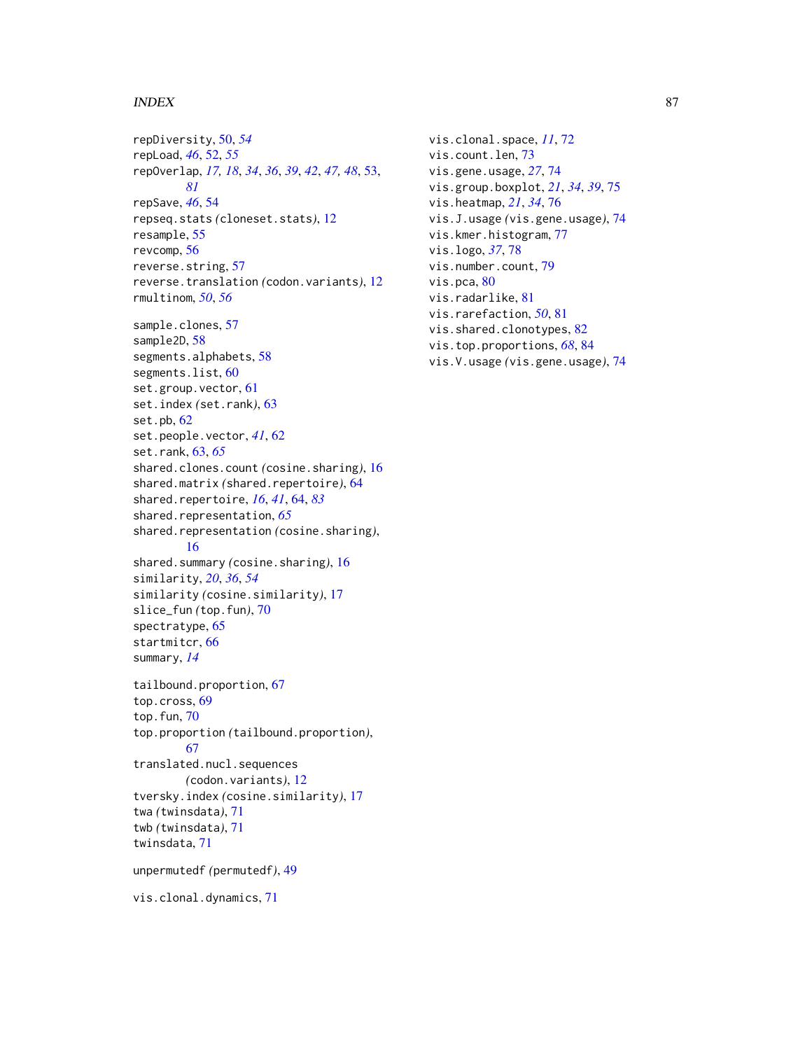repDiversity, 50, *54*
repLoad, *46*, 52, *55*
repOverlap, *17, 18*, *34*, *36*, *39*, *42*, *47, 48*, 53, *81*
repSave, *46*, 54
repseq.stats (cloneset.stats), 12
resample, 55
revcomp, 56
reverse.string, 57
reverse.translation (codon.variants), 12
rmultinom, *50*, *56*

sample.clones, 57
sample2D, 58
segments.alphabets, 58
segments.list, 60
set.group.vector, 61
set.index (set.rank), 63
set.pb, 62
set.people.vector, *41*, 62
set.rank, 63, *65*
shared.clones.count (cosine.sharing), 16
shared.matrix (shared.repertoire), 64
shared.repertoire, *16*, *41*, 64, *83*
shared.representation, *65*
shared.representation (cosine.sharing), 16
shared.summary (cosine.sharing), 16
similarity, *20*, *36*, *54*
similarity (cosine.similarity), 17
slice_fun (top.fun), 70
spectratype, 65
startmitcr, 66
summary, *14*

tailbound.proportion, 67
top.cross, 69
top.fun, 70
top.proportion (tailbound.proportion), 67
translated.nucl.sequences (codon.variants), 12
tversky.index (cosine.similarity), 17
twa (twinsdata), 71
twb (twinsdata), 71
twinsdata, 71

unpermutedf (permutedf), 49

vis.clonal.dynamics, 71
vis.clonal.space, *11*, 72
vis.count.len, 73
vis.gene.usage, *27*, 74
vis.group.boxplot, *21*, *34*, *39*, 75
vis.heatmap, *21*, *34*, 76
vis.J.usage (vis.gene.usage), 74
vis.kmer.histogram, 77
vis.logo, *37*, 78
vis.number.count, 79
vis.pca, 80
vis.radarlike, 81
vis.rarefaction, *50*, 81
vis.shared.clonotypes, 82
vis.top.proportions, *68*, 84
vis.V.usage (vis.gene.usage), 74